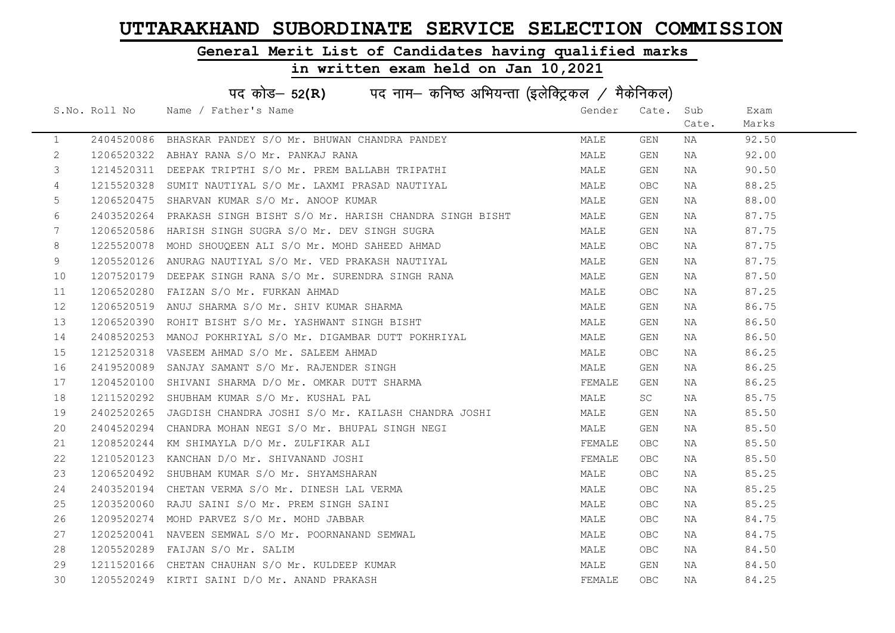# UTTARAKHAND SUBORDINATE SERVICE SELECTION COMMISSION

## General Merit List of Candidates having qualified marks

## in written exam held on Jan 10,2021

### पद कोड– 52(R) पद नाम– कनिष्ठ अभियन्ता (इलेक्ट्रिकल / मैकेनिकल)

| S.No. | Roll No | Name / Father's Name | Gender | Cate. | Sub Cate. | Exam Marks |
|---|---|---|---|---|---|---|
| 1 | 2404520086 | BHASKAR PANDEY S/O Mr. BHUWAN CHANDRA PANDEY | MALE | GEN | NA | 92.50 |
| 2 | 1206520322 | ABHAY RANA S/O Mr. PANKAJ RANA | MALE | GEN | NA | 92.00 |
| 3 | 1214520311 | DEEPAK TRIPTHI S/O Mr. PREM BALLABH TRIPATHI | MALE | GEN | NA | 90.50 |
| 4 | 1215520328 | SUMIT NAUTIYAL S/O Mr. LAXMI PRASAD NAUTIYAL | MALE | OBC | NA | 88.25 |
| 5 | 1206520475 | SHARVAN KUMAR S/O Mr. ANOOP KUMAR | MALE | GEN | NA | 88.00 |
| 6 | 2403520264 | PRAKASH SINGH BISHT S/O Mr. HARISH CHANDRA SINGH BISHT | MALE | GEN | NA | 87.75 |
| 7 | 1206520586 | HARISH SINGH SUGRA S/O Mr. DEV SINGH SUGRA | MALE | GEN | NA | 87.75 |
| 8 | 1225520078 | MOHD SHOUQEEN ALI S/O Mr. MOHD SAHEED AHMAD | MALE | OBC | NA | 87.75 |
| 9 | 1205520126 | ANURAG NAUTIYAL S/O Mr. VED PRAKASH NAUTIYAL | MALE | GEN | NA | 87.75 |
| 10 | 1207520179 | DEEPAK SINGH RANA S/O Mr. SURENDRA SINGH RANA | MALE | GEN | NA | 87.50 |
| 11 | 1206520280 | FAIZAN S/O Mr. FURKAN AHMAD | MALE | OBC | NA | 87.25 |
| 12 | 1206520519 | ANUJ SHARMA S/O Mr. SHIV KUMAR SHARMA | MALE | GEN | NA | 86.75 |
| 13 | 1206520390 | ROHIT BISHT S/O Mr. YASHWANT SINGH BISHT | MALE | GEN | NA | 86.50 |
| 14 | 2408520253 | MANOJ POKHRIYAL S/O Mr. DIGAMBAR DUTT POKHRIYAL | MALE | GEN | NA | 86.50 |
| 15 | 1212520318 | VASEEM AHMAD S/O Mr. SALEEM AHMAD | MALE | OBC | NA | 86.25 |
| 16 | 2419520089 | SANJAY SAMANT S/O Mr. RAJENDER SINGH | MALE | GEN | NA | 86.25 |
| 17 | 1204520100 | SHIVANI SHARMA D/O Mr. OMKAR DUTT SHARMA | FEMALE | GEN | NA | 86.25 |
| 18 | 1211520292 | SHUBHAM KUMAR S/O Mr. KUSHAL PAL | MALE | SC | NA | 85.75 |
| 19 | 2402520265 | JAGDISH CHANDRA JOSHI S/O Mr. KAILASH CHANDRA JOSHI | MALE | GEN | NA | 85.50 |
| 20 | 2404520294 | CHANDRA MOHAN NEGI S/O Mr. BHUPAL SINGH NEGI | MALE | GEN | NA | 85.50 |
| 21 | 1208520244 | KM SHIMAYLA D/O Mr. ZULFIKAR ALI | FEMALE | OBC | NA | 85.50 |
| 22 | 1210520123 | KANCHAN D/O Mr. SHIVANAND JOSHI | FEMALE | OBC | NA | 85.50 |
| 23 | 1206520492 | SHUBHAM KUMAR S/O Mr. SHYAMSHARAN | MALE | OBC | NA | 85.25 |
| 24 | 2403520194 | CHETAN VERMA S/O Mr. DINESH LAL VERMA | MALE | OBC | NA | 85.25 |
| 25 | 1203520060 | RAJU SAINI S/O Mr. PREM SINGH SAINI | MALE | OBC | NA | 85.25 |
| 26 | 1209520274 | MOHD PARVEZ S/O Mr. MOHD JABBAR | MALE | OBC | NA | 84.75 |
| 27 | 1202520041 | NAVEEN SEMWAL S/O Mr. POORNANAND SEMWAL | MALE | OBC | NA | 84.75 |
| 28 | 1205520289 | FAIJAN S/O Mr. SALIM | MALE | OBC | NA | 84.50 |
| 29 | 1211520166 | CHETAN CHAUHAN S/O Mr. KULDEEP KUMAR | MALE | GEN | NA | 84.50 |
| 30 | 1205520249 | KIRTI SAINI D/O Mr. ANAND PRAKASH | FEMALE | OBC | NA | 84.25 |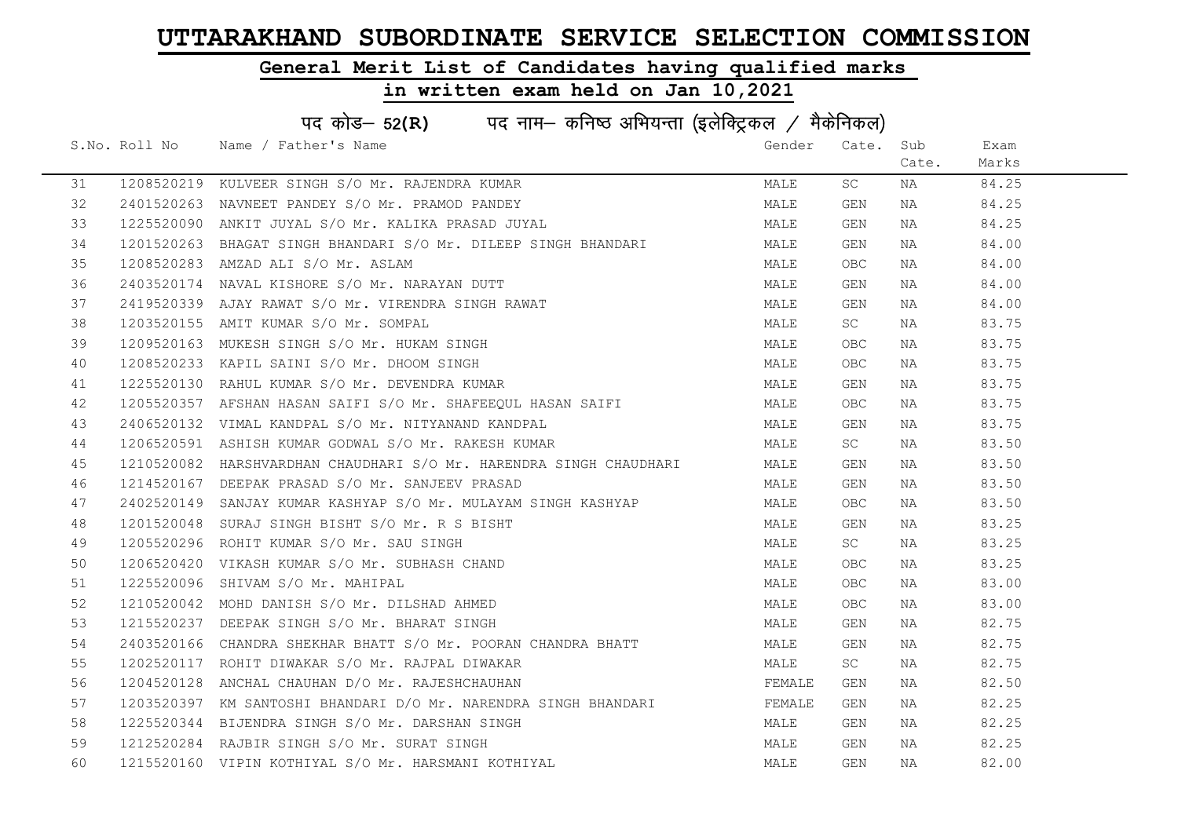# UTTARAKHAND SUBORDINATE SERVICE SELECTION COMMISSION

## General Merit List of Candidates having qualified marks

## in written exam held on Jan 10,2021

### पद कोड– 52(R) पद नाम– कनिष्ठ अभियन्ता (इलेक्ट्रिकल / मैकेनिकल)

| S.No. | Roll No | Name / Father's Name | Gender | Cate. | Sub Cate. | Exam Marks |
|---|---|---|---|---|---|---|
| 31 | 1208520219 | KULVEER SINGH S/O Mr. RAJENDRA KUMAR | MALE | SC | NA | 84.25 |
| 32 | 2401520263 | NAVNEET PANDEY S/O Mr. PRAMOD PANDEY | MALE | GEN | NA | 84.25 |
| 33 | 1225520090 | ANKIT JUYAL S/O Mr. KALIKA PRASAD JUYAL | MALE | GEN | NA | 84.25 |
| 34 | 1201520263 | BHAGAT SINGH BHANDARI S/O Mr. DILEEP SINGH BHANDARI | MALE | GEN | NA | 84.00 |
| 35 | 1208520283 | AMZAD ALI S/O Mr. ASLAM | MALE | OBC | NA | 84.00 |
| 36 | 2403520174 | NAVAL KISHORE S/O Mr. NARAYAN DUTT | MALE | GEN | NA | 84.00 |
| 37 | 2419520339 | AJAY RAWAT S/O Mr. VIRENDRA SINGH RAWAT | MALE | GEN | NA | 84.00 |
| 38 | 1203520155 | AMIT KUMAR S/O Mr. SOMPAL | MALE | SC | NA | 83.75 |
| 39 | 1209520163 | MUKESH SINGH S/O Mr. HUKAM SINGH | MALE | OBC | NA | 83.75 |
| 40 | 1208520233 | KAPIL SAINI S/O Mr. DHOOM SINGH | MALE | OBC | NA | 83.75 |
| 41 | 1225520130 | RAHUL KUMAR S/O Mr. DEVENDRA KUMAR | MALE | GEN | NA | 83.75 |
| 42 | 1205520357 | AFSHAN HASAN SAIFI S/O Mr. SHAFEEQUL HASAN SAIFI | MALE | OBC | NA | 83.75 |
| 43 | 2406520132 | VIMAL KANDPAL S/O Mr. NITYANAND KANDPAL | MALE | GEN | NA | 83.75 |
| 44 | 1206520591 | ASHISH KUMAR GODWAL S/O Mr. RAKESH KUMAR | MALE | SC | NA | 83.50 |
| 45 | 1210520082 | HARSHVARDHAN CHAUDHARI S/O Mr. HARENDRA SINGH CHAUDHARI | MALE | GEN | NA | 83.50 |
| 46 | 1214520167 | DEEPAK PRASAD S/O Mr. SANJEEV PRASAD | MALE | GEN | NA | 83.50 |
| 47 | 2402520149 | SANJAY KUMAR KASHYAP S/O Mr. MULAYAM SINGH KASHYAP | MALE | OBC | NA | 83.50 |
| 48 | 1201520048 | SURAJ SINGH BISHT S/O Mr. R S BISHT | MALE | GEN | NA | 83.25 |
| 49 | 1205520296 | ROHIT KUMAR S/O Mr. SAU SINGH | MALE | SC | NA | 83.25 |
| 50 | 1206520420 | VIKASH KUMAR S/O Mr. SUBHASH CHAND | MALE | OBC | NA | 83.25 |
| 51 | 1225520096 | SHIVAM S/O Mr. MAHIPAL | MALE | OBC | NA | 83.00 |
| 52 | 1210520042 | MOHD DANISH S/O Mr. DILSHAD AHMED | MALE | OBC | NA | 83.00 |
| 53 | 1215520237 | DEEPAK SINGH S/O Mr. BHARAT SINGH | MALE | GEN | NA | 82.75 |
| 54 | 2403520166 | CHANDRA SHEKHAR BHATT S/O Mr. POORAN CHANDRA BHATT | MALE | GEN | NA | 82.75 |
| 55 | 1202520117 | ROHIT DIWAKAR S/O Mr. RAJPAL DIWAKAR | MALE | SC | NA | 82.75 |
| 56 | 1204520128 | ANCHAL CHAUHAN D/O Mr. RAJESHCHAUHAN | FEMALE | GEN | NA | 82.50 |
| 57 | 1203520397 | KM SANTOSHI BHANDARI D/O Mr. NARENDRA SINGH BHANDARI | FEMALE | GEN | NA | 82.25 |
| 58 | 1225520344 | BIJENDRA SINGH S/O Mr. DARSHAN SINGH | MALE | GEN | NA | 82.25 |
| 59 | 1212520284 | RAJBIR SINGH S/O Mr. SURAT SINGH | MALE | GEN | NA | 82.25 |
| 60 | 1215520160 | VIPIN KOTHIYAL S/O Mr. HARSMANI KOTHIYAL | MALE | GEN | NA | 82.00 |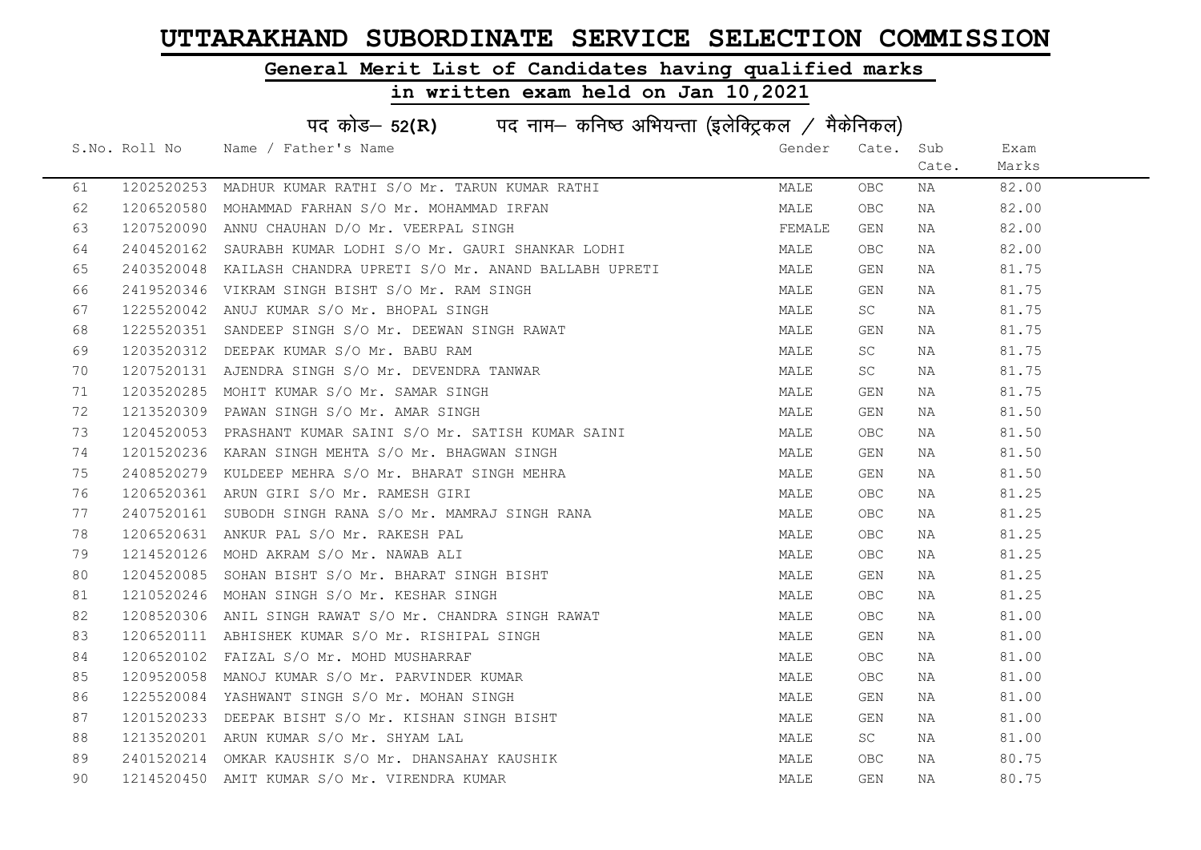# UTTARAKHAND SUBORDINATE SERVICE SELECTION COMMISSION

## General Merit List of Candidates having qualified marks

### in written exam held on Jan 10,2021

### पद कोड– 52(R) पद नाम– कनिष्ठ अभियन्ता (इलेक्ट्रिकल / मैकेनिकल)

| S.No. | Roll No | Name / Father's Name | Gender | Cate. | Sub Cate. | Exam Marks |
|---|---|---|---|---|---|---|
| 61 | 1202520253 | MADHUR KUMAR RATHI S/O Mr. TARUN KUMAR RATHI | MALE | OBC | NA | 82.00 |
| 62 | 1206520580 | MOHAMMAD FARHAN S/O Mr. MOHAMMAD IRFAN | MALE | OBC | NA | 82.00 |
| 63 | 1207520090 | ANNU CHAUHAN D/O Mr. VEERPAL SINGH | FEMALE | GEN | NA | 82.00 |
| 64 | 2404520162 | SAURABH KUMAR LODHI S/O Mr. GAURI SHANKAR LODHI | MALE | OBC | NA | 82.00 |
| 65 | 2403520048 | KAILASH CHANDRA UPRETI S/O Mr. ANAND BALLABH UPRETI | MALE | GEN | NA | 81.75 |
| 66 | 2419520346 | VIKRAM SINGH BISHT S/O Mr. RAM SINGH | MALE | GEN | NA | 81.75 |
| 67 | 1225520042 | ANUJ KUMAR S/O Mr. BHOPAL SINGH | MALE | SC | NA | 81.75 |
| 68 | 1225520351 | SANDEEP SINGH S/O Mr. DEEWAN SINGH RAWAT | MALE | GEN | NA | 81.75 |
| 69 | 1203520312 | DEEPAK KUMAR S/O Mr. BABU RAM | MALE | SC | NA | 81.75 |
| 70 | 1207520131 | AJENDRA SINGH S/O Mr. DEVENDRA TANWAR | MALE | SC | NA | 81.75 |
| 71 | 1203520285 | MOHIT KUMAR S/O Mr. SAMAR SINGH | MALE | GEN | NA | 81.75 |
| 72 | 1213520309 | PAWAN SINGH S/O Mr. AMAR SINGH | MALE | GEN | NA | 81.50 |
| 73 | 1204520053 | PRASHANT KUMAR SAINI S/O Mr. SATISH KUMAR SAINI | MALE | OBC | NA | 81.50 |
| 74 | 1201520236 | KARAN SINGH MEHTA S/O Mr. BHAGWAN SINGH | MALE | GEN | NA | 81.50 |
| 75 | 2408520279 | KULDEEP MEHRA S/O Mr. BHARAT SINGH MEHRA | MALE | GEN | NA | 81.50 |
| 76 | 1206520361 | ARUN GIRI S/O Mr. RAMESH GIRI | MALE | OBC | NA | 81.25 |
| 77 | 2407520161 | SUBODH SINGH RANA S/O Mr. MAMRAJ SINGH RANA | MALE | OBC | NA | 81.25 |
| 78 | 1206520631 | ANKUR PAL S/O Mr. RAKESH PAL | MALE | OBC | NA | 81.25 |
| 79 | 1214520126 | MOHD AKRAM S/O Mr. NAWAB ALI | MALE | OBC | NA | 81.25 |
| 80 | 1204520085 | SOHAN BISHT S/O Mr. BHARAT SINGH BISHT | MALE | GEN | NA | 81.25 |
| 81 | 1210520246 | MOHAN SINGH S/O Mr. KESHAR SINGH | MALE | OBC | NA | 81.25 |
| 82 | 1208520306 | ANIL SINGH RAWAT S/O Mr. CHANDRA SINGH RAWAT | MALE | OBC | NA | 81.00 |
| 83 | 1206520111 | ABHISHEK KUMAR S/O Mr. RISHIPAL SINGH | MALE | GEN | NA | 81.00 |
| 84 | 1206520102 | FAIZAL S/O Mr. MOHD MUSHARRAF | MALE | OBC | NA | 81.00 |
| 85 | 1209520058 | MANOJ KUMAR S/O Mr. PARVINDER KUMAR | MALE | OBC | NA | 81.00 |
| 86 | 1225520084 | YASHWANT SINGH S/O Mr. MOHAN SINGH | MALE | GEN | NA | 81.00 |
| 87 | 1201520233 | DEEPAK BISHT S/O Mr. KISHAN SINGH BISHT | MALE | GEN | NA | 81.00 |
| 88 | 1213520201 | ARUN KUMAR S/O Mr. SHYAM LAL | MALE | SC | NA | 81.00 |
| 89 | 2401520214 | OMKAR KAUSHIK S/O Mr. DHANSAHAY KAUSHIK | MALE | OBC | NA | 80.75 |
| 90 | 1214520450 | AMIT KUMAR S/O Mr. VIRENDRA KUMAR | MALE | GEN | NA | 80.75 |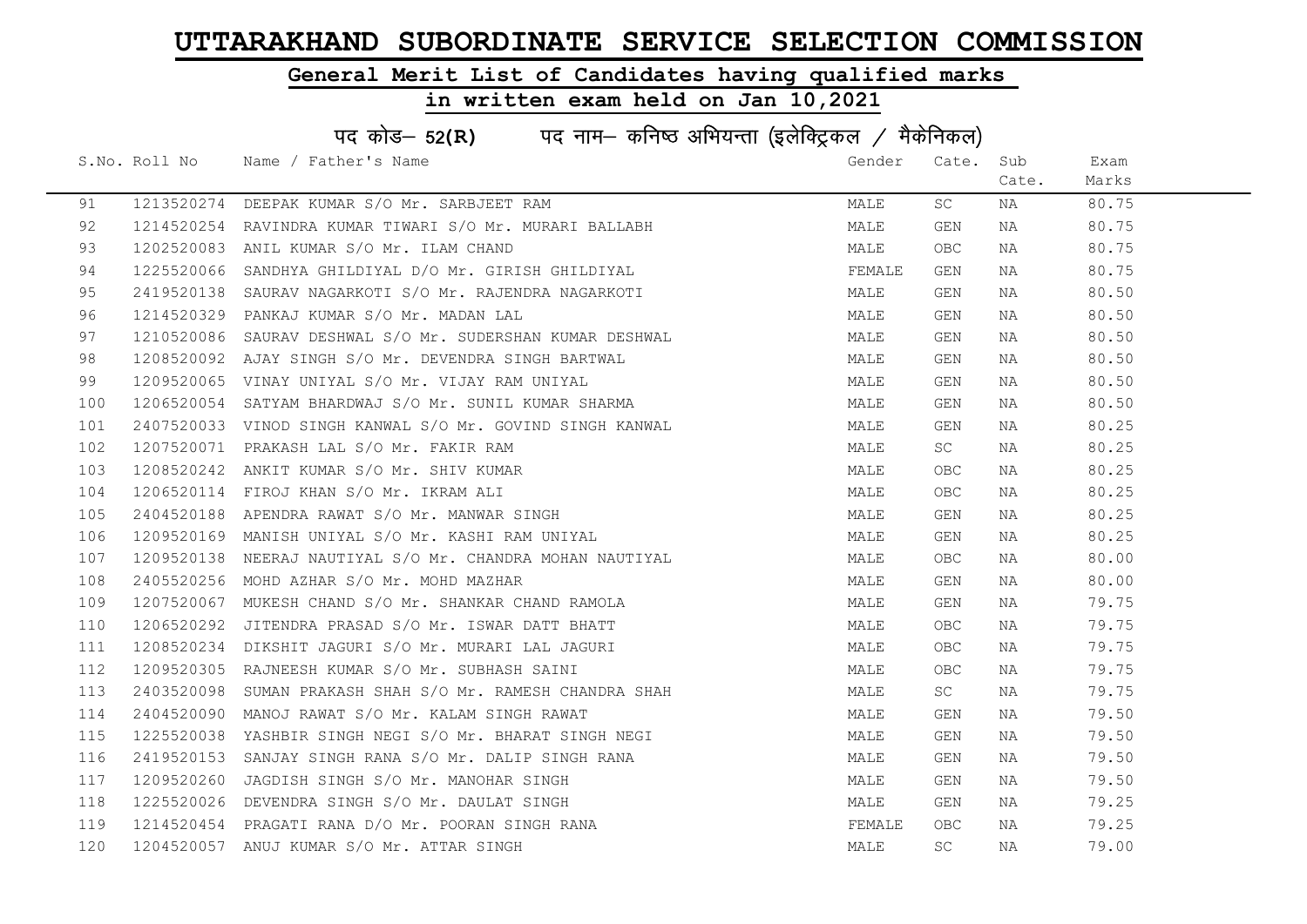# UTTARAKHAND SUBORDINATE SERVICE SELECTION COMMISSION

## General Merit List of Candidates having qualified marks

## in written exam held on Jan 10,2021

### पद कोड– 52(R)     पद नाम– कनिष्ठ अभियन्ता (इलेक्ट्रिकल / मैकेनिकल)

| S.No. | Roll No | Name / Father's Name | Gender | Cate. | Sub Cate. | Exam Marks |
|---|---|---|---|---|---|---|
| 91 | 1213520274 | DEEPAK KUMAR S/O Mr. SARBJEET RAM | MALE | SC | NA | 80.75 |
| 92 | 1214520254 | RAVINDRA KUMAR TIWARI S/O Mr. MURARI BALLABH | MALE | GEN | NA | 80.75 |
| 93 | 1202520083 | ANIL KUMAR S/O Mr. ILAM CHAND | MALE | OBC | NA | 80.75 |
| 94 | 1225520066 | SANDHYA GHILDIYAL D/O Mr. GIRISH GHILDIYAL | FEMALE | GEN | NA | 80.75 |
| 95 | 2419520138 | SAURAV NAGARKOTI S/O Mr. RAJENDRA NAGARKOTI | MALE | GEN | NA | 80.50 |
| 96 | 1214520329 | PANKAJ KUMAR S/O Mr. MADAN LAL | MALE | GEN | NA | 80.50 |
| 97 | 1210520086 | SAURAV DESHWAL S/O Mr. SUDERSHAN KUMAR DESHWAL | MALE | GEN | NA | 80.50 |
| 98 | 1208520092 | AJAY SINGH S/O Mr. DEVENDRA SINGH BARTWAL | MALE | GEN | NA | 80.50 |
| 99 | 1209520065 | VINAY UNIYAL S/O Mr. VIJAY RAM UNIYAL | MALE | GEN | NA | 80.50 |
| 100 | 1206520054 | SATYAM BHARDWAJ S/O Mr. SUNIL KUMAR SHARMA | MALE | GEN | NA | 80.50 |
| 101 | 2407520033 | VINOD SINGH KANWAL S/O Mr. GOVIND SINGH KANWAL | MALE | GEN | NA | 80.25 |
| 102 | 1207520071 | PRAKASH LAL S/O Mr. FAKIR RAM | MALE | SC | NA | 80.25 |
| 103 | 1208520242 | ANKIT KUMAR S/O Mr. SHIV KUMAR | MALE | OBC | NA | 80.25 |
| 104 | 1206520114 | FIROJ KHAN S/O Mr. IKRAM ALI | MALE | OBC | NA | 80.25 |
| 105 | 2404520188 | APENDRA RAWAT S/O Mr. MANWAR SINGH | MALE | GEN | NA | 80.25 |
| 106 | 1209520169 | MANISH UNIYAL S/O Mr. KASHI RAM UNIYAL | MALE | GEN | NA | 80.25 |
| 107 | 1209520138 | NEERAJ NAUTIYAL S/O Mr. CHANDRA MOHAN NAUTIYAL | MALE | OBC | NA | 80.00 |
| 108 | 2405520256 | MOHD AZHAR S/O Mr. MOHD MAZHAR | MALE | GEN | NA | 80.00 |
| 109 | 1207520067 | MUKESH CHAND S/O Mr. SHANKAR CHAND RAMOLA | MALE | GEN | NA | 79.75 |
| 110 | 1206520292 | JITENDRA PRASAD S/O Mr. ISWAR DATT BHATT | MALE | OBC | NA | 79.75 |
| 111 | 1208520234 | DIKSHIT JAGURI S/O Mr. MURARI LAL JAGURI | MALE | OBC | NA | 79.75 |
| 112 | 1209520305 | RAJNEESH KUMAR S/O Mr. SUBHASH SAINI | MALE | OBC | NA | 79.75 |
| 113 | 2403520098 | SUMAN PRAKASH SHAH S/O Mr. RAMESH CHANDRA SHAH | MALE | SC | NA | 79.75 |
| 114 | 2404520090 | MANOJ RAWAT S/O Mr. KALAM SINGH RAWAT | MALE | GEN | NA | 79.50 |
| 115 | 1225520038 | YASHBIR SINGH NEGI S/O Mr. BHARAT SINGH NEGI | MALE | GEN | NA | 79.50 |
| 116 | 2419520153 | SANJAY SINGH RANA S/O Mr. DALIP SINGH RANA | MALE | GEN | NA | 79.50 |
| 117 | 1209520260 | JAGDISH SINGH S/O Mr. MANOHAR SINGH | MALE | GEN | NA | 79.50 |
| 118 | 1225520026 | DEVENDRA SINGH S/O Mr. DAULAT SINGH | MALE | GEN | NA | 79.25 |
| 119 | 1214520454 | PRAGATI RANA D/O Mr. POORAN SINGH RANA | FEMALE | OBC | NA | 79.25 |
| 120 | 1204520057 | ANUJ KUMAR S/O Mr. ATTAR SINGH | MALE | SC | NA | 79.00 |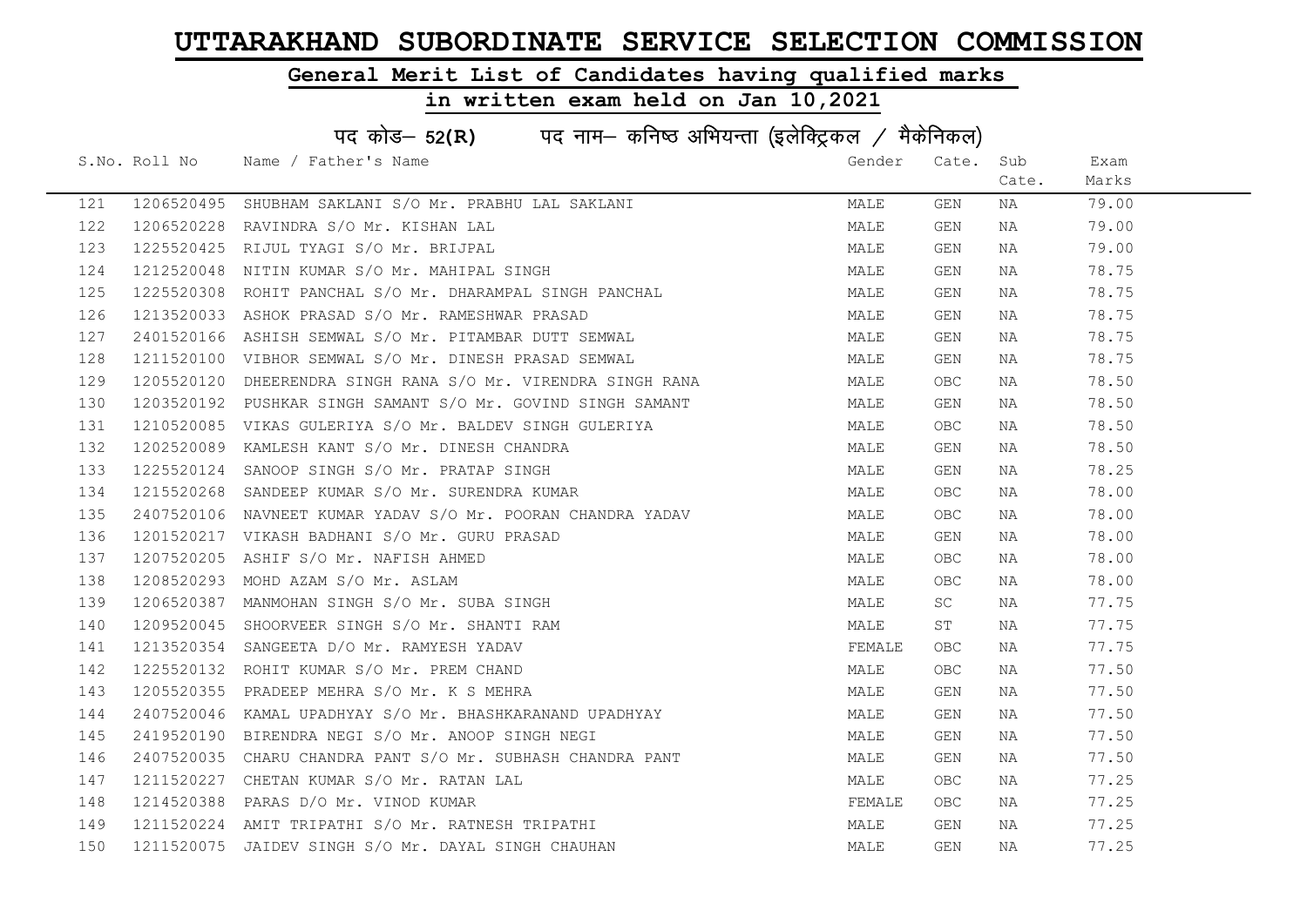# UTTARAKHAND SUBORDINATE SERVICE SELECTION COMMISSION

## General Merit List of Candidates having qualified marks

## in written exam held on Jan 10,2021

### पद कोड– 52(R) पद नाम– कनिष्ठ अभियन्ता (इलेक्ट्रिकल / मैकेनिकल)

| S.No. | Roll No | Name / Father's Name | Gender | Cate. | Sub Cate. | Exam Marks |
|---|---|---|---|---|---|---|
| 121 | 1206520495 | SHUBHAM SAKLANI S/O Mr. PRABHU LAL SAKLANI | MALE | GEN | NA | 79.00 |
| 122 | 1206520228 | RAVINDRA S/O Mr. KISHAN LAL | MALE | GEN | NA | 79.00 |
| 123 | 1225520425 | RIJUL TYAGI S/O Mr. BRIJPAL | MALE | GEN | NA | 79.00 |
| 124 | 1212520048 | NITIN KUMAR S/O Mr. MAHIPAL SINGH | MALE | GEN | NA | 78.75 |
| 125 | 1225520308 | ROHIT PANCHAL S/O Mr. DHARAMPAL SINGH PANCHAL | MALE | GEN | NA | 78.75 |
| 126 | 1213520033 | ASHOK PRASAD S/O Mr. RAMESHWAR PRASAD | MALE | GEN | NA | 78.75 |
| 127 | 2401520166 | ASHISH SEMWAL S/O Mr. PITAMBAR DUTT SEMWAL | MALE | GEN | NA | 78.75 |
| 128 | 1211520100 | VIBHOR SEMWAL S/O Mr. DINESH PRASAD SEMWAL | MALE | GEN | NA | 78.75 |
| 129 | 1205520120 | DHEERENDRA SINGH RANA S/O Mr. VIRENDRA SINGH RANA | MALE | OBC | NA | 78.50 |
| 130 | 1203520192 | PUSHKAR SINGH SAMANT S/O Mr. GOVIND SINGH SAMANT | MALE | GEN | NA | 78.50 |
| 131 | 1210520085 | VIKAS GULERIYA S/O Mr. BALDEV SINGH GULERIYA | MALE | OBC | NA | 78.50 |
| 132 | 1202520089 | KAMLESH KANT S/O Mr. DINESH CHANDRA | MALE | GEN | NA | 78.50 |
| 133 | 1225520124 | SANOOP SINGH S/O Mr. PRATAP SINGH | MALE | GEN | NA | 78.25 |
| 134 | 1215520268 | SANDEEP KUMAR S/O Mr. SURENDRA KUMAR | MALE | OBC | NA | 78.00 |
| 135 | 2407520106 | NAVNEET KUMAR YADAV S/O Mr. POORAN CHANDRA YADAV | MALE | OBC | NA | 78.00 |
| 136 | 1201520217 | VIKASH BADHANI S/O Mr. GURU PRASAD | MALE | GEN | NA | 78.00 |
| 137 | 1207520205 | ASHIF S/O Mr. NAFISH AHMED | MALE | OBC | NA | 78.00 |
| 138 | 1208520293 | MOHD AZAM S/O Mr. ASLAM | MALE | OBC | NA | 78.00 |
| 139 | 1206520387 | MANMOHAN SINGH S/O Mr. SUBA SINGH | MALE | SC | NA | 77.75 |
| 140 | 1209520045 | SHOORVEER SINGH S/O Mr. SHANTI RAM | MALE | ST | NA | 77.75 |
| 141 | 1213520354 | SANGEETA D/O Mr. RAMYESH YADAV | FEMALE | OBC | NA | 77.75 |
| 142 | 1225520132 | ROHIT KUMAR S/O Mr. PREM CHAND | MALE | OBC | NA | 77.50 |
| 143 | 1205520355 | PRADEEP MEHRA S/O Mr. K S MEHRA | MALE | GEN | NA | 77.50 |
| 144 | 2407520046 | KAMAL UPADHYAY S/O Mr. BHASHKARANAND UPADHYAY | MALE | GEN | NA | 77.50 |
| 145 | 2419520190 | BIRENDRA NEGI S/O Mr. ANOOP SINGH NEGI | MALE | GEN | NA | 77.50 |
| 146 | 2407520035 | CHARU CHANDRA PANT S/O Mr. SUBHASH CHANDRA PANT | MALE | GEN | NA | 77.50 |
| 147 | 1211520227 | CHETAN KUMAR S/O Mr. RATAN LAL | MALE | OBC | NA | 77.25 |
| 148 | 1214520388 | PARAS D/O Mr. VINOD KUMAR | FEMALE | OBC | NA | 77.25 |
| 149 | 1211520224 | AMIT TRIPATHI S/O Mr. RATNESH TRIPATHI | MALE | GEN | NA | 77.25 |
| 150 | 1211520075 | JAIDEV SINGH S/O Mr. DAYAL SINGH CHAUHAN | MALE | GEN | NA | 77.25 |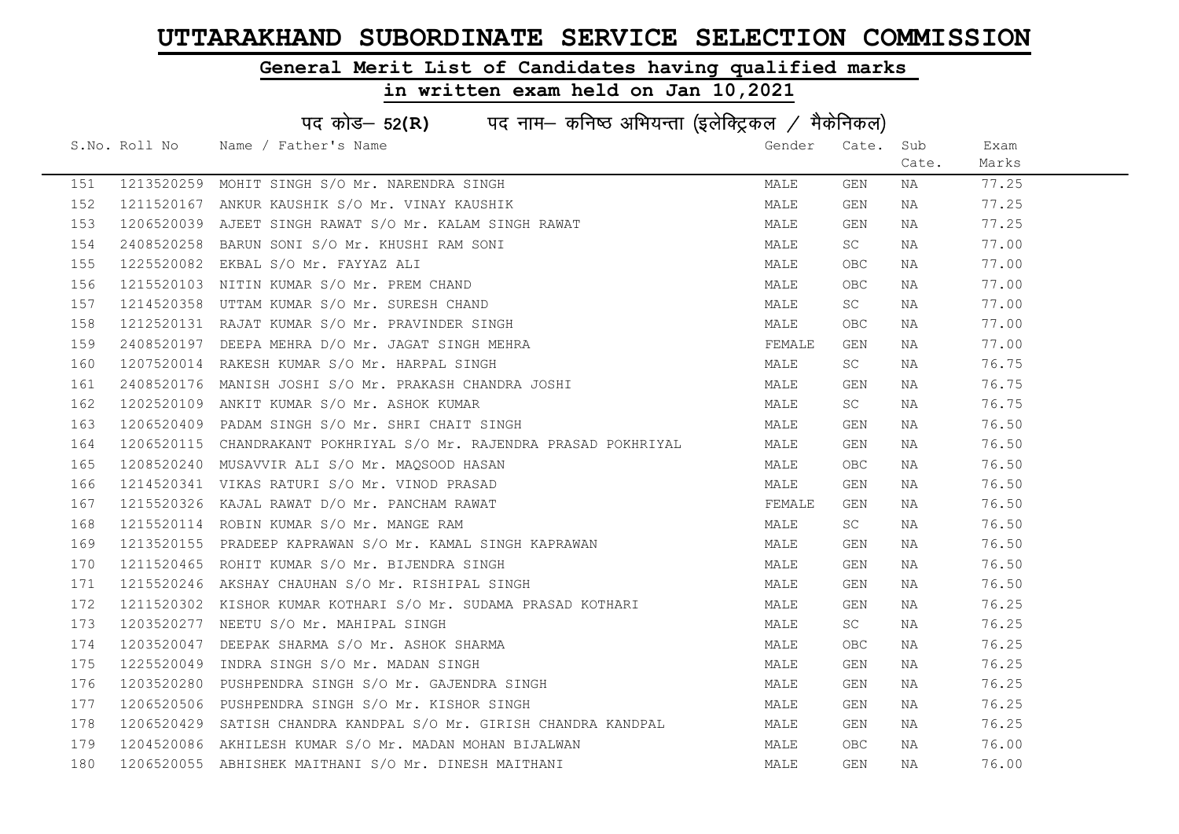# UTTARAKHAND SUBORDINATE SERVICE SELECTION COMMISSION

## General Merit List of Candidates having qualified marks

## in written exam held on Jan 10,2021

### पद कोड– 52(R) पद नाम– कनिष्ठ अभियन्ता (इलेक्ट्रिकल / मैकेनिकल)

| S.No. | Roll No | Name / Father's Name | Gender | Cate. | Sub Cate. | Exam Marks |
|---|---|---|---|---|---|---|
| 151 | 1213520259 | MOHIT SINGH S/O Mr. NARENDRA SINGH | MALE | GEN | NA | 77.25 |
| 152 | 1211520167 | ANKUR KAUSHIK S/O Mr. VINAY KAUSHIK | MALE | GEN | NA | 77.25 |
| 153 | 1206520039 | AJEET SINGH RAWAT S/O Mr. KALAM SINGH RAWAT | MALE | GEN | NA | 77.25 |
| 154 | 2408520258 | BARUN SONI S/O Mr. KHUSHI RAM SONI | MALE | SC | NA | 77.00 |
| 155 | 1225520082 | EKBAL S/O Mr. FAYYAZ ALI | MALE | OBC | NA | 77.00 |
| 156 | 1215520103 | NITIN KUMAR S/O Mr. PREM CHAND | MALE | OBC | NA | 77.00 |
| 157 | 1214520358 | UTTAM KUMAR S/O Mr. SURESH CHAND | MALE | SC | NA | 77.00 |
| 158 | 1212520131 | RAJAT KUMAR S/O Mr. PRAVINDER SINGH | MALE | OBC | NA | 77.00 |
| 159 | 2408520197 | DEEPA MEHRA D/O Mr. JAGAT SINGH MEHRA | FEMALE | GEN | NA | 77.00 |
| 160 | 1207520014 | RAKESH KUMAR S/O Mr. HARPAL SINGH | MALE | SC | NA | 76.75 |
| 161 | 2408520176 | MANISH JOSHI S/O Mr. PRAKASH CHANDRA JOSHI | MALE | GEN | NA | 76.75 |
| 162 | 1202520109 | ANKIT KUMAR S/O Mr. ASHOK KUMAR | MALE | SC | NA | 76.75 |
| 163 | 1206520409 | PADAM SINGH S/O Mr. SHRI CHAIT SINGH | MALE | GEN | NA | 76.50 |
| 164 | 1206520115 | CHANDRAKANT POKHRIYAL S/O Mr. RAJENDRA PRASAD POKHRIYAL | MALE | GEN | NA | 76.50 |
| 165 | 1208520240 | MUSAVVIR ALI S/O Mr. MAQSOOD HASAN | MALE | OBC | NA | 76.50 |
| 166 | 1214520341 | VIKAS RATURI S/O Mr. VINOD PRASAD | MALE | GEN | NA | 76.50 |
| 167 | 1215520326 | KAJAL RAWAT D/O Mr. PANCHAM RAWAT | FEMALE | GEN | NA | 76.50 |
| 168 | 1215520114 | ROBIN KUMAR S/O Mr. MANGE RAM | MALE | SC | NA | 76.50 |
| 169 | 1213520155 | PRADEEP KAPRAWAN S/O Mr. KAMAL SINGH KAPRAWAN | MALE | GEN | NA | 76.50 |
| 170 | 1211520465 | ROHIT KUMAR S/O Mr. BIJENDRA SINGH | MALE | GEN | NA | 76.50 |
| 171 | 1215520246 | AKSHAY CHAUHAN S/O Mr. RISHIPAL SINGH | MALE | GEN | NA | 76.50 |
| 172 | 1211520302 | KISHOR KUMAR KOTHARI S/O Mr. SUDAMA PRASAD KOTHARI | MALE | GEN | NA | 76.25 |
| 173 | 1203520277 | NEETU S/O Mr. MAHIPAL SINGH | MALE | SC | NA | 76.25 |
| 174 | 1203520047 | DEEPAK SHARMA S/O Mr. ASHOK SHARMA | MALE | OBC | NA | 76.25 |
| 175 | 1225520049 | INDRA SINGH S/O Mr. MADAN SINGH | MALE | GEN | NA | 76.25 |
| 176 | 1203520280 | PUSHPENDRA SINGH S/O Mr. GAJENDRA SINGH | MALE | GEN | NA | 76.25 |
| 177 | 1206520506 | PUSHPENDRA SINGH S/O Mr. KISHOR SINGH | MALE | GEN | NA | 76.25 |
| 178 | 1206520429 | SATISH CHANDRA KANDPAL S/O Mr. GIRISH CHANDRA KANDPAL | MALE | GEN | NA | 76.25 |
| 179 | 1204520086 | AKHILESH KUMAR S/O Mr. MADAN MOHAN BIJALWAN | MALE | OBC | NA | 76.00 |
| 180 | 1206520055 | ABHISHEK MAITHANI S/O Mr. DINESH MAITHANI | MALE | GEN | NA | 76.00 |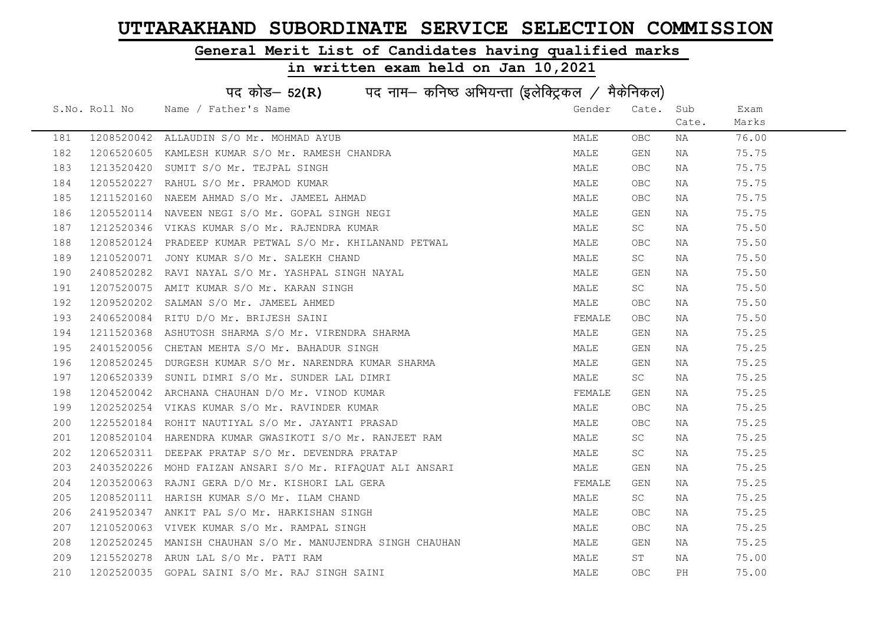# UTTARAKHAND SUBORDINATE SERVICE SELECTION COMMISSION

## General Merit List of Candidates having qualified marks

## in written exam held on Jan 10,2021

### पद कोड– 52(R) पद नाम– कनिष्ठ अभियन्ता (इलेक्ट्रिकल / मैकेनिकल)

| S.No. | Roll No | Name / Father's Name | Gender | Cate. | Sub Cate. | Exam Marks |
|---|---|---|---|---|---|---|
| 181 | 1208520042 | ALLAUDIN S/O Mr. MOHMAD AYUB | MALE | OBC | NA | 76.00 |
| 182 | 1206520605 | KAMLESH KUMAR S/O Mr. RAMESH CHANDRA | MALE | GEN | NA | 75.75 |
| 183 | 1213520420 | SUMIT S/O Mr. TEJPAL SINGH | MALE | OBC | NA | 75.75 |
| 184 | 1205520227 | RAHUL S/O Mr. PRAMOD KUMAR | MALE | OBC | NA | 75.75 |
| 185 | 1211520160 | NAEEM AHMAD S/O Mr. JAMEEL AHMAD | MALE | OBC | NA | 75.75 |
| 186 | 1205520114 | NAVEEN NEGI S/O Mr. GOPAL SINGH NEGI | MALE | GEN | NA | 75.75 |
| 187 | 1212520346 | VIKAS KUMAR S/O Mr. RAJENDRA KUMAR | MALE | SC | NA | 75.50 |
| 188 | 1208520124 | PRADEEP KUMAR PETWAL S/O Mr. KHILANAND PETWAL | MALE | OBC | NA | 75.50 |
| 189 | 1210520071 | JONY KUMAR S/O Mr. SALEKH CHAND | MALE | SC | NA | 75.50 |
| 190 | 2408520282 | RAVI NAYAL S/O Mr. YASHPAL SINGH NAYAL | MALE | GEN | NA | 75.50 |
| 191 | 1207520075 | AMIT KUMAR S/O Mr. KARAN SINGH | MALE | SC | NA | 75.50 |
| 192 | 1209520202 | SALMAN S/O Mr. JAMEEL AHMED | MALE | OBC | NA | 75.50 |
| 193 | 2406520084 | RITU D/O Mr. BRIJESH SAINI | FEMALE | OBC | NA | 75.50 |
| 194 | 1211520368 | ASHUTOSH SHARMA S/O Mr. VIRENDRA SHARMA | MALE | GEN | NA | 75.25 |
| 195 | 2401520056 | CHETAN MEHTA S/O Mr. BAHADUR SINGH | MALE | GEN | NA | 75.25 |
| 196 | 1208520245 | DURGESH KUMAR S/O Mr. NARENDRA KUMAR SHARMA | MALE | GEN | NA | 75.25 |
| 197 | 1206520339 | SUNIL DIMRI S/O Mr. SUNDER LAL DIMRI | MALE | SC | NA | 75.25 |
| 198 | 1204520042 | ARCHANA CHAUHAN D/O Mr. VINOD KUMAR | FEMALE | GEN | NA | 75.25 |
| 199 | 1202520254 | VIKAS KUMAR S/O Mr. RAVINDER KUMAR | MALE | OBC | NA | 75.25 |
| 200 | 1225520184 | ROHIT NAUTIYAL S/O Mr. JAYANTI PRASAD | MALE | OBC | NA | 75.25 |
| 201 | 1208520104 | HARENDRA KUMAR GWASIKOTI S/O Mr. RANJEET RAM | MALE | SC | NA | 75.25 |
| 202 | 1206520311 | DEEPAK PRATAP S/O Mr. DEVENDRA PRATAP | MALE | SC | NA | 75.25 |
| 203 | 2403520226 | MOHD FAIZAN ANSARI S/O Mr. RIFAQUAT ALI ANSARI | MALE | GEN | NA | 75.25 |
| 204 | 1203520063 | RAJNI GERA D/O Mr. KISHORI LAL GERA | FEMALE | GEN | NA | 75.25 |
| 205 | 1208520111 | HARISH KUMAR S/O Mr. ILAM CHAND | MALE | SC | NA | 75.25 |
| 206 | 2419520347 | ANKIT PAL S/O Mr. HARKISHAN SINGH | MALE | OBC | NA | 75.25 |
| 207 | 1210520063 | VIVEK KUMAR S/O Mr. RAMPAL SINGH | MALE | OBC | NA | 75.25 |
| 208 | 1202520245 | MANISH CHAUHAN S/O Mr. MANUJENDRA SINGH CHAUHAN | MALE | GEN | NA | 75.25 |
| 209 | 1215520278 | ARUN LAL S/O Mr. PATI RAM | MALE | ST | NA | 75.00 |
| 210 | 1202520035 | GOPAL SAINI S/O Mr. RAJ SINGH SAINI | MALE | OBC | PH | 75.00 |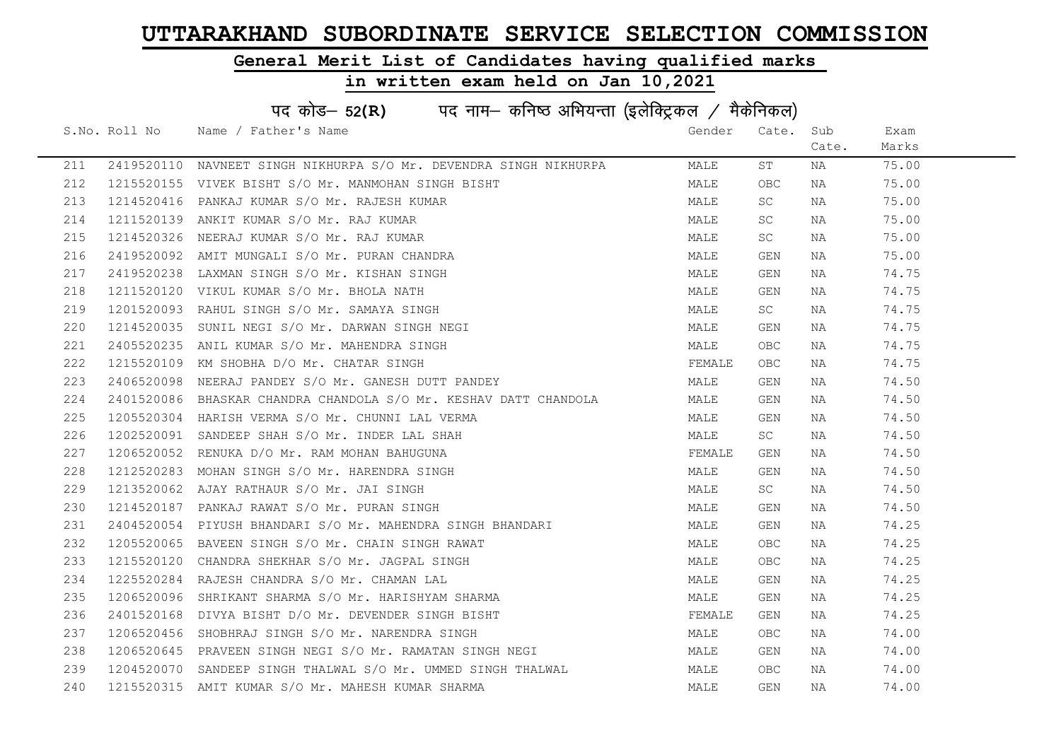# UTTARAKHAND SUBORDINATE SERVICE SELECTION COMMISSION

## General Merit List of Candidates having qualified marks

## in written exam held on Jan 10,2021

### पद कोड– 52(R) पद नाम– कनिष्ठ अभियन्ता (इलेक्ट्रिकल / मैकेनिकल)

| S.No. | Roll No | Name / Father's Name | Gender | Cate. | Sub Cate. | Exam Marks |
|---|---|---|---|---|---|---|
| 211 | 2419520110 | NAVNEET SINGH NIKHURPA S/O Mr. DEVENDRA SINGH NIKHURPA | MALE | ST | NA | 75.00 |
| 212 | 1215520155 | VIVEK BISHT S/O Mr. MANMOHAN SINGH BISHT | MALE | OBC | NA | 75.00 |
| 213 | 1214520416 | PANKAJ KUMAR S/O Mr. RAJESH KUMAR | MALE | SC | NA | 75.00 |
| 214 | 1211520139 | ANKIT KUMAR S/O Mr. RAJ KUMAR | MALE | SC | NA | 75.00 |
| 215 | 1214520326 | NEERAJ KUMAR S/O Mr. RAJ KUMAR | MALE | SC | NA | 75.00 |
| 216 | 2419520092 | AMIT MUNGALI S/O Mr. PURAN CHANDRA | MALE | GEN | NA | 75.00 |
| 217 | 2419520238 | LAXMAN SINGH S/O Mr. KISHAN SINGH | MALE | GEN | NA | 74.75 |
| 218 | 1211520120 | VIKUL KUMAR S/O Mr. BHOLA NATH | MALE | GEN | NA | 74.75 |
| 219 | 1201520093 | RAHUL SINGH S/O Mr. SAMAYA SINGH | MALE | SC | NA | 74.75 |
| 220 | 1214520035 | SUNIL NEGI S/O Mr. DARWAN SINGH NEGI | MALE | GEN | NA | 74.75 |
| 221 | 2405520235 | ANIL KUMAR S/O Mr. MAHENDRA SINGH | MALE | OBC | NA | 74.75 |
| 222 | 1215520109 | KM SHOBHA D/O Mr. CHATAR SINGH | FEMALE | OBC | NA | 74.75 |
| 223 | 2406520098 | NEERAJ PANDEY S/O Mr. GANESH DUTT PANDEY | MALE | GEN | NA | 74.50 |
| 224 | 2401520086 | BHASKAR CHANDRA CHANDOLA S/O Mr. KESHAV DATT CHANDOLA | MALE | GEN | NA | 74.50 |
| 225 | 1205520304 | HARISH VERMA S/O Mr. CHUNNI LAL VERMA | MALE | GEN | NA | 74.50 |
| 226 | 1202520091 | SANDEEP SHAH S/O Mr. INDER LAL SHAH | MALE | SC | NA | 74.50 |
| 227 | 1206520052 | RENUKA D/O Mr. RAM MOHAN BAHUGUNA | FEMALE | GEN | NA | 74.50 |
| 228 | 1212520283 | MOHAN SINGH S/O Mr. HARENDRA SINGH | MALE | GEN | NA | 74.50 |
| 229 | 1213520062 | AJAY RATHAUR S/O Mr. JAI SINGH | MALE | SC | NA | 74.50 |
| 230 | 1214520187 | PANKAJ RAWAT S/O Mr. PURAN SINGH | MALE | GEN | NA | 74.50 |
| 231 | 2404520054 | PIYUSH BHANDARI S/O Mr. MAHENDRA SINGH BHANDARI | MALE | GEN | NA | 74.25 |
| 232 | 1205520065 | BAVEEN SINGH S/O Mr. CHAIN SINGH RAWAT | MALE | OBC | NA | 74.25 |
| 233 | 1215520120 | CHANDRA SHEKHAR S/O Mr. JAGPAL SINGH | MALE | OBC | NA | 74.25 |
| 234 | 1225520284 | RAJESH CHANDRA S/O Mr. CHAMAN LAL | MALE | GEN | NA | 74.25 |
| 235 | 1206520096 | SHRIKANT SHARMA S/O Mr. HARISHYAM SHARMA | MALE | GEN | NA | 74.25 |
| 236 | 2401520168 | DIVYA BISHT D/O Mr. DEVENDER SINGH BISHT | FEMALE | GEN | NA | 74.25 |
| 237 | 1206520456 | SHOBHRAJ SINGH S/O Mr. NARENDRA SINGH | MALE | OBC | NA | 74.00 |
| 238 | 1206520645 | PRAVEEN SINGH NEGI S/O Mr. RAMATAN SINGH NEGI | MALE | GEN | NA | 74.00 |
| 239 | 1204520070 | SANDEEP SINGH THALWAL S/O Mr. UMMED SINGH THALWAL | MALE | OBC | NA | 74.00 |
| 240 | 1215520315 | AMIT KUMAR S/O Mr. MAHESH KUMAR SHARMA | MALE | GEN | NA | 74.00 |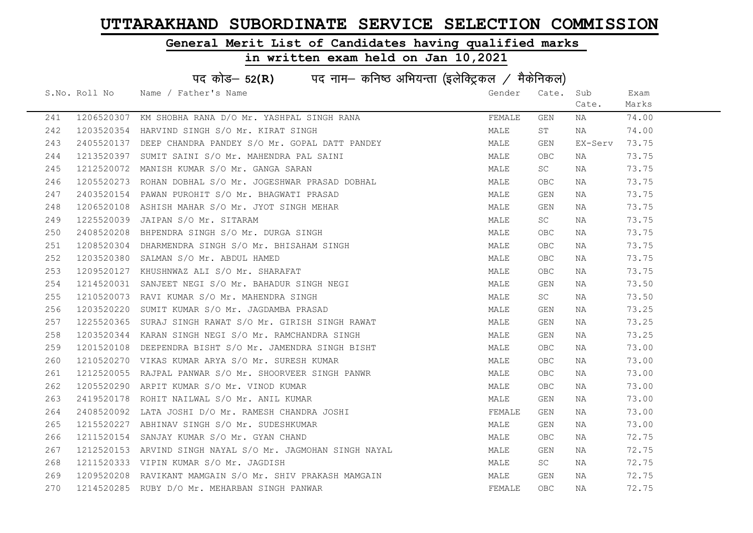# UTTARAKHAND SUBORDINATE SERVICE SELECTION COMMISSION

## General Merit List of Candidates having qualified marks

## in written exam held on Jan 10,2021

### पद कोड– 52(R) पद नाम– कनिष्ठ अभियन्ता (इलेक्ट्रिकल / मैकेनिकल)

| S.No. | Roll No | Name / Father's Name | Gender | Cate. | Sub Cate. | Exam Marks |
|---|---|---|---|---|---|---|
| 241 | 1206520307 | KM SHOBHA RANA D/O Mr. YASHPAL SINGH RANA | FEMALE | GEN | NA | 74.00 |
| 242 | 1203520354 | HARVIND SINGH S/O Mr. KIRAT SINGH | MALE | ST | NA | 74.00 |
| 243 | 2405520137 | DEEP CHANDRA PANDEY S/O Mr. GOPAL DATT PANDEY | MALE | GEN | EX-Serv | 73.75 |
| 244 | 1213520397 | SUMIT SAINI S/O Mr. MAHENDRA PAL SAINI | MALE | OBC | NA | 73.75 |
| 245 | 1212520072 | MANISH KUMAR S/O Mr. GANGA SARAN | MALE | SC | NA | 73.75 |
| 246 | 1205520273 | ROHAN DOBHAL S/O Mr. JOGESHWAR PRASAD DOBHAL | MALE | OBC | NA | 73.75 |
| 247 | 2403520154 | PAWAN PUROHIT S/O Mr. BHAGWATI PRASAD | MALE | GEN | NA | 73.75 |
| 248 | 1206520108 | ASHISH MAHAR S/O Mr. JYOT SINGH MEHAR | MALE | GEN | NA | 73.75 |
| 249 | 1225520039 | JAIPAN S/O Mr. SITARAM | MALE | SC | NA | 73.75 |
| 250 | 2408520208 | BHPENDRA SINGH S/O Mr. DURGA SINGH | MALE | OBC | NA | 73.75 |
| 251 | 1208520304 | DHARMENDRA SINGH S/O Mr. BHISAHAM SINGH | MALE | OBC | NA | 73.75 |
| 252 | 1203520380 | SALMAN S/O Mr. ABDUL HAMED | MALE | OBC | NA | 73.75 |
| 253 | 1209520127 | KHUSHNWAZ ALI S/O Mr. SHARAFAT | MALE | OBC | NA | 73.75 |
| 254 | 1214520031 | SANJEET NEGI S/O Mr. BAHADUR SINGH NEGI | MALE | GEN | NA | 73.50 |
| 255 | 1210520073 | RAVI KUMAR S/O Mr. MAHENDRA SINGH | MALE | SC | NA | 73.50 |
| 256 | 1203520220 | SUMIT KUMAR S/O Mr. JAGDAMBA PRASAD | MALE | GEN | NA | 73.25 |
| 257 | 1225520365 | SURAJ SINGH RAWAT S/O Mr. GIRISH SINGH RAWAT | MALE | GEN | NA | 73.25 |
| 258 | 1203520344 | KARAN SINGH NEGI S/O Mr. RAMCHANDRA SINGH | MALE | GEN | NA | 73.25 |
| 259 | 1201520108 | DEEPENDRA BISHT S/O Mr. JAMENDRA SINGH BISHT | MALE | OBC | NA | 73.00 |
| 260 | 1210520270 | VIKAS KUMAR ARYA S/O Mr. SURESH KUMAR | MALE | OBC | NA | 73.00 |
| 261 | 1212520055 | RAJPAL PANWAR S/O Mr. SHOORVEER SINGH PANWR | MALE | OBC | NA | 73.00 |
| 262 | 1205520290 | ARPIT KUMAR S/O Mr. VINOD KUMAR | MALE | OBC | NA | 73.00 |
| 263 | 2419520178 | ROHIT NAILWAL S/O Mr. ANIL KUMAR | MALE | GEN | NA | 73.00 |
| 264 | 2408520092 | LATA JOSHI D/O Mr. RAMESH CHANDRA JOSHI | FEMALE | GEN | NA | 73.00 |
| 265 | 1215520227 | ABHINAV SINGH S/O Mr. SUDESHKUMAR | MALE | GEN | NA | 73.00 |
| 266 | 1211520154 | SANJAY KUMAR S/O Mr. GYAN CHAND | MALE | OBC | NA | 72.75 |
| 267 | 1212520153 | ARVIND SINGH NAYAL S/O Mr. JAGMOHAN SINGH NAYAL | MALE | GEN | NA | 72.75 |
| 268 | 1211520333 | VIPIN KUMAR S/O Mr. JAGDISH | MALE | SC | NA | 72.75 |
| 269 | 1209520208 | RAVIKANT MAMGAIN S/O Mr. SHIV PRAKASH MAMGAIN | MALE | GEN | NA | 72.75 |
| 270 | 1214520285 | RUBY D/O Mr. MEHARBAN SINGH PANWAR | FEMALE | OBC | NA | 72.75 |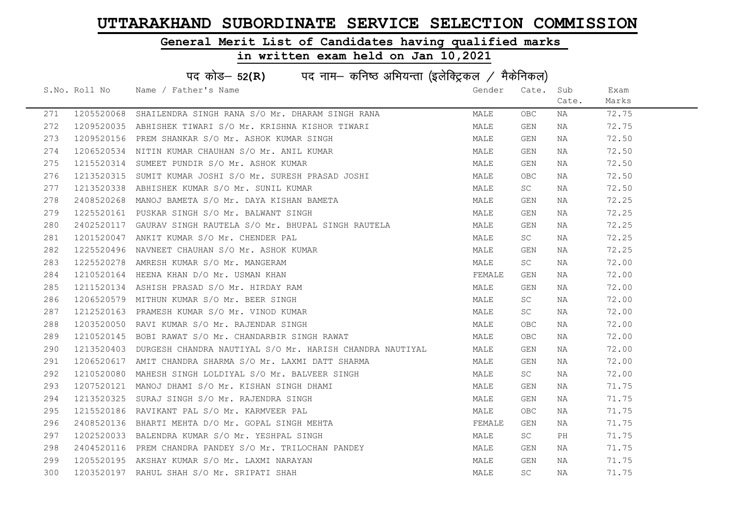# UTTARAKHAND SUBORDINATE SERVICE SELECTION COMMISSION

## General Merit List of Candidates having qualified marks

### in written exam held on Jan 10,2021

### पद कोड– 52(R) पद नाम– कनिष्ठ अभियन्ता (इलेक्ट्रिकल / मैकेनिकल)

| S.No. | Roll No | Name / Father's Name | Gender | Cate. | Sub Cate. | Exam Marks |
|---|---|---|---|---|---|---|
| 271 | 1205520068 | SHAILENDRA SINGH RANA S/O Mr. DHARAM SINGH RANA | MALE | OBC | NA | 72.75 |
| 272 | 1209520035 | ABHISHEK TIWARI S/O Mr. KRISHNA KISHOR TIWARI | MALE | GEN | NA | 72.75 |
| 273 | 1209520156 | PREM SHANKAR S/O Mr. ASHOK KUMAR SINGH | MALE | GEN | NA | 72.50 |
| 274 | 1206520534 | NITIN KUMAR CHAUHAN S/O Mr. ANIL KUMAR | MALE | GEN | NA | 72.50 |
| 275 | 1215520314 | SUMEET PUNDIR S/O Mr. ASHOK KUMAR | MALE | GEN | NA | 72.50 |
| 276 | 1213520315 | SUMIT KUMAR JOSHI S/O Mr. SURESH PRASAD JOSHI | MALE | OBC | NA | 72.50 |
| 277 | 1213520338 | ABHISHEK KUMAR S/O Mr. SUNIL KUMAR | MALE | SC | NA | 72.50 |
| 278 | 2408520268 | MANOJ BAMETA S/O Mr. DAYA KISHAN BAMETA | MALE | GEN | NA | 72.25 |
| 279 | 1225520161 | PUSKAR SINGH S/O Mr. BALWANT SINGH | MALE | GEN | NA | 72.25 |
| 280 | 2402520117 | GAURAV SINGH RAUTELA S/O Mr. BHUPAL SINGH RAUTELA | MALE | GEN | NA | 72.25 |
| 281 | 1201520047 | ANKIT KUMAR S/O Mr. CHENDER PAL | MALE | SC | NA | 72.25 |
| 282 | 1225520496 | NAVNEET CHAUHAN S/O Mr. ASHOK KUMAR | MALE | GEN | NA | 72.25 |
| 283 | 1225520278 | AMRESH KUMAR S/O Mr. MANGERAM | MALE | SC | NA | 72.00 |
| 284 | 1210520164 | HEENA KHAN D/O Mr. USMAN KHAN | FEMALE | GEN | NA | 72.00 |
| 285 | 1211520134 | ASHISH PRASAD S/O Mr. HIRDAY RAM | MALE | GEN | NA | 72.00 |
| 286 | 1206520579 | MITHUN KUMAR S/O Mr. BEER SINGH | MALE | SC | NA | 72.00 |
| 287 | 1212520163 | PRAMESH KUMAR S/O Mr. VINOD KUMAR | MALE | SC | NA | 72.00 |
| 288 | 1203520050 | RAVI KUMAR S/O Mr. RAJENDAR SINGH | MALE | OBC | NA | 72.00 |
| 289 | 1210520145 | BOBI RAWAT S/O Mr. CHANDARBIR SINGH RAWAT | MALE | OBC | NA | 72.00 |
| 290 | 1213520403 | DURGESH CHANDRA NAUTIYAL S/O Mr. HARISH CHANDRA NAUTIYAL | MALE | GEN | NA | 72.00 |
| 291 | 1206520617 | AMIT CHANDRA SHARMA S/O Mr. LAXMI DATT SHARMA | MALE | GEN | NA | 72.00 |
| 292 | 1210520080 | MAHESH SINGH LOLDIYAL S/O Mr. BALVEER SINGH | MALE | SC | NA | 72.00 |
| 293 | 1207520121 | MANOJ DHAMI S/O Mr. KISHAN SINGH DHAMI | MALE | GEN | NA | 71.75 |
| 294 | 1213520325 | SURAJ SINGH S/O Mr. RAJENDRA SINGH | MALE | GEN | NA | 71.75 |
| 295 | 1215520186 | RAVIKANT PAL S/O Mr. KARMVEER PAL | MALE | OBC | NA | 71.75 |
| 296 | 2408520136 | BHARTI MEHTA D/O Mr. GOPAL SINGH MEHTA | FEMALE | GEN | NA | 71.75 |
| 297 | 1202520033 | BALENDRA KUMAR S/O Mr. YESHPAL SINGH | MALE | SC | PH | 71.75 |
| 298 | 2404520116 | PREM CHANDRA PANDEY S/O Mr. TRILOCHAN PANDEY | MALE | GEN | NA | 71.75 |
| 299 | 1205520195 | AKSHAY KUMAR S/O Mr. LAXMI NARAYAN | MALE | GEN | NA | 71.75 |
| 300 | 1203520197 | RAHUL SHAH S/O Mr. SRIPATI SHAH | MALE | SC | NA | 71.75 |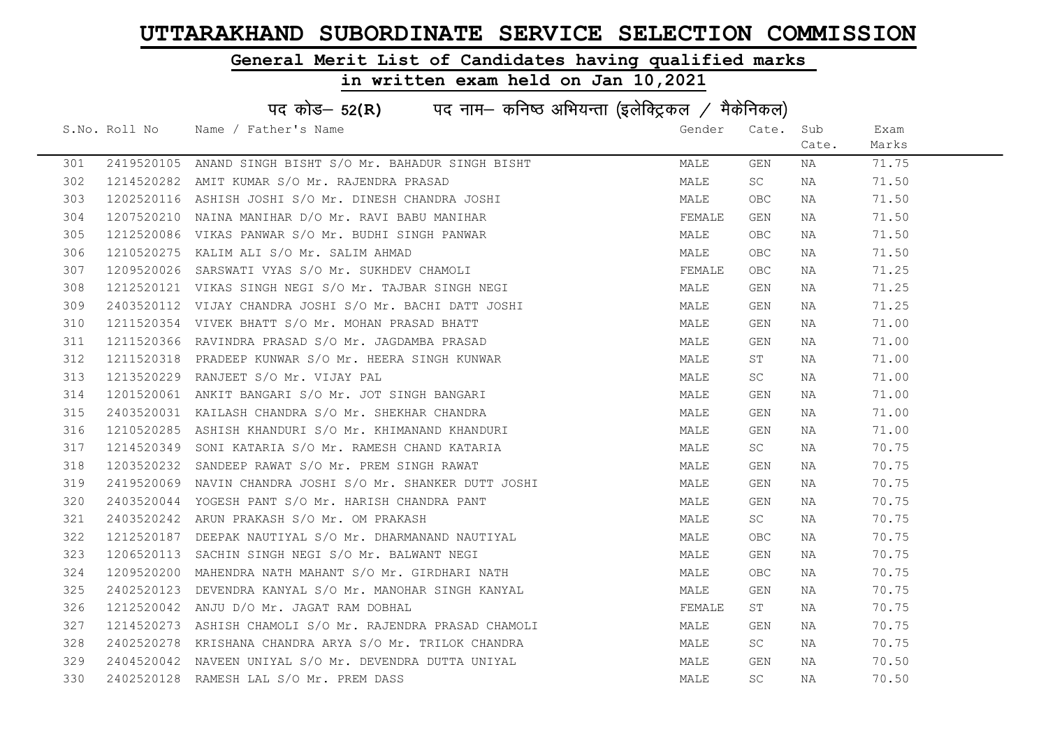# UTTARAKHAND SUBORDINATE SERVICE SELECTION COMMISSION

## General Merit List of Candidates having qualified marks

### in written exam held on Jan 10,2021

### पद कोड– 52(R) पद नाम– कनिष्ठ अभियन्ता (इलेक्ट्रिकल / मैकेनिकल)

| S.No. | Roll No | Name / Father's Name | Gender | Cate. | Sub Cate. | Exam Marks |
|---|---|---|---|---|---|---|
| 301 | 2419520105 | ANAND SINGH BISHT S/O Mr. BAHADUR SINGH BISHT | MALE | GEN | NA | 71.75 |
| 302 | 1214520282 | AMIT KUMAR S/O Mr. RAJENDRA PRASAD | MALE | SC | NA | 71.50 |
| 303 | 1202520116 | ASHISH JOSHI S/O Mr. DINESH CHANDRA JOSHI | MALE | OBC | NA | 71.50 |
| 304 | 1207520210 | NAINA MANIHAR D/O Mr. RAVI BABU MANIHAR | FEMALE | GEN | NA | 71.50 |
| 305 | 1212520086 | VIKAS PANWAR S/O Mr. BUDHI SINGH PANWAR | MALE | OBC | NA | 71.50 |
| 306 | 1210520275 | KALIM ALI S/O Mr. SALIM AHMAD | MALE | OBC | NA | 71.50 |
| 307 | 1209520026 | SARSWATI VYAS S/O Mr. SUKHDEV CHAMOLI | FEMALE | OBC | NA | 71.25 |
| 308 | 1212520121 | VIKAS SINGH NEGI S/O Mr. TAJBAR SINGH NEGI | MALE | GEN | NA | 71.25 |
| 309 | 2403520112 | VIJAY CHANDRA JOSHI S/O Mr. BACHI DATT JOSHI | MALE | GEN | NA | 71.25 |
| 310 | 1211520354 | VIVEK BHATT S/O Mr. MOHAN PRASAD BHATT | MALE | GEN | NA | 71.00 |
| 311 | 1211520366 | RAVINDRA PRASAD S/O Mr. JAGDAMBA PRASAD | MALE | GEN | NA | 71.00 |
| 312 | 1211520318 | PRADEEP KUNWAR S/O Mr. HEERA SINGH KUNWAR | MALE | ST | NA | 71.00 |
| 313 | 1213520229 | RANJEET S/O Mr. VIJAY PAL | MALE | SC | NA | 71.00 |
| 314 | 1201520061 | ANKIT BANGARI S/O Mr. JOT SINGH BANGARI | MALE | GEN | NA | 71.00 |
| 315 | 2403520031 | KAILASH CHANDRA S/O Mr. SHEKHAR CHANDRA | MALE | GEN | NA | 71.00 |
| 316 | 1210520285 | ASHISH KHANDURI S/O Mr. KHIMANAND KHANDURI | MALE | GEN | NA | 71.00 |
| 317 | 1214520349 | SONI KATARIA S/O Mr. RAMESH CHAND KATARIA | MALE | SC | NA | 70.75 |
| 318 | 1203520232 | SANDEEP RAWAT S/O Mr. PREM SINGH RAWAT | MALE | GEN | NA | 70.75 |
| 319 | 2419520069 | NAVIN CHANDRA JOSHI S/O Mr. SHANKER DUTT JOSHI | MALE | GEN | NA | 70.75 |
| 320 | 2403520044 | YOGESH PANT S/O Mr. HARISH CHANDRA PANT | MALE | GEN | NA | 70.75 |
| 321 | 2403520242 | ARUN PRAKASH S/O Mr. OM PRAKASH | MALE | SC | NA | 70.75 |
| 322 | 1212520187 | DEEPAK NAUTIYAL S/O Mr. DHARMANAND NAUTIYAL | MALE | OBC | NA | 70.75 |
| 323 | 1206520113 | SACHIN SINGH NEGI S/O Mr. BALWANT NEGI | MALE | GEN | NA | 70.75 |
| 324 | 1209520200 | MAHENDRA NATH MAHANT S/O Mr. GIRDHARI NATH | MALE | OBC | NA | 70.75 |
| 325 | 2402520123 | DEVENDRA KANYAL S/O Mr. MANOHAR SINGH KANYAL | MALE | GEN | NA | 70.75 |
| 326 | 1212520042 | ANJU D/O Mr. JAGAT RAM DOBHAL | FEMALE | ST | NA | 70.75 |
| 327 | 1214520273 | ASHISH CHAMOLI S/O Mr. RAJENDRA PRASAD CHAMOLI | MALE | GEN | NA | 70.75 |
| 328 | 2402520278 | KRISHANA CHANDRA ARYA S/O Mr. TRILOK CHANDRA | MALE | SC | NA | 70.75 |
| 329 | 2404520042 | NAVEEN UNIYAL S/O Mr. DEVENDRA DUTTA UNIYAL | MALE | GEN | NA | 70.50 |
| 330 | 2402520128 | RAMESH LAL S/O Mr. PREM DASS | MALE | SC | NA | 70.50 |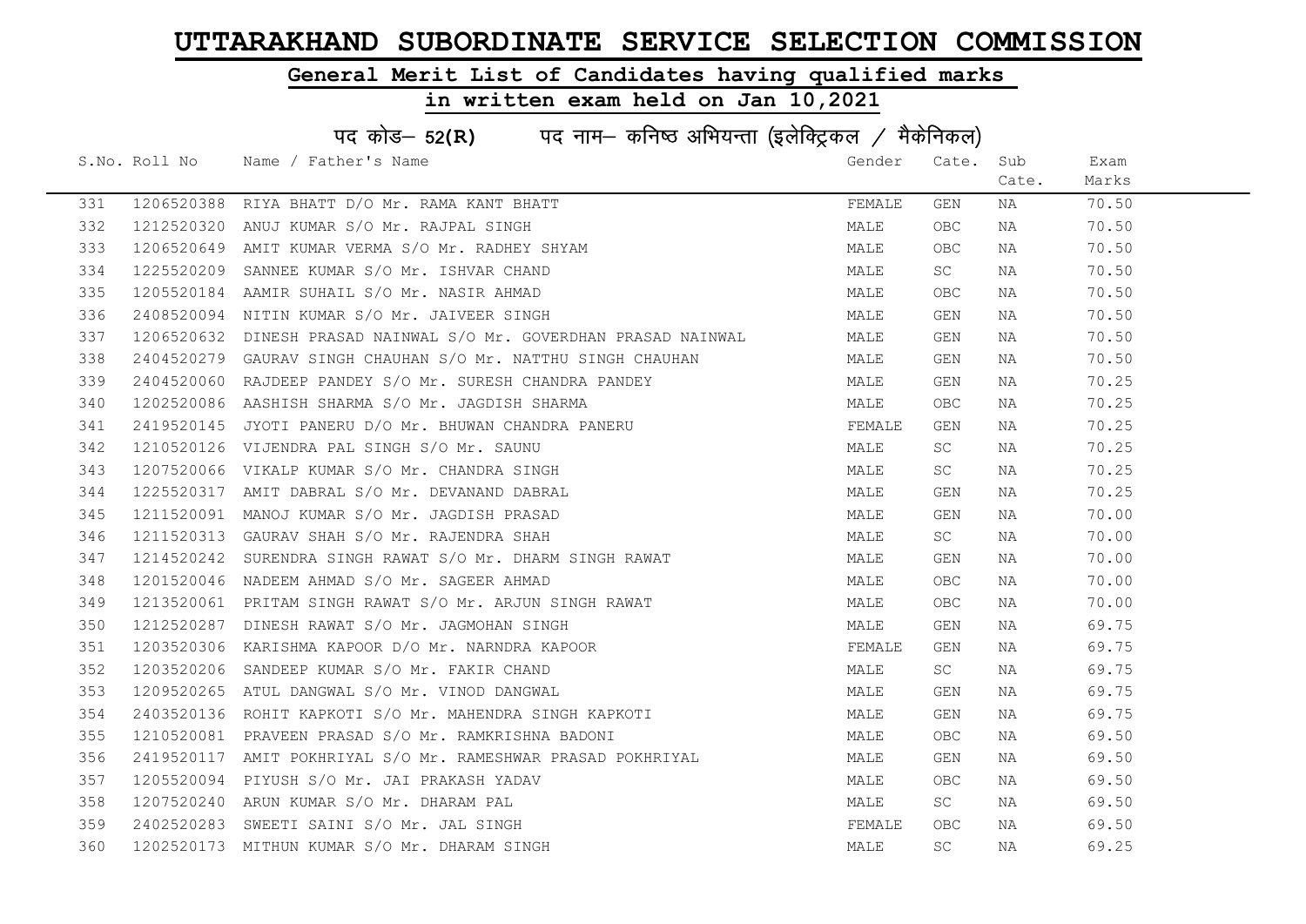# UTTARAKHAND SUBORDINATE SERVICE SELECTION COMMISSION

## General Merit List of Candidates having qualified marks

## in written exam held on Jan 10,2021

### पद कोड– 52(R) पद नाम– कनिष्ठ अभियन्ता (इलेक्ट्रिकल / मैकेनिकल)

| S.No. | Roll No | Name / Father's Name | Gender | Cate. | Sub Cate. | Exam Marks |
|---|---|---|---|---|---|---|
| 331 | 1206520388 | RIYA BHATT D/O Mr. RAMA KANT BHATT | FEMALE | GEN | NA | 70.50 |
| 332 | 1212520320 | ANUJ KUMAR S/O Mr. RAJPAL SINGH | MALE | OBC | NA | 70.50 |
| 333 | 1206520649 | AMIT KUMAR VERMA S/O Mr. RADHEY SHYAM | MALE | OBC | NA | 70.50 |
| 334 | 1225520209 | SANNEE KUMAR S/O Mr. ISHVAR CHAND | MALE | SC | NA | 70.50 |
| 335 | 1205520184 | AAMIR SUHAIL S/O Mr. NASIR AHMAD | MALE | OBC | NA | 70.50 |
| 336 | 2408520094 | NITIN KUMAR S/O Mr. JAIVEER SINGH | MALE | GEN | NA | 70.50 |
| 337 | 1206520632 | DINESH PRASAD NAINWAL S/O Mr. GOVERDHAN PRASAD NAINWAL | MALE | GEN | NA | 70.50 |
| 338 | 2404520279 | GAURAV SINGH CHAUHAN S/O Mr. NATTHU SINGH CHAUHAN | MALE | GEN | NA | 70.50 |
| 339 | 2404520060 | RAJDEEP PANDEY S/O Mr. SURESH CHANDRA PANDEY | MALE | GEN | NA | 70.25 |
| 340 | 1202520086 | AASHISH SHARMA S/O Mr. JAGDISH SHARMA | MALE | OBC | NA | 70.25 |
| 341 | 2419520145 | JYOTI PANERU D/O Mr. BHUWAN CHANDRA PANERU | FEMALE | GEN | NA | 70.25 |
| 342 | 1210520126 | VIJENDRA PAL SINGH S/O Mr. SAUNU | MALE | SC | NA | 70.25 |
| 343 | 1207520066 | VIKALP KUMAR S/O Mr. CHANDRA SINGH | MALE | SC | NA | 70.25 |
| 344 | 1225520317 | AMIT DABRAL S/O Mr. DEVANAND DABRAL | MALE | GEN | NA | 70.25 |
| 345 | 1211520091 | MANOJ KUMAR S/O Mr. JAGDISH PRASAD | MALE | GEN | NA | 70.00 |
| 346 | 1211520313 | GAURAV SHAH S/O Mr. RAJENDRA SHAH | MALE | SC | NA | 70.00 |
| 347 | 1214520242 | SURENDRA SINGH RAWAT S/O Mr. DHARM SINGH RAWAT | MALE | GEN | NA | 70.00 |
| 348 | 1201520046 | NADEEM AHMAD S/O Mr. SAGEER AHMAD | MALE | OBC | NA | 70.00 |
| 349 | 1213520061 | PRITAM SINGH RAWAT S/O Mr. ARJUN SINGH RAWAT | MALE | OBC | NA | 70.00 |
| 350 | 1212520287 | DINESH RAWAT S/O Mr. JAGMOHAN SINGH | MALE | GEN | NA | 69.75 |
| 351 | 1203520306 | KARISHMA KAPOOR D/O Mr. NARNDRA KAPOOR | FEMALE | GEN | NA | 69.75 |
| 352 | 1203520206 | SANDEEP KUMAR S/O Mr. FAKIR CHAND | MALE | SC | NA | 69.75 |
| 353 | 1209520265 | ATUL DANGWAL S/O Mr. VINOD DANGWAL | MALE | GEN | NA | 69.75 |
| 354 | 2403520136 | ROHIT KAPKOTI S/O Mr. MAHENDRA SINGH KAPKOTI | MALE | GEN | NA | 69.75 |
| 355 | 1210520081 | PRAVEEN PRASAD S/O Mr. RAMKRISHNA BADONI | MALE | OBC | NA | 69.50 |
| 356 | 2419520117 | AMIT POKHRIYAL S/O Mr. RAMESHWAR PRASAD POKHRIYAL | MALE | GEN | NA | 69.50 |
| 357 | 1205520094 | PIYUSH S/O Mr. JAI PRAKASH YADAV | MALE | OBC | NA | 69.50 |
| 358 | 1207520240 | ARUN KUMAR S/O Mr. DHARAM PAL | MALE | SC | NA | 69.50 |
| 359 | 2402520283 | SWEETI SAINI S/O Mr. JAL SINGH | FEMALE | OBC | NA | 69.50 |
| 360 | 1202520173 | MITHUN KUMAR S/O Mr. DHARAM SINGH | MALE | SC | NA | 69.25 |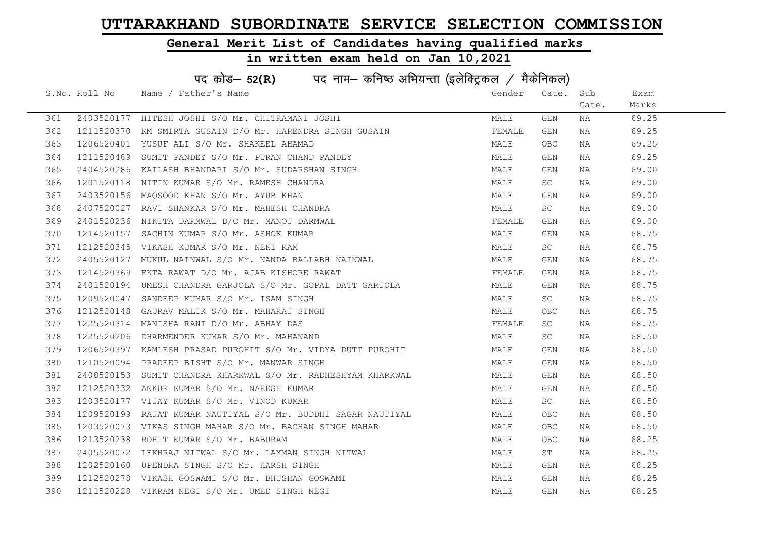# UTTARAKHAND SUBORDINATE SERVICE SELECTION COMMISSION

## General Merit List of Candidates having qualified marks

## in written exam held on Jan 10,2021

### पद कोड– 52(R) पद नाम– कनिष्ठ अभियन्ता (इलेक्ट्रिकल / मैकेनिकल)

| S.No. | Roll No | Name / Father's Name | Gender | Cate. | Sub Cate. | Exam Marks |
|---|---|---|---|---|---|---|
| 361 | 2403520177 | HITESH JOSHI S/O Mr. CHITRAMANI JOSHI | MALE | GEN | NA | 69.25 |
| 362 | 1211520370 | KM SMIRTA GUSAIN D/O Mr. HARENDRA SINGH GUSAIN | FEMALE | GEN | NA | 69.25 |
| 363 | 1206520401 | YUSUF ALI S/O Mr. SHAKEEL AHAMAD | MALE | OBC | NA | 69.25 |
| 364 | 1211520489 | SUMIT PANDEY S/O Mr. PURAN CHAND PANDEY | MALE | GEN | NA | 69.25 |
| 365 | 2404520286 | KAILASH BHANDARI S/O Mr. SUDARSHAN SINGH | MALE | GEN | NA | 69.00 |
| 366 | 1201520118 | NITIN KUMAR S/O Mr. RAMESH CHANDRA | MALE | SC | NA | 69.00 |
| 367 | 2403520156 | MAQSOOD KHAN S/O Mr. AYUB KHAN | MALE | GEN | NA | 69.00 |
| 368 | 2407520027 | RAVI SHANKAR S/O Mr. MAHESH CHANDRA | MALE | SC | NA | 69.00 |
| 369 | 2401520236 | NIKITA DARMWAL D/O Mr. MANOJ DARMWAL | FEMALE | GEN | NA | 69.00 |
| 370 | 1214520157 | SACHIN KUMAR S/O Mr. ASHOK KUMAR | MALE | GEN | NA | 68.75 |
| 371 | 1212520345 | VIKASH KUMAR S/O Mr. NEKI RAM | MALE | SC | NA | 68.75 |
| 372 | 2405520127 | MUKUL NAINWAL S/O Mr. NANDA BALLABH NAINWAL | MALE | GEN | NA | 68.75 |
| 373 | 1214520369 | EKTA RAWAT D/O Mr. AJAB KISHORE RAWAT | FEMALE | GEN | NA | 68.75 |
| 374 | 2401520194 | UMESH CHANDRA GARJOLA S/O Mr. GOPAL DATT GARJOLA | MALE | GEN | NA | 68.75 |
| 375 | 1209520047 | SANDEEP KUMAR S/O Mr. ISAM SINGH | MALE | SC | NA | 68.75 |
| 376 | 1212520148 | GAURAV MALIK S/O Mr. MAHARAJ SINGH | MALE | OBC | NA | 68.75 |
| 377 | 1225520314 | MANISHA RANI D/O Mr. ABHAY DAS | FEMALE | SC | NA | 68.75 |
| 378 | 1225520206 | DHARMENDER KUMAR S/O Mr. MAHANAND | MALE | SC | NA | 68.50 |
| 379 | 1206520397 | KAMLESH PRASAD PUROHIT S/O Mr. VIDYA DUTT PUROHIT | MALE | GEN | NA | 68.50 |
| 380 | 1210520094 | PRADEEP BISHT S/O Mr. MANWAR SINGH | MALE | GEN | NA | 68.50 |
| 381 | 2408520153 | SUMIT CHANDRA KHARKWAL S/O Mr. RADHESHYAM KHARKWAL | MALE | GEN | NA | 68.50 |
| 382 | 1212520332 | ANKUR KUMAR S/O Mr. NARESH KUMAR | MALE | GEN | NA | 68.50 |
| 383 | 1203520177 | VIJAY KUMAR S/O Mr. VINOD KUMAR | MALE | SC | NA | 68.50 |
| 384 | 1209520199 | RAJAT KUMAR NAUTIYAL S/O Mr. BUDDHI SAGAR NAUTIYAL | MALE | OBC | NA | 68.50 |
| 385 | 1203520073 | VIKAS SINGH MAHAR S/O Mr. BACHAN SINGH MAHAR | MALE | OBC | NA | 68.50 |
| 386 | 1213520238 | ROHIT KUMAR S/O Mr. BABURAM | MALE | OBC | NA | 68.25 |
| 387 | 2405520072 | LEKHRAJ NITWAL S/O Mr. LAXMAN SINGH NITWAL | MALE | ST | NA | 68.25 |
| 388 | 1202520160 | UPENDRA SINGH S/O Mr. HARSH SINGH | MALE | GEN | NA | 68.25 |
| 389 | 1212520278 | VIKASH GOSWAMI S/O Mr. BHUSHAN GOSWAMI | MALE | GEN | NA | 68.25 |
| 390 | 1211520228 | VIKRAM NEGI S/O Mr. UMED SINGH NEGI | MALE | GEN | NA | 68.25 |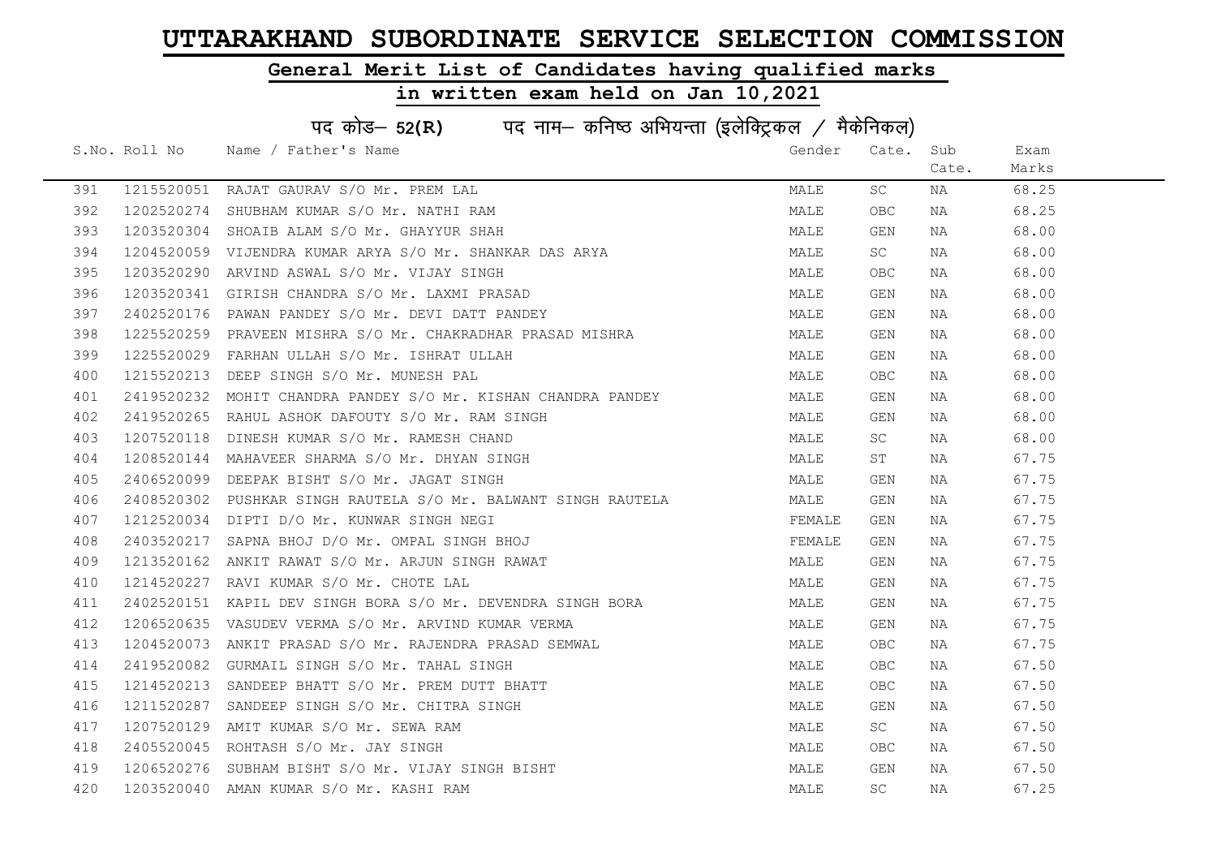# UTTARAKHAND SUBORDINATE SERVICE SELECTION COMMISSION

## General Merit List of Candidates having qualified marks

## in written exam held on Jan 10,2021

### पद कोड– 52(R) पद नाम– कनिष्ठ अभियन्ता (इलेक्ट्रिकल / मैकेनिकल)

| S.No. | Roll No | Name / Father's Name | Gender | Cate. | Sub Cate. | Exam Marks |
|---|---|---|---|---|---|---|
| 391 | 1215520051 | RAJAT GAURAV S/O Mr. PREM LAL | MALE | SC | NA | 68.25 |
| 392 | 1202520274 | SHUBHAM KUMAR S/O Mr. NATHI RAM | MALE | OBC | NA | 68.25 |
| 393 | 1203520304 | SHOAIB ALAM S/O Mr. GHAYYUR SHAH | MALE | GEN | NA | 68.00 |
| 394 | 1204520059 | VIJENDRA KUMAR ARYA S/O Mr. SHANKAR DAS ARYA | MALE | SC | NA | 68.00 |
| 395 | 1203520290 | ARVIND ASWAL S/O Mr. VIJAY SINGH | MALE | OBC | NA | 68.00 |
| 396 | 1203520341 | GIRISH CHANDRA S/O Mr. LAXMI PRASAD | MALE | GEN | NA | 68.00 |
| 397 | 2402520176 | PAWAN PANDEY S/O Mr. DEVI DATT PANDEY | MALE | GEN | NA | 68.00 |
| 398 | 1225520259 | PRAVEEN MISHRA S/O Mr. CHAKRADHAR PRASAD MISHRA | MALE | GEN | NA | 68.00 |
| 399 | 1225520029 | FARHAN ULLAH S/O Mr. ISHRAT ULLAH | MALE | GEN | NA | 68.00 |
| 400 | 1215520213 | DEEP SINGH S/O Mr. MUNESH PAL | MALE | OBC | NA | 68.00 |
| 401 | 2419520232 | MOHIT CHANDRA PANDEY S/O Mr. KISHAN CHANDRA PANDEY | MALE | GEN | NA | 68.00 |
| 402 | 2419520265 | RAHUL ASHOK DAFOUTY S/O Mr. RAM SINGH | MALE | GEN | NA | 68.00 |
| 403 | 1207520118 | DINESH KUMAR S/O Mr. RAMESH CHAND | MALE | SC | NA | 68.00 |
| 404 | 1208520144 | MAHAVEER SHARMA S/O Mr. DHYAN SINGH | MALE | ST | NA | 67.75 |
| 405 | 2406520099 | DEEPAK BISHT S/O Mr. JAGAT SINGH | MALE | GEN | NA | 67.75 |
| 406 | 2408520302 | PUSHKAR SINGH RAUTELA S/O Mr. BALWANT SINGH RAUTELA | MALE | GEN | NA | 67.75 |
| 407 | 1212520034 | DIPTI D/O Mr. KUNWAR SINGH NEGI | FEMALE | GEN | NA | 67.75 |
| 408 | 2403520217 | SAPNA BHOJ D/O Mr. OMPAL SINGH BHOJ | FEMALE | GEN | NA | 67.75 |
| 409 | 1213520162 | ANKIT RAWAT S/O Mr. ARJUN SINGH RAWAT | MALE | GEN | NA | 67.75 |
| 410 | 1214520227 | RAVI KUMAR S/O Mr. CHOTE LAL | MALE | GEN | NA | 67.75 |
| 411 | 2402520151 | KAPIL DEV SINGH BORA S/O Mr. DEVENDRA SINGH BORA | MALE | GEN | NA | 67.75 |
| 412 | 1206520635 | VASUDEV VERMA S/O Mr. ARVIND KUMAR VERMA | MALE | GEN | NA | 67.75 |
| 413 | 1204520073 | ANKIT PRASAD S/O Mr. RAJENDRA PRASAD SEMWAL | MALE | OBC | NA | 67.75 |
| 414 | 2419520082 | GURMAIL SINGH S/O Mr. TAHAL SINGH | MALE | OBC | NA | 67.50 |
| 415 | 1214520213 | SANDEEP BHATT S/O Mr. PREM DUTT BHATT | MALE | OBC | NA | 67.50 |
| 416 | 1211520287 | SANDEEP SINGH S/O Mr. CHITRA SINGH | MALE | GEN | NA | 67.50 |
| 417 | 1207520129 | AMIT KUMAR S/O Mr. SEWA RAM | MALE | SC | NA | 67.50 |
| 418 | 2405520045 | ROHTASH S/O Mr. JAY SINGH | MALE | OBC | NA | 67.50 |
| 419 | 1206520276 | SUBHAM BISHT S/O Mr. VIJAY SINGH BISHT | MALE | GEN | NA | 67.50 |
| 420 | 1203520040 | AMAN KUMAR S/O Mr. KASHI RAM | MALE | SC | NA | 67.25 |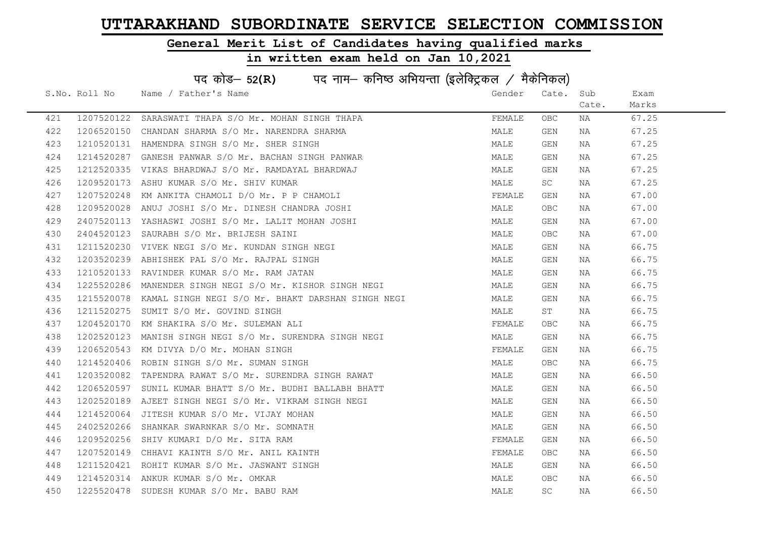# UTTARAKHAND SUBORDINATE SERVICE SELECTION COMMISSION

## General Merit List of Candidates having qualified marks

## in written exam held on Jan 10,2021

### पद कोड– 52(R)    पद नाम– कनिष्ठ अभियन्ता (इलेक्ट्रिकल / मैकेनिकल)

| S.No. | Roll No | Name / Father's Name | Gender | Cate. | Sub Cate. | Exam Marks |
|---|---|---|---|---|---|---|
| 421 | 1207520122 | SARASWATI THAPA S/O Mr. MOHAN SINGH THAPA | FEMALE | OBC | NA | 67.25 |
| 422 | 1206520150 | CHANDAN SHARMA S/O Mr. NARENDRA SHARMA | MALE | GEN | NA | 67.25 |
| 423 | 1210520131 | HAMENDRA SINGH S/O Mr. SHER SINGH | MALE | GEN | NA | 67.25 |
| 424 | 1214520287 | GANESH PANWAR S/O Mr. BACHAN SINGH PANWAR | MALE | GEN | NA | 67.25 |
| 425 | 1212520335 | VIKAS BHARDWAJ S/O Mr. RAMDAYAL BHARDWAJ | MALE | GEN | NA | 67.25 |
| 426 | 1209520173 | ASHU KUMAR S/O Mr. SHIV KUMAR | MALE | SC | NA | 67.25 |
| 427 | 1207520248 | KM ANKITA CHAMOLI D/O Mr. P P CHAMOLI | FEMALE | GEN | NA | 67.00 |
| 428 | 1209520028 | ANUJ JOSHI S/O Mr. DINESH CHANDRA JOSHI | MALE | OBC | NA | 67.00 |
| 429 | 2407520113 | YASHASWI JOSHI S/O Mr. LALIT MOHAN JOSHI | MALE | GEN | NA | 67.00 |
| 430 | 2404520123 | SAURABH S/O Mr. BRIJESH SAINI | MALE | OBC | NA | 67.00 |
| 431 | 1211520230 | VIVEK NEGI S/O Mr. KUNDAN SINGH NEGI | MALE | GEN | NA | 66.75 |
| 432 | 1203520239 | ABHISHEK PAL S/O Mr. RAJPAL SINGH | MALE | GEN | NA | 66.75 |
| 433 | 1210520133 | RAVINDER KUMAR S/O Mr. RAM JATAN | MALE | GEN | NA | 66.75 |
| 434 | 1225520286 | MANENDER SINGH NEGI S/O Mr. KISHOR SINGH NEGI | MALE | GEN | NA | 66.75 |
| 435 | 1215520078 | KAMAL SINGH NEGI S/O Mr. BHAKT DARSHAN SINGH NEGI | MALE | GEN | NA | 66.75 |
| 436 | 1211520275 | SUMIT S/O Mr. GOVIND SINGH | MALE | ST | NA | 66.75 |
| 437 | 1204520170 | KM SHAKIRA S/O Mr. SULEMAN ALI | FEMALE | OBC | NA | 66.75 |
| 438 | 1202520123 | MANISH SINGH NEGI S/O Mr. SURENDRA SINGH NEGI | MALE | GEN | NA | 66.75 |
| 439 | 1206520543 | KM DIVYA D/O Mr. MOHAN SINGH | FEMALE | GEN | NA | 66.75 |
| 440 | 1214520406 | ROBIN SINGH S/O Mr. SUMAN SINGH | MALE | OBC | NA | 66.75 |
| 441 | 1203520082 | TAPENDRA RAWAT S/O Mr. SURENDRA SINGH RAWAT | MALE | GEN | NA | 66.50 |
| 442 | 1206520597 | SUNIL KUMAR BHATT S/O Mr. BUDHI BALLABH BHATT | MALE | GEN | NA | 66.50 |
| 443 | 1202520189 | AJEET SINGH NEGI S/O Mr. VIKRAM SINGH NEGI | MALE | GEN | NA | 66.50 |
| 444 | 1214520064 | JITESH KUMAR S/O Mr. VIJAY MOHAN | MALE | GEN | NA | 66.50 |
| 445 | 2402520266 | SHANKAR SWARNKAR S/O Mr. SOMNATH | MALE | GEN | NA | 66.50 |
| 446 | 1209520256 | SHIV KUMARI D/O Mr. SITA RAM | FEMALE | GEN | NA | 66.50 |
| 447 | 1207520149 | CHHAVI KAINTH S/O Mr. ANIL KAINTH | FEMALE | OBC | NA | 66.50 |
| 448 | 1211520421 | ROHIT KUMAR S/O Mr. JASWANT SINGH | MALE | GEN | NA | 66.50 |
| 449 | 1214520314 | ANKUR KUMAR S/O Mr. OMKAR | MALE | OBC | NA | 66.50 |
| 450 | 1225520478 | SUDESH KUMAR S/O Mr. BABU RAM | MALE | SC | NA | 66.50 |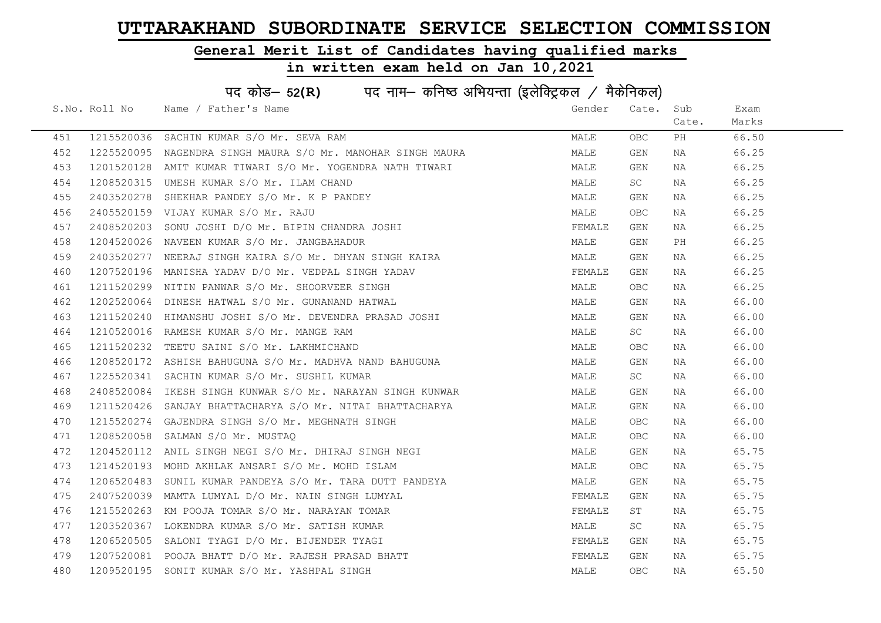# UTTARAKHAND SUBORDINATE SERVICE SELECTION COMMISSION

## General Merit List of Candidates having qualified marks

## in written exam held on Jan 10,2021

### पद कोड– 52(R) पद नाम– कनिष्ठ अभियन्ता (इलेक्ट्रिकल / मैकेनिकल)

| S.No. | Roll No | Name / Father's Name | Gender | Cate. | Sub Cate. | Exam Marks |
|---|---|---|---|---|---|---|
| 451 | 1215520036 | SACHIN KUMAR S/O Mr. SEVA RAM | MALE | OBC | PH | 66.50 |
| 452 | 1225520095 | NAGENDRA SINGH MAURA S/O Mr. MANOHAR SINGH MAURA | MALE | GEN | NA | 66.25 |
| 453 | 1201520128 | AMIT KUMAR TIWARI S/O Mr. YOGENDRA NATH TIWARI | MALE | GEN | NA | 66.25 |
| 454 | 1208520315 | UMESH KUMAR S/O Mr. ILAM CHAND | MALE | SC | NA | 66.25 |
| 455 | 2403520278 | SHEKHAR PANDEY S/O Mr. K P PANDEY | MALE | GEN | NA | 66.25 |
| 456 | 2405520159 | VIJAY KUMAR S/O Mr. RAJU | MALE | OBC | NA | 66.25 |
| 457 | 2408520203 | SONU JOSHI D/O Mr. BIPIN CHANDRA JOSHI | FEMALE | GEN | NA | 66.25 |
| 458 | 1204520026 | NAVEEN KUMAR S/O Mr. JANGBAHADUR | MALE | GEN | PH | 66.25 |
| 459 | 2403520277 | NEERAJ SINGH KAIRA S/O Mr. DHYAN SINGH KAIRA | MALE | GEN | NA | 66.25 |
| 460 | 1207520196 | MANISHA YADAV D/O Mr. VEDPAL SINGH YADAV | FEMALE | GEN | NA | 66.25 |
| 461 | 1211520299 | NITIN PANWAR S/O Mr. SHOORVEER SINGH | MALE | OBC | NA | 66.25 |
| 462 | 1202520064 | DINESH HATWAL S/O Mr. GUNANAND HATWAL | MALE | GEN | NA | 66.00 |
| 463 | 1211520240 | HIMANSHU JOSHI S/O Mr. DEVENDRA PRASAD JOSHI | MALE | GEN | NA | 66.00 |
| 464 | 1210520016 | RAMESH KUMAR S/O Mr. MANGE RAM | MALE | SC | NA | 66.00 |
| 465 | 1211520232 | TEETU SAINI S/O Mr. LAKHMICHAND | MALE | OBC | NA | 66.00 |
| 466 | 1208520172 | ASHISH BAHUGUNA S/O Mr. MADHVA NAND BAHUGUNA | MALE | GEN | NA | 66.00 |
| 467 | 1225520341 | SACHIN KUMAR S/O Mr. SUSHIL KUMAR | MALE | SC | NA | 66.00 |
| 468 | 2408520084 | IKESH SINGH KUNWAR S/O Mr. NARAYAN SINGH KUNWAR | MALE | GEN | NA | 66.00 |
| 469 | 1211520426 | SANJAY BHATTACHARYA S/O Mr. NITAI BHATTACHARYA | MALE | GEN | NA | 66.00 |
| 470 | 1215520274 | GAJENDRA SINGH S/O Mr. MEGHNATH SINGH | MALE | OBC | NA | 66.00 |
| 471 | 1208520058 | SALMAN S/O Mr. MUSTAQ | MALE | OBC | NA | 66.00 |
| 472 | 1204520112 | ANIL SINGH NEGI S/O Mr. DHIRAJ SINGH NEGI | MALE | GEN | NA | 65.75 |
| 473 | 1214520193 | MOHD AKHLAK ANSARI S/O Mr. MOHD ISLAM | MALE | OBC | NA | 65.75 |
| 474 | 1206520483 | SUNIL KUMAR PANDEYA S/O Mr. TARA DUTT PANDEYA | MALE | GEN | NA | 65.75 |
| 475 | 2407520039 | MAMTA LUMYAL D/O Mr. NAIN SINGH LUMYAL | FEMALE | GEN | NA | 65.75 |
| 476 | 1215520263 | KM POOJA TOMAR S/O Mr. NARAYAN TOMAR | FEMALE | ST | NA | 65.75 |
| 477 | 1203520367 | LOKENDRA KUMAR S/O Mr. SATISH KUMAR | MALE | SC | NA | 65.75 |
| 478 | 1206520505 | SALONI TYAGI D/O Mr. BIJENDER TYAGI | FEMALE | GEN | NA | 65.75 |
| 479 | 1207520081 | POOJA BHATT D/O Mr. RAJESH PRASAD BHATT | FEMALE | GEN | NA | 65.75 |
| 480 | 1209520195 | SONIT KUMAR S/O Mr. YASHPAL SINGH | MALE | OBC | NA | 65.50 |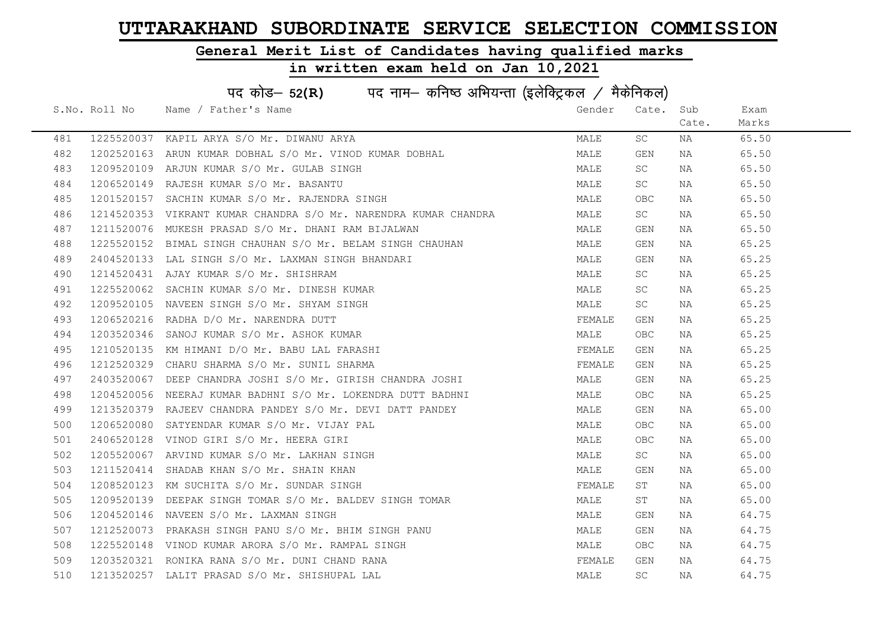# UTTARAKHAND SUBORDINATE SERVICE SELECTION COMMISSION

## General Merit List of Candidates having qualified marks

## in written exam held on Jan 10,2021

### पद कोड– 52(R) पद नाम– कनिष्ठ अभियन्ता (इलेक्ट्रिकल / मैकेनिकल)

| S.No. | Roll No | Name / Father's Name | Gender | Cate. | Sub Cate. | Exam Marks |
|---|---|---|---|---|---|---|
| 481 | 1225520037 | KAPIL ARYA S/O Mr. DIWANU ARYA | MALE | SC | NA | 65.50 |
| 482 | 1202520163 | ARUN KUMAR DOBHAL S/O Mr. VINOD KUMAR DOBHAL | MALE | GEN | NA | 65.50 |
| 483 | 1209520109 | ARJUN KUMAR S/O Mr. GULAB SINGH | MALE | SC | NA | 65.50 |
| 484 | 1206520149 | RAJESH KUMAR S/O Mr. BASANTU | MALE | SC | NA | 65.50 |
| 485 | 1201520157 | SACHIN KUMAR S/O Mr. RAJENDRA SINGH | MALE | OBC | NA | 65.50 |
| 486 | 1214520353 | VIKRANT KUMAR CHANDRA S/O Mr. NARENDRA KUMAR CHANDRA | MALE | SC | NA | 65.50 |
| 487 | 1211520076 | MUKESH PRASAD S/O Mr. DHANI RAM BIJALWAN | MALE | GEN | NA | 65.50 |
| 488 | 1225520152 | BIMAL SINGH CHAUHAN S/O Mr. BELAM SINGH CHAUHAN | MALE | GEN | NA | 65.25 |
| 489 | 2404520133 | LAL SINGH S/O Mr. LAXMAN SINGH BHANDARI | MALE | GEN | NA | 65.25 |
| 490 | 1214520431 | AJAY KUMAR S/O Mr. SHISHRAM | MALE | SC | NA | 65.25 |
| 491 | 1225520062 | SACHIN KUMAR S/O Mr. DINESH KUMAR | MALE | SC | NA | 65.25 |
| 492 | 1209520105 | NAVEEN SINGH S/O Mr. SHYAM SINGH | MALE | SC | NA | 65.25 |
| 493 | 1206520216 | RADHA D/O Mr. NARENDRA DUTT | FEMALE | GEN | NA | 65.25 |
| 494 | 1203520346 | SANOJ KUMAR S/O Mr. ASHOK KUMAR | MALE | OBC | NA | 65.25 |
| 495 | 1210520135 | KM HIMANI D/O Mr. BABU LAL FARASHI | FEMALE | GEN | NA | 65.25 |
| 496 | 1212520329 | CHARU SHARMA S/O Mr. SUNIL SHARMA | FEMALE | GEN | NA | 65.25 |
| 497 | 2403520067 | DEEP CHANDRA JOSHI S/O Mr. GIRISH CHANDRA JOSHI | MALE | GEN | NA | 65.25 |
| 498 | 1204520056 | NEERAJ KUMAR BADHNI S/O Mr. LOKENDRA DUTT BADHNI | MALE | OBC | NA | 65.25 |
| 499 | 1213520379 | RAJEEV CHANDRA PANDEY S/O Mr. DEVI DATT PANDEY | MALE | GEN | NA | 65.00 |
| 500 | 1206520080 | SATYENDAR KUMAR S/O Mr. VIJAY PAL | MALE | OBC | NA | 65.00 |
| 501 | 2406520128 | VINOD GIRI S/O Mr. HEERA GIRI | MALE | OBC | NA | 65.00 |
| 502 | 1205520067 | ARVIND KUMAR S/O Mr. LAKHAN SINGH | MALE | SC | NA | 65.00 |
| 503 | 1211520414 | SHADAB KHAN S/O Mr. SHAIN KHAN | MALE | GEN | NA | 65.00 |
| 504 | 1208520123 | KM SUCHITA S/O Mr. SUNDAR SINGH | FEMALE | ST | NA | 65.00 |
| 505 | 1209520139 | DEEPAK SINGH TOMAR S/O Mr. BALDEV SINGH TOMAR | MALE | ST | NA | 65.00 |
| 506 | 1204520146 | NAVEEN S/O Mr. LAXMAN SINGH | MALE | GEN | NA | 64.75 |
| 507 | 1212520073 | PRAKASH SINGH PANU S/O Mr. BHIM SINGH PANU | MALE | GEN | NA | 64.75 |
| 508 | 1225520148 | VINOD KUMAR ARORA S/O Mr. RAMPAL SINGH | MALE | OBC | NA | 64.75 |
| 509 | 1203520321 | RONIKA RANA S/O Mr. DUNI CHAND RANA | FEMALE | GEN | NA | 64.75 |
| 510 | 1213520257 | LALIT PRASAD S/O Mr. SHISHUPAL LAL | MALE | SC | NA | 64.75 |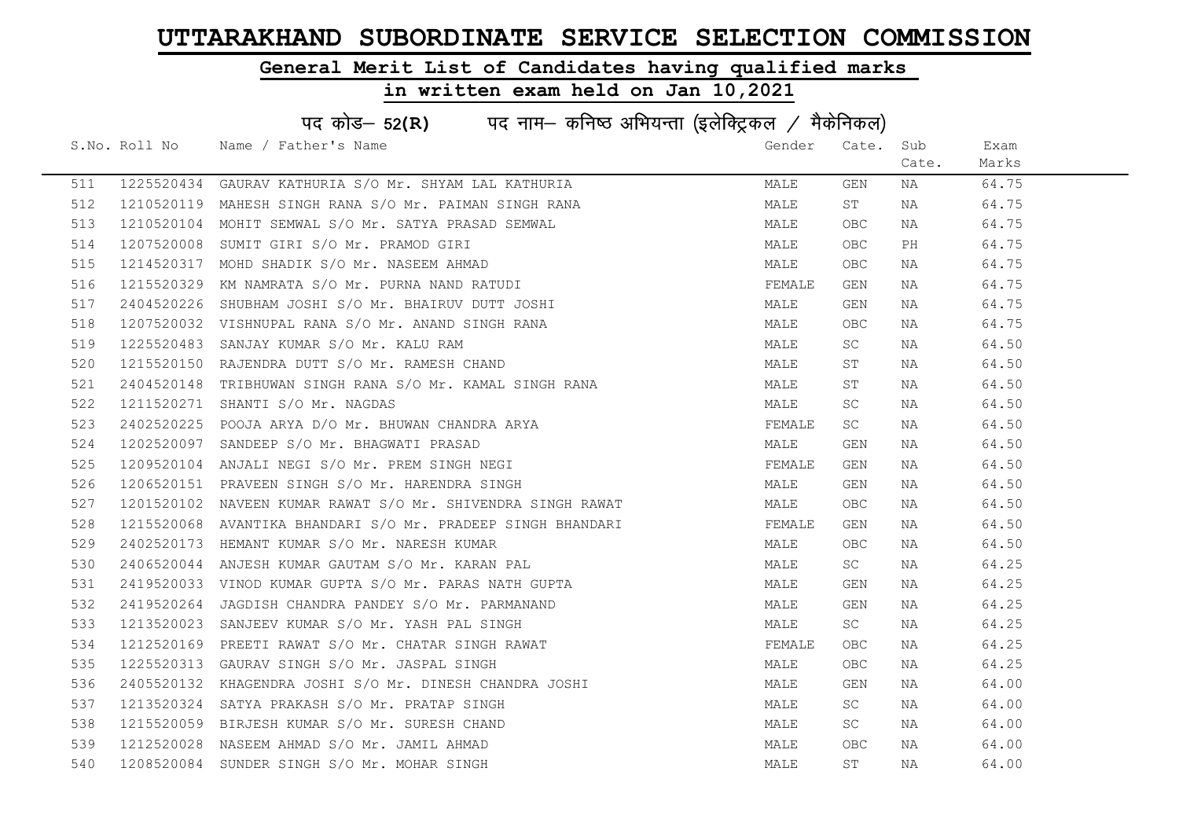# UTTARAKHAND SUBORDINATE SERVICE SELECTION COMMISSION

## General Merit List of Candidates having qualified marks

## in written exam held on Jan 10,2021

### पद कोड– 52(R) पद नाम– कनिष्ठ अभियन्ता (इलेक्ट्रिकल / मैकेनिकल)

| S.No. | Roll No | Name / Father's Name | Gender | Cate. | Sub Cate. | Exam Marks |
|---|---|---|---|---|---|---|
| 511 | 1225520434 | GAURAV KATHURIA S/O Mr. SHYAM LAL KATHURIA | MALE | GEN | NA | 64.75 |
| 512 | 1210520119 | MAHESH SINGH RANA S/O Mr. PAIMAN SINGH RANA | MALE | ST | NA | 64.75 |
| 513 | 1210520104 | MOHIT SEMWAL S/O Mr. SATYA PRASAD SEMWAL | MALE | OBC | NA | 64.75 |
| 514 | 1207520008 | SUMIT GIRI S/O Mr. PRAMOD GIRI | MALE | OBC | PH | 64.75 |
| 515 | 1214520317 | MOHD SHADIK S/O Mr. NASEEM AHMAD | MALE | OBC | NA | 64.75 |
| 516 | 1215520329 | KM NAMRATA S/O Mr. PURNA NAND RATUDI | FEMALE | GEN | NA | 64.75 |
| 517 | 2404520226 | SHUBHAM JOSHI S/O Mr. BHAIRUV DUTT JOSHI | MALE | GEN | NA | 64.75 |
| 518 | 1207520032 | VISHNUPAL RANA S/O Mr. ANAND SINGH RANA | MALE | OBC | NA | 64.75 |
| 519 | 1225520483 | SANJAY KUMAR S/O Mr. KALU RAM | MALE | SC | NA | 64.50 |
| 520 | 1215520150 | RAJENDRA DUTT S/O Mr. RAMESH CHAND | MALE | ST | NA | 64.50 |
| 521 | 2404520148 | TRIBHUWAN SINGH RANA S/O Mr. KAMAL SINGH RANA | MALE | ST | NA | 64.50 |
| 522 | 1211520271 | SHANTI S/O Mr. NAGDAS | MALE | SC | NA | 64.50 |
| 523 | 2402520225 | POOJA ARYA D/O Mr. BHUWAN CHANDRA ARYA | FEMALE | SC | NA | 64.50 |
| 524 | 1202520097 | SANDEEP S/O Mr. BHAGWATI PRASAD | MALE | GEN | NA | 64.50 |
| 525 | 1209520104 | ANJALI NEGI S/O Mr. PREM SINGH NEGI | FEMALE | GEN | NA | 64.50 |
| 526 | 1206520151 | PRAVEEN SINGH S/O Mr. HARENDRA SINGH | MALE | GEN | NA | 64.50 |
| 527 | 1201520102 | NAVEEN KUMAR RAWAT S/O Mr. SHIVENDRA SINGH RAWAT | MALE | OBC | NA | 64.50 |
| 528 | 1215520068 | AVANTIKA BHANDARI S/O Mr. PRADEEP SINGH BHANDARI | FEMALE | GEN | NA | 64.50 |
| 529 | 2402520173 | HEMANT KUMAR S/O Mr. NARESH KUMAR | MALE | OBC | NA | 64.50 |
| 530 | 2406520044 | ANJESH KUMAR GAUTAM S/O Mr. KARAN PAL | MALE | SC | NA | 64.25 |
| 531 | 2419520033 | VINOD KUMAR GUPTA S/O Mr. PARAS NATH GUPTA | MALE | GEN | NA | 64.25 |
| 532 | 2419520264 | JAGDISH CHANDRA PANDEY S/O Mr. PARMANAND | MALE | GEN | NA | 64.25 |
| 533 | 1213520023 | SANJEEV KUMAR S/O Mr. YASH PAL SINGH | MALE | SC | NA | 64.25 |
| 534 | 1212520169 | PREETI RAWAT S/O Mr. CHATAR SINGH RAWAT | FEMALE | OBC | NA | 64.25 |
| 535 | 1225520313 | GAURAV SINGH S/O Mr. JASPAL SINGH | MALE | OBC | NA | 64.25 |
| 536 | 2405520132 | KHAGENDRA JOSHI S/O Mr. DINESH CHANDRA JOSHI | MALE | GEN | NA | 64.00 |
| 537 | 1213520324 | SATYA PRAKASH S/O Mr. PRATAP SINGH | MALE | SC | NA | 64.00 |
| 538 | 1215520059 | BIRJESH KUMAR S/O Mr. SURESH CHAND | MALE | SC | NA | 64.00 |
| 539 | 1212520028 | NASEEM AHMAD S/O Mr. JAMIL AHMAD | MALE | OBC | NA | 64.00 |
| 540 | 1208520084 | SUNDER SINGH S/O Mr. MOHAR SINGH | MALE | ST | NA | 64.00 |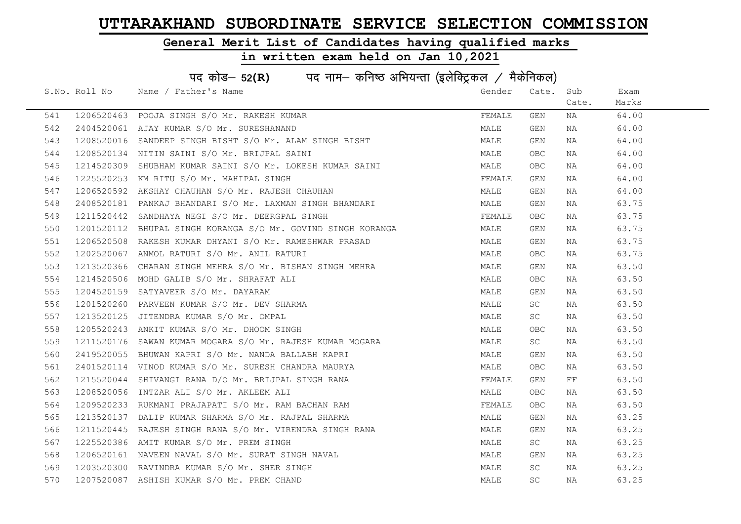# UTTARAKHAND SUBORDINATE SERVICE SELECTION COMMISSION

## General Merit List of Candidates having qualified marks

## in written exam held on Jan 10,2021

### पद कोड– 52(R) पद नाम– कनिष्ठ अभियन्ता (इलेक्ट्रिकल / मैकेनिकल)

| S.No. | Roll No | Name / Father's Name | Gender | Cate. | Sub Cate. | Exam Marks |
|---|---|---|---|---|---|---|
| 541 | 1206520463 | POOJA SINGH S/O Mr. RAKESH KUMAR | FEMALE | GEN | NA | 64.00 |
| 542 | 2404520061 | AJAY KUMAR S/O Mr. SURESHANAND | MALE | GEN | NA | 64.00 |
| 543 | 1208520016 | SANDEEP SINGH BISHT S/O Mr. ALAM SINGH BISHT | MALE | GEN | NA | 64.00 |
| 544 | 1208520134 | NITIN SAINI S/O Mr. BRIJPAL SAINI | MALE | OBC | NA | 64.00 |
| 545 | 1214520309 | SHUBHAM KUMAR SAINI S/O Mr. LOKESH KUMAR SAINI | MALE | OBC | NA | 64.00 |
| 546 | 1225520253 | KM RITU S/O Mr. MAHIPAL SINGH | FEMALE | GEN | NA | 64.00 |
| 547 | 1206520592 | AKSHAY CHAUHAN S/O Mr. RAJESH CHAUHAN | MALE | GEN | NA | 64.00 |
| 548 | 2408520181 | PANKAJ BHANDARI S/O Mr. LAXMAN SINGH BHANDARI | MALE | GEN | NA | 63.75 |
| 549 | 1211520442 | SANDHAYA NEGI S/O Mr. DEERGPAL SINGH | FEMALE | OBC | NA | 63.75 |
| 550 | 1201520112 | BHUPAL SINGH KORANGA S/O Mr. GOVIND SINGH KORANGA | MALE | GEN | NA | 63.75 |
| 551 | 1206520508 | RAKESH KUMAR DHYANI S/O Mr. RAMESHWAR PRASAD | MALE | GEN | NA | 63.75 |
| 552 | 1202520067 | ANMOL RATURI S/O Mr. ANIL RATURI | MALE | OBC | NA | 63.75 |
| 553 | 1213520366 | CHARAN SINGH MEHRA S/O Mr. BISHAN SINGH MEHRA | MALE | GEN | NA | 63.50 |
| 554 | 1214520506 | MOHD GALIB S/O Mr. SHRAFAT ALI | MALE | OBC | NA | 63.50 |
| 555 | 1204520159 | SATYAVEER S/O Mr. DAYARAM | MALE | GEN | NA | 63.50 |
| 556 | 1201520260 | PARVEEN KUMAR S/O Mr. DEV SHARMA | MALE | SC | NA | 63.50 |
| 557 | 1213520125 | JITENDRA KUMAR S/O Mr. OMPAL | MALE | SC | NA | 63.50 |
| 558 | 1205520243 | ANKIT KUMAR S/O Mr. DHOOM SINGH | MALE | OBC | NA | 63.50 |
| 559 | 1211520176 | SAWAN KUMAR MOGARA S/O Mr. RAJESH KUMAR MOGARA | MALE | SC | NA | 63.50 |
| 560 | 2419520055 | BHUWAN KAPRI S/O Mr. NANDA BALLABH KAPRI | MALE | GEN | NA | 63.50 |
| 561 | 2401520114 | VINOD KUMAR S/O Mr. SURESH CHANDRA MAURYA | MALE | OBC | NA | 63.50 |
| 562 | 1215520044 | SHIVANGI RANA D/O Mr. BRIJPAL SINGH RANA | FEMALE | GEN | FF | 63.50 |
| 563 | 1208520056 | INTZAR ALI S/O Mr. AKLEEM ALI | MALE | OBC | NA | 63.50 |
| 564 | 1209520233 | RUKMANI PRAJAPATI S/O Mr. RAM BACHAN RAM | FEMALE | OBC | NA | 63.50 |
| 565 | 1213520137 | DALIP KUMAR SHARMA S/O Mr. RAJPAL SHARMA | MALE | GEN | NA | 63.25 |
| 566 | 1211520445 | RAJESH SINGH RANA S/O Mr. VIRENDRA SINGH RANA | MALE | GEN | NA | 63.25 |
| 567 | 1225520386 | AMIT KUMAR S/O Mr. PREM SINGH | MALE | SC | NA | 63.25 |
| 568 | 1206520161 | NAVEEN NAVAL S/O Mr. SURAT SINGH NAVAL | MALE | GEN | NA | 63.25 |
| 569 | 1203520300 | RAVINDRA KUMAR S/O Mr. SHER SINGH | MALE | SC | NA | 63.25 |
| 570 | 1207520087 | ASHISH KUMAR S/O Mr. PREM CHAND | MALE | SC | NA | 63.25 |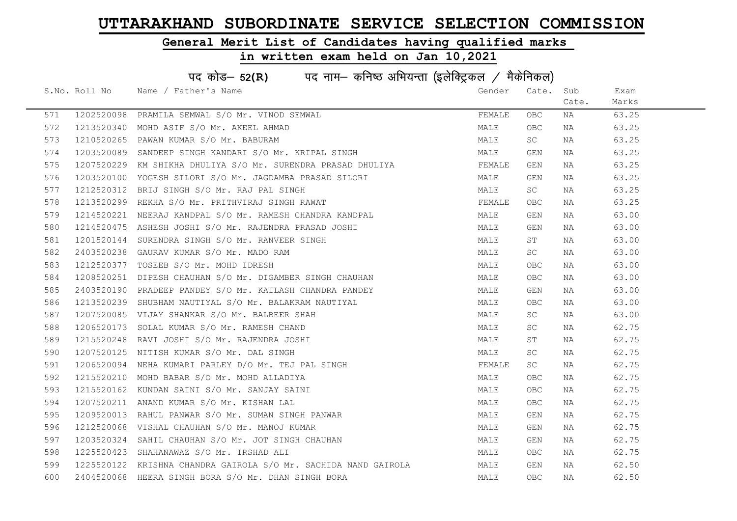# UTTARAKHAND SUBORDINATE SERVICE SELECTION COMMISSION

## General Merit List of Candidates having qualified marks

## in written exam held on Jan 10,2021

### पद कोड– 52(R) पद नाम– कनिष्ठ अभियन्ता (इलेक्ट्रिकल / मैकेनिकल)

| S.No. | Roll No | Name / Father's Name | Gender | Cate. | Sub Cate. | Exam Marks |
|---|---|---|---|---|---|---|
| 571 | 1202520098 | PRAMILA SEMWAL S/O Mr. VINOD SEMWAL | FEMALE | OBC | NA | 63.25 |
| 572 | 1213520340 | MOHD ASIF S/O Mr. AKEEL AHMAD | MALE | OBC | NA | 63.25 |
| 573 | 1210520265 | PAWAN KUMAR S/O Mr. BABURAM | MALE | SC | NA | 63.25 |
| 574 | 1203520089 | SANDEEP SINGH KANDARI S/O Mr. KRIPAL SINGH | MALE | GEN | NA | 63.25 |
| 575 | 1207520229 | KM SHIKHA DHULIYA S/O Mr. SURENDRA PRASAD DHULIYA | FEMALE | GEN | NA | 63.25 |
| 576 | 1203520100 | YOGESH SILORI S/O Mr. JAGDAMBA PRASAD SILORI | MALE | GEN | NA | 63.25 |
| 577 | 1212520312 | BRIJ SINGH S/O Mr. RAJ PAL SINGH | MALE | SC | NA | 63.25 |
| 578 | 1213520299 | REKHA S/O Mr. PRITHVIRAJ SINGH RAWAT | FEMALE | OBC | NA | 63.25 |
| 579 | 1214520221 | NEERAJ KANDPAL S/O Mr. RAMESH CHANDRA KANDPAL | MALE | GEN | NA | 63.00 |
| 580 | 1214520475 | ASHESH JOSHI S/O Mr. RAJENDRA PRASAD JOSHI | MALE | GEN | NA | 63.00 |
| 581 | 1201520144 | SURENDRA SINGH S/O Mr. RANVEER SINGH | MALE | ST | NA | 63.00 |
| 582 | 2403520238 | GAURAV KUMAR S/O Mr. MADO RAM | MALE | SC | NA | 63.00 |
| 583 | 1212520377 | TOSEEB S/O Mr. MOHD IDRESH | MALE | OBC | NA | 63.00 |
| 584 | 1208520251 | DIPESH CHAUHAN S/O Mr. DIGAMBER SINGH CHAUHAN | MALE | OBC | NA | 63.00 |
| 585 | 2403520190 | PRADEEP PANDEY S/O Mr. KAILASH CHANDRA PANDEY | MALE | GEN | NA | 63.00 |
| 586 | 1213520239 | SHUBHAM NAUTIYAL S/O Mr. BALAKRAM NAUTIYAL | MALE | OBC | NA | 63.00 |
| 587 | 1207520085 | VIJAY SHANKAR S/O Mr. BALBEER SHAH | MALE | SC | NA | 63.00 |
| 588 | 1206520173 | SOLAL KUMAR S/O Mr. RAMESH CHAND | MALE | SC | NA | 62.75 |
| 589 | 1215520248 | RAVI JOSHI S/O Mr. RAJENDRA JOSHI | MALE | ST | NA | 62.75 |
| 590 | 1207520125 | NITISH KUMAR S/O Mr. DAL SINGH | MALE | SC | NA | 62.75 |
| 591 | 1206520094 | NEHA KUMARI PARLEY D/O Mr. TEJ PAL SINGH | FEMALE | SC | NA | 62.75 |
| 592 | 1215520210 | MOHD BABAR S/O Mr. MOHD ALLADIYA | MALE | OBC | NA | 62.75 |
| 593 | 1215520162 | KUNDAN SAINI S/O Mr. SANJAY SAINI | MALE | OBC | NA | 62.75 |
| 594 | 1207520211 | ANAND KUMAR S/O Mr. KISHAN LAL | MALE | OBC | NA | 62.75 |
| 595 | 1209520013 | RAHUL PANWAR S/O Mr. SUMAN SINGH PANWAR | MALE | GEN | NA | 62.75 |
| 596 | 1212520068 | VISHAL CHAUHAN S/O Mr. MANOJ KUMAR | MALE | GEN | NA | 62.75 |
| 597 | 1203520324 | SAHIL CHAUHAN S/O Mr. JOT SINGH CHAUHAN | MALE | GEN | NA | 62.75 |
| 598 | 1225520423 | SHAHANAWAZ S/O Mr. IRSHAD ALI | MALE | OBC | NA | 62.75 |
| 599 | 1225520122 | KRISHNA CHANDRA GAIROLA S/O Mr. SACHIDA NAND GAIROLA | MALE | GEN | NA | 62.50 |
| 600 | 2404520068 | HEERA SINGH BORA S/O Mr. DHAN SINGH BORA | MALE | OBC | NA | 62.50 |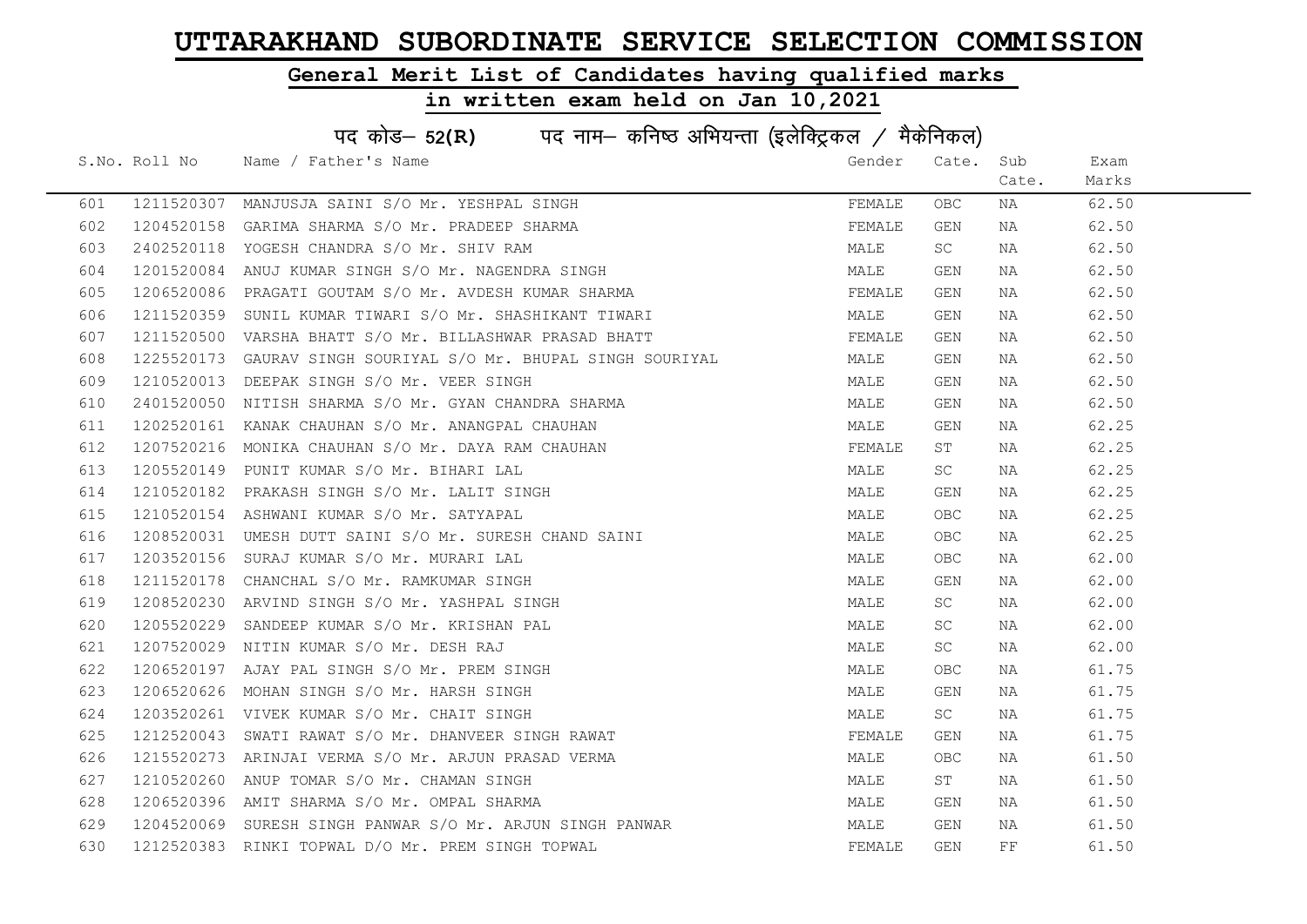# UTTARAKHAND SUBORDINATE SERVICE SELECTION COMMISSION

## General Merit List of Candidates having qualified marks

## in written exam held on Jan 10,2021

### पद कोड– 52(R) पद नाम– कनिष्ठ अभियन्ता (इलेक्ट्रिकल / मैकेनिकल)

| S.No. | Roll No | Name / Father's Name | Gender | Cate. | Sub Cate. | Exam Marks |
|---|---|---|---|---|---|---|
| 601 | 1211520307 | MANJUSJA SAINI S/O Mr. YESHPAL SINGH | FEMALE | OBC | NA | 62.50 |
| 602 | 1204520158 | GARIMA SHARMA S/O Mr. PRADEEP SHARMA | FEMALE | GEN | NA | 62.50 |
| 603 | 2402520118 | YOGESH CHANDRA S/O Mr. SHIV RAM | MALE | SC | NA | 62.50 |
| 604 | 1201520084 | ANUJ KUMAR SINGH S/O Mr. NAGENDRA SINGH | MALE | GEN | NA | 62.50 |
| 605 | 1206520086 | PRAGATI GOUTAM S/O Mr. AVDESH KUMAR SHARMA | FEMALE | GEN | NA | 62.50 |
| 606 | 1211520359 | SUNIL KUMAR TIWARI S/O Mr. SHASHIKANT TIWARI | MALE | GEN | NA | 62.50 |
| 607 | 1211520500 | VARSHA BHATT S/O Mr. BILLASHWAR PRASAD BHATT | FEMALE | GEN | NA | 62.50 |
| 608 | 1225520173 | GAURAV SINGH SOURIYAL S/O Mr. BHUPAL SINGH SOURIYAL | MALE | GEN | NA | 62.50 |
| 609 | 1210520013 | DEEPAK SINGH S/O Mr. VEER SINGH | MALE | GEN | NA | 62.50 |
| 610 | 2401520050 | NITISH SHARMA S/O Mr. GYAN CHANDRA SHARMA | MALE | GEN | NA | 62.50 |
| 611 | 1202520161 | KANAK CHAUHAN S/O Mr. ANANGPAL CHAUHAN | MALE | GEN | NA | 62.25 |
| 612 | 1207520216 | MONIKA CHAUHAN S/O Mr. DAYA RAM CHAUHAN | FEMALE | ST | NA | 62.25 |
| 613 | 1205520149 | PUNIT KUMAR S/O Mr. BIHARI LAL | MALE | SC | NA | 62.25 |
| 614 | 1210520182 | PRAKASH SINGH S/O Mr. LALIT SINGH | MALE | GEN | NA | 62.25 |
| 615 | 1210520154 | ASHWANI KUMAR S/O Mr. SATYAPAL | MALE | OBC | NA | 62.25 |
| 616 | 1208520031 | UMESH DUTT SAINI S/O Mr. SURESH CHAND SAINI | MALE | OBC | NA | 62.25 |
| 617 | 1203520156 | SURAJ KUMAR S/O Mr. MURARI LAL | MALE | OBC | NA | 62.00 |
| 618 | 1211520178 | CHANCHAL S/O Mr. RAMKUMAR SINGH | MALE | GEN | NA | 62.00 |
| 619 | 1208520230 | ARVIND SINGH S/O Mr. YASHPAL SINGH | MALE | SC | NA | 62.00 |
| 620 | 1205520229 | SANDEEP KUMAR S/O Mr. KRISHAN PAL | MALE | SC | NA | 62.00 |
| 621 | 1207520029 | NITIN KUMAR S/O Mr. DESH RAJ | MALE | SC | NA | 62.00 |
| 622 | 1206520197 | AJAY PAL SINGH S/O Mr. PREM SINGH | MALE | OBC | NA | 61.75 |
| 623 | 1206520626 | MOHAN SINGH S/O Mr. HARSH SINGH | MALE | GEN | NA | 61.75 |
| 624 | 1203520261 | VIVEK KUMAR S/O Mr. CHAIT SINGH | MALE | SC | NA | 61.75 |
| 625 | 1212520043 | SWATI RAWAT S/O Mr. DHANVEER SINGH RAWAT | FEMALE | GEN | NA | 61.75 |
| 626 | 1215520273 | ARINJAI VERMA S/O Mr. ARJUN PRASAD VERMA | MALE | OBC | NA | 61.50 |
| 627 | 1210520260 | ANUP TOMAR S/O Mr. CHAMAN SINGH | MALE | ST | NA | 61.50 |
| 628 | 1206520396 | AMIT SHARMA S/O Mr. OMPAL SHARMA | MALE | GEN | NA | 61.50 |
| 629 | 1204520069 | SURESH SINGH PANWAR S/O Mr. ARJUN SINGH PANWAR | MALE | GEN | NA | 61.50 |
| 630 | 1212520383 | RINKI TOPWAL D/O Mr. PREM SINGH TOPWAL | FEMALE | GEN | FF | 61.50 |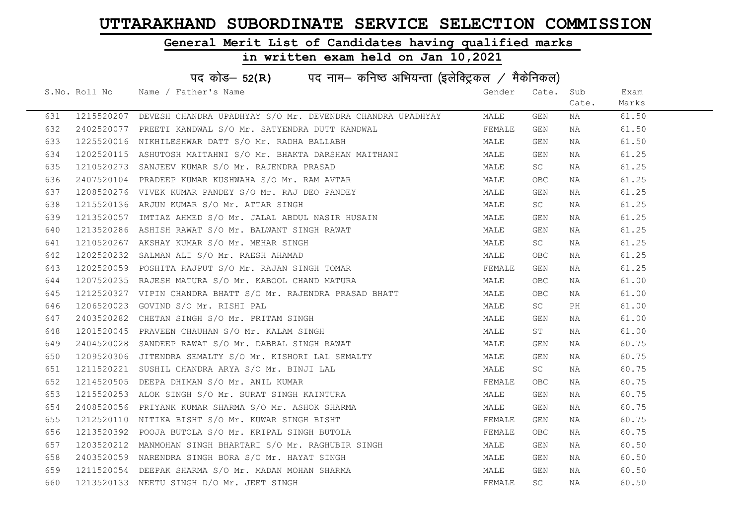# UTTARAKHAND SUBORDINATE SERVICE SELECTION COMMISSION

## General Merit List of Candidates having qualified marks

## in written exam held on Jan 10,2021

### पद कोड– 52(R) पद नाम– कनिष्ठ अभियन्ता (इलेक्ट्रिकल / मैकेनिकल)

| S.No. | Roll No | Name / Father's Name | Gender | Cate. | Sub Cate. | Exam Marks |
|---|---|---|---|---|---|---|
| 631 | 1215520207 | DEVESH CHANDRA UPADHYAY S/O Mr. DEVENDRA CHANDRA UPADHYAY | MALE | GEN | NA | 61.50 |
| 632 | 2402520077 | PREETI KANDWAL S/O Mr. SATYENDRA DUTT KANDWAL | FEMALE | GEN | NA | 61.50 |
| 633 | 1225520016 | NIKHILESHWAR DATT S/O Mr. RADHA BALLABH | MALE | GEN | NA | 61.50 |
| 634 | 1202520115 | ASHUTOSH MAITAHNI S/O Mr. BHAKTA DARSHAN MAITHANI | MALE | GEN | NA | 61.25 |
| 635 | 1210520273 | SANJEEV KUMAR S/O Mr. RAJENDRA PRASAD | MALE | SC | NA | 61.25 |
| 636 | 2407520104 | PRADEEP KUMAR KUSHWAHA S/O Mr. RAM AVTAR | MALE | OBC | NA | 61.25 |
| 637 | 1208520276 | VIVEK KUMAR PANDEY S/O Mr. RAJ DEO PANDEY | MALE | GEN | NA | 61.25 |
| 638 | 1215520136 | ARJUN KUMAR S/O Mr. ATTAR SINGH | MALE | SC | NA | 61.25 |
| 639 | 1213520057 | IMTIAZ AHMED S/O Mr. JALAL ABDUL NASIR HUSAIN | MALE | GEN | NA | 61.25 |
| 640 | 1213520286 | ASHISH RAWAT S/O Mr. BALWANT SINGH RAWAT | MALE | GEN | NA | 61.25 |
| 641 | 1210520267 | AKSHAY KUMAR S/O Mr. MEHAR SINGH | MALE | SC | NA | 61.25 |
| 642 | 1202520232 | SALMAN ALI S/O Mr. RAESH AHAMAD | MALE | OBC | NA | 61.25 |
| 643 | 1202520059 | POSHITA RAJPUT S/O Mr. RAJAN SINGH TOMAR | FEMALE | GEN | NA | 61.25 |
| 644 | 1207520235 | RAJESH MATURA S/O Mr. KABOOL CHAND MATURA | MALE | OBC | NA | 61.00 |
| 645 | 1212520327 | VIPIN CHANDRA BHATT S/O Mr. RAJENDRA PRASAD BHATT | MALE | OBC | NA | 61.00 |
| 646 | 1206520023 | GOVIND S/O Mr. RISHI PAL | MALE | SC | PH | 61.00 |
| 647 | 2403520282 | CHETAN SINGH S/O Mr. PRITAM SINGH | MALE | GEN | NA | 61.00 |
| 648 | 1201520045 | PRAVEEN CHAUHAN S/O Mr. KALAM SINGH | MALE | ST | NA | 61.00 |
| 649 | 2404520028 | SANDEEP RAWAT S/O Mr. DABBAL SINGH RAWAT | MALE | GEN | NA | 60.75 |
| 650 | 1209520306 | JITENDRA SEMALTY S/O Mr. KISHORI LAL SEMALTY | MALE | GEN | NA | 60.75 |
| 651 | 1211520221 | SUSHIL CHANDRA ARYA S/O Mr. BINJI LAL | MALE | SC | NA | 60.75 |
| 652 | 1214520505 | DEEPA DHIMAN S/O Mr. ANIL KUMAR | FEMALE | OBC | NA | 60.75 |
| 653 | 1215520253 | ALOK SINGH S/O Mr. SURAT SINGH KAINTURA | MALE | GEN | NA | 60.75 |
| 654 | 2408520056 | PRIYANK KUMAR SHARMA S/O Mr. ASHOK SHARMA | MALE | GEN | NA | 60.75 |
| 655 | 1212520110 | NITIKA BISHT S/O Mr. KUWAR SINGH BISHT | FEMALE | GEN | NA | 60.75 |
| 656 | 1213520392 | POOJA BUTOLA S/O Mr. KRIPAL SINGH BUTOLA | FEMALE | OBC | NA | 60.75 |
| 657 | 1203520212 | MANMOHAN SINGH BHARTARI S/O Mr. RAGHUBIR SINGH | MALE | GEN | NA | 60.50 |
| 658 | 2403520059 | NARENDRA SINGH BORA S/O Mr. HAYAT SINGH | MALE | GEN | NA | 60.50 |
| 659 | 1211520054 | DEEPAK SHARMA S/O Mr. MADAN MOHAN SHARMA | MALE | GEN | NA | 60.50 |
| 660 | 1213520133 | NEETU SINGH D/O Mr. JEET SINGH | FEMALE | SC | NA | 60.50 |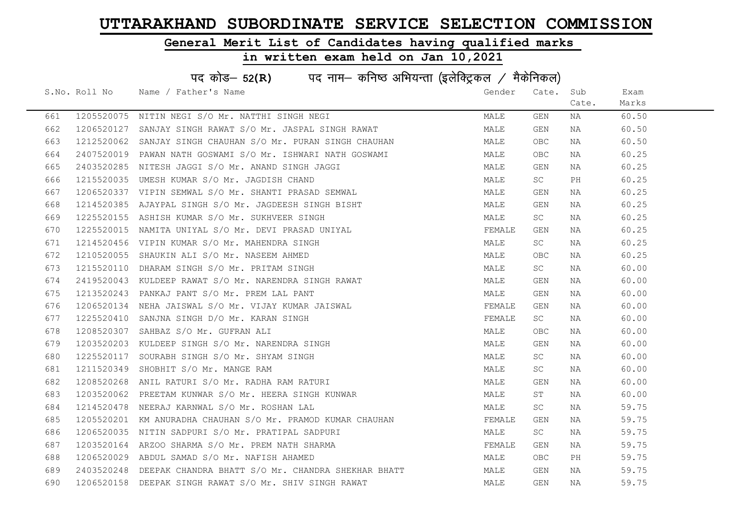# UTTARAKHAND SUBORDINATE SERVICE SELECTION COMMISSION

## General Merit List of Candidates having qualified marks

## in written exam held on Jan 10,2021

### पद कोड– 52(R) पद नाम– कनिष्ठ अभियन्ता (इलेक्ट्रिकल / मैकेनिकल)

| S.No. | Roll No | Name / Father's Name | Gender | Cate. | Sub Cate. | Exam Marks |
|---|---|---|---|---|---|---|
| 661 | 1205520075 | NITIN NEGI S/O Mr. NATTHI SINGH NEGI | MALE | GEN | NA | 60.50 |
| 662 | 1206520127 | SANJAY SINGH RAWAT S/O Mr. JASPAL SINGH RAWAT | MALE | GEN | NA | 60.50 |
| 663 | 1212520062 | SANJAY SINGH CHAUHAN S/O Mr. PURAN SINGH CHAUHAN | MALE | OBC | NA | 60.50 |
| 664 | 2407520019 | PAWAN NATH GOSWAMI S/O Mr. ISHWARI NATH GOSWAMI | MALE | OBC | NA | 60.25 |
| 665 | 2403520285 | NITESH JAGGI S/O Mr. ANAND SINGH JAGGI | MALE | GEN | NA | 60.25 |
| 666 | 1215520035 | UMESH KUMAR S/O Mr. JAGDISH CHAND | MALE | SC | PH | 60.25 |
| 667 | 1206520337 | VIPIN SEMWAL S/O Mr. SHANTI PRASAD SEMWAL | MALE | GEN | NA | 60.25 |
| 668 | 1214520385 | AJAYPAL SINGH S/O Mr. JAGDEESH SINGH BISHT | MALE | GEN | NA | 60.25 |
| 669 | 1225520155 | ASHISH KUMAR S/O Mr. SUKHVEER SINGH | MALE | SC | NA | 60.25 |
| 670 | 1225520015 | NAMITA UNIYAL S/O Mr. DEVI PRASAD UNIYAL | FEMALE | GEN | NA | 60.25 |
| 671 | 1214520456 | VIPIN KUMAR S/O Mr. MAHENDRA SINGH | MALE | SC | NA | 60.25 |
| 672 | 1210520055 | SHAUKIN ALI S/O Mr. NASEEM AHMED | MALE | OBC | NA | 60.25 |
| 673 | 1215520110 | DHARAM SINGH S/O Mr. PRITAM SINGH | MALE | SC | NA | 60.00 |
| 674 | 2419520043 | KULDEEP RAWAT S/O Mr. NARENDRA SINGH RAWAT | MALE | GEN | NA | 60.00 |
| 675 | 1213520243 | PANKAJ PANT S/O Mr. PREM LAL PANT | MALE | GEN | NA | 60.00 |
| 676 | 1206520134 | NEHA JAISWAL S/O Mr. VIJAY KUMAR JAISWAL | FEMALE | GEN | NA | 60.00 |
| 677 | 1225520410 | SANJNA SINGH D/O Mr. KARAN SINGH | FEMALE | SC | NA | 60.00 |
| 678 | 1208520307 | SAHBAZ S/O Mr. GUFRAN ALI | MALE | OBC | NA | 60.00 |
| 679 | 1203520203 | KULDEEP SINGH S/O Mr. NARENDRA SINGH | MALE | GEN | NA | 60.00 |
| 680 | 1225520117 | SOURABH SINGH S/O Mr. SHYAM SINGH | MALE | SC | NA | 60.00 |
| 681 | 1211520349 | SHOBHIT S/O Mr. MANGE RAM | MALE | SC | NA | 60.00 |
| 682 | 1208520268 | ANIL RATURI S/O Mr. RADHA RAM RATURI | MALE | GEN | NA | 60.00 |
| 683 | 1203520062 | PREETAM KUNWAR S/O Mr. HEERA SINGH KUNWAR | MALE | ST | NA | 60.00 |
| 684 | 1214520478 | NEERAJ KARNWAL S/O Mr. ROSHAN LAL | MALE | SC | NA | 59.75 |
| 685 | 1205520201 | KM ANURADHA CHAUHAN S/O Mr. PRAMOD KUMAR CHAUHAN | FEMALE | GEN | NA | 59.75 |
| 686 | 1206520035 | NITIN SADPURI S/O Mr. PRATIPAL SADPURI | MALE | SC | NA | 59.75 |
| 687 | 1203520164 | ARZOO SHARMA S/O Mr. PREM NATH SHARMA | FEMALE | GEN | NA | 59.75 |
| 688 | 1206520029 | ABDUL SAMAD S/O Mr. NAFISH AHAMED | MALE | OBC | PH | 59.75 |
| 689 | 2403520248 | DEEPAK CHANDRA BHATT S/O Mr. CHANDRA SHEKHAR BHATT | MALE | GEN | NA | 59.75 |
| 690 | 1206520158 | DEEPAK SINGH RAWAT S/O Mr. SHIV SINGH RAWAT | MALE | GEN | NA | 59.75 |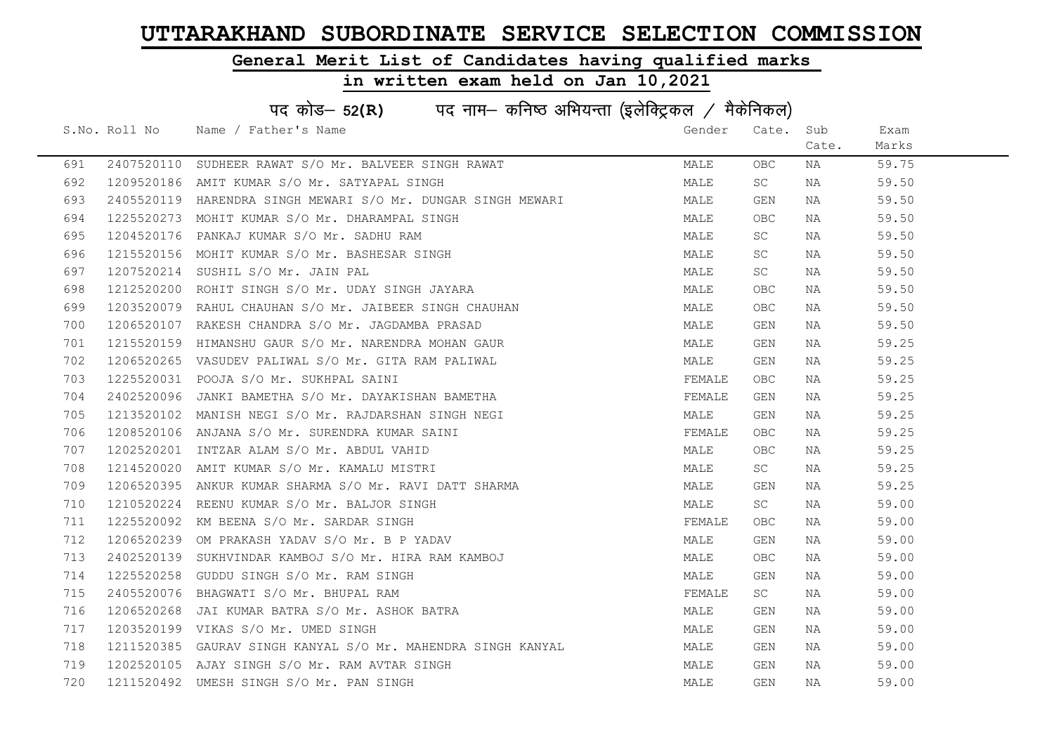# UTTARAKHAND SUBORDINATE SERVICE SELECTION COMMISSION

## General Merit List of Candidates having qualified marks

## in written exam held on Jan 10,2021

### पद कोड– 52(R) पद नाम– कनिष्ठ अभियन्ता (इलेक्ट्रिकल / मैकेनिकल)

| S.No. | Roll No | Name / Father's Name | Gender | Cate. | Sub Cate. | Exam Marks |
|---|---|---|---|---|---|---|
| 691 | 2407520110 | SUDHEER RAWAT S/O Mr. BALVEER SINGH RAWAT | MALE | OBC | NA | 59.75 |
| 692 | 1209520186 | AMIT KUMAR S/O Mr. SATYAPAL SINGH | MALE | SC | NA | 59.50 |
| 693 | 2405520119 | HARENDRA SINGH MEWARI S/O Mr. DUNGAR SINGH MEWARI | MALE | GEN | NA | 59.50 |
| 694 | 1225520273 | MOHIT KUMAR S/O Mr. DHARAMPAL SINGH | MALE | OBC | NA | 59.50 |
| 695 | 1204520176 | PANKAJ KUMAR S/O Mr. SADHU RAM | MALE | SC | NA | 59.50 |
| 696 | 1215520156 | MOHIT KUMAR S/O Mr. BASHESAR SINGH | MALE | SC | NA | 59.50 |
| 697 | 1207520214 | SUSHIL S/O Mr. JAIN PAL | MALE | SC | NA | 59.50 |
| 698 | 1212520200 | ROHIT SINGH S/O Mr. UDAY SINGH JAYARA | MALE | OBC | NA | 59.50 |
| 699 | 1203520079 | RAHUL CHAUHAN S/O Mr. JAIBEER SINGH CHAUHAN | MALE | OBC | NA | 59.50 |
| 700 | 1206520107 | RAKESH CHANDRA S/O Mr. JAGDAMBA PRASAD | MALE | GEN | NA | 59.50 |
| 701 | 1215520159 | HIMANSHU GAUR S/O Mr. NARENDRA MOHAN GAUR | MALE | GEN | NA | 59.25 |
| 702 | 1206520265 | VASUDEV PALIWAL S/O Mr. GITA RAM PALIWAL | MALE | GEN | NA | 59.25 |
| 703 | 1225520031 | POOJA S/O Mr. SUKHPAL SAINI | FEMALE | OBC | NA | 59.25 |
| 704 | 2402520096 | JANKI BAMETHA S/O Mr. DAYAKISHAN BAMETHA | FEMALE | GEN | NA | 59.25 |
| 705 | 1213520102 | MANISH NEGI S/O Mr. RAJDARSHAN SINGH NEGI | MALE | GEN | NA | 59.25 |
| 706 | 1208520106 | ANJANA S/O Mr. SURENDRA KUMAR SAINI | FEMALE | OBC | NA | 59.25 |
| 707 | 1202520201 | INTZAR ALAM S/O Mr. ABDUL VAHID | MALE | OBC | NA | 59.25 |
| 708 | 1214520020 | AMIT KUMAR S/O Mr. KAMALU MISTRI | MALE | SC | NA | 59.25 |
| 709 | 1206520395 | ANKUR KUMAR SHARMA S/O Mr. RAVI DATT SHARMA | MALE | GEN | NA | 59.25 |
| 710 | 1210520224 | REENU KUMAR S/O Mr. BALJOR SINGH | MALE | SC | NA | 59.00 |
| 711 | 1225520092 | KM BEENA S/O Mr. SARDAR SINGH | FEMALE | OBC | NA | 59.00 |
| 712 | 1206520239 | OM PRAKASH YADAV S/O Mr. B P YADAV | MALE | GEN | NA | 59.00 |
| 713 | 2402520139 | SUKHVINDAR KAMBOJ S/O Mr. HIRA RAM KAMBOJ | MALE | OBC | NA | 59.00 |
| 714 | 1225520258 | GUDDU SINGH S/O Mr. RAM SINGH | MALE | GEN | NA | 59.00 |
| 715 | 2405520076 | BHAGWATI S/O Mr. BHUPAL RAM | FEMALE | SC | NA | 59.00 |
| 716 | 1206520268 | JAI KUMAR BATRA S/O Mr. ASHOK BATRA | MALE | GEN | NA | 59.00 |
| 717 | 1203520199 | VIKAS S/O Mr. UMED SINGH | MALE | GEN | NA | 59.00 |
| 718 | 1211520385 | GAURAV SINGH KANYAL S/O Mr. MAHENDRA SINGH KANYAL | MALE | GEN | NA | 59.00 |
| 719 | 1202520105 | AJAY SINGH S/O Mr. RAM AVTAR SINGH | MALE | GEN | NA | 59.00 |
| 720 | 1211520492 | UMESH SINGH S/O Mr. PAN SINGH | MALE | GEN | NA | 59.00 |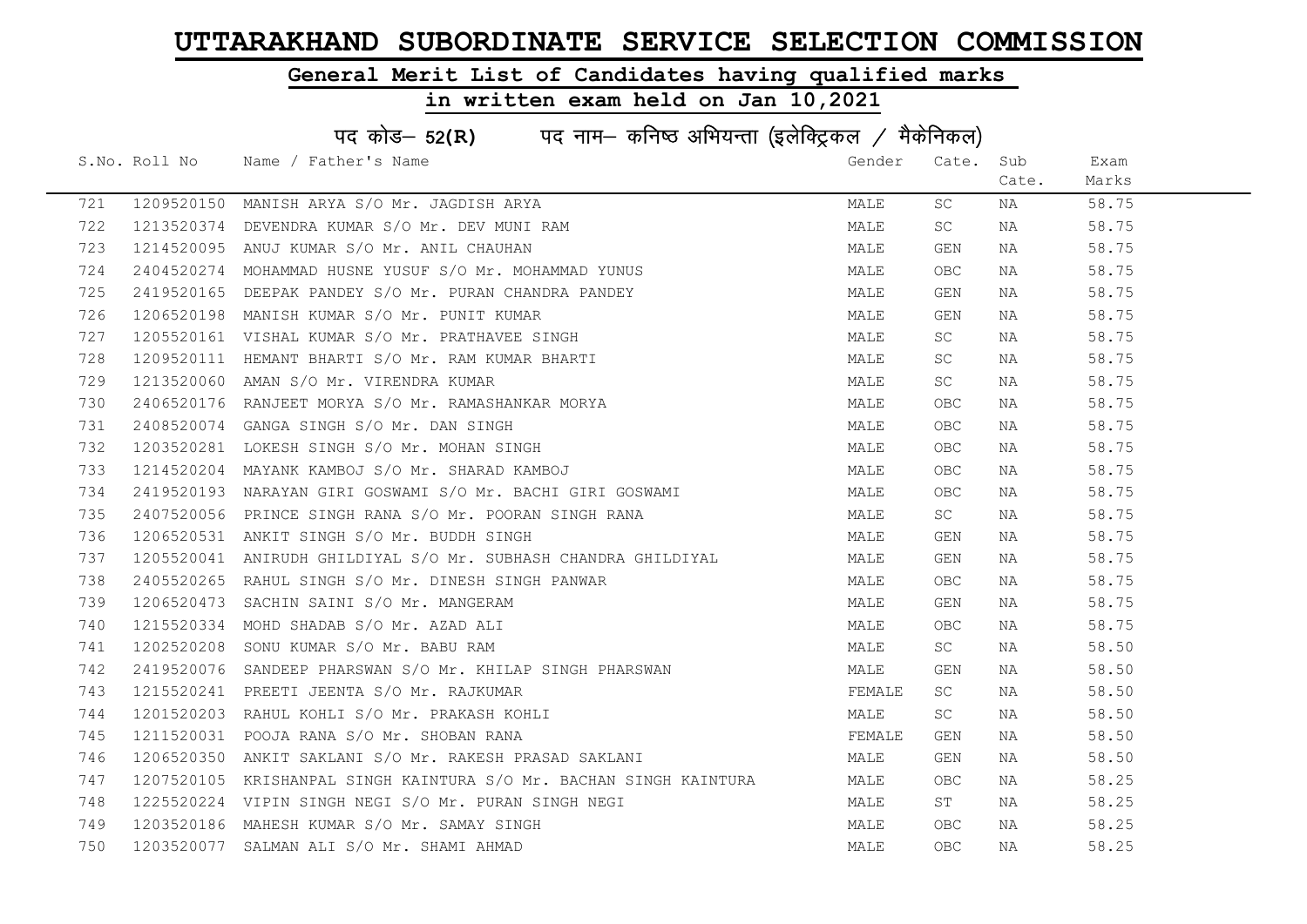# UTTARAKHAND SUBORDINATE SERVICE SELECTION COMMISSION

## General Merit List of Candidates having qualified marks

### in written exam held on Jan 10,2021

### पद कोड– 52(R) पद नाम– कनिष्ठ अभियन्ता (इलेक्ट्रिकल / मैकेनिकल)

| S.No. | Roll No | Name / Father's Name | Gender | Cate. | Sub Cate. | Exam Marks |
|---|---|---|---|---|---|---|
| 721 | 1209520150 | MANISH ARYA S/O Mr. JAGDISH ARYA | MALE | SC | NA | 58.75 |
| 722 | 1213520374 | DEVENDRA KUMAR S/O Mr. DEV MUNI RAM | MALE | SC | NA | 58.75 |
| 723 | 1214520095 | ANUJ KUMAR S/O Mr. ANIL CHAUHAN | MALE | GEN | NA | 58.75 |
| 724 | 2404520274 | MOHAMMAD HUSNE YUSUF S/O Mr. MOHAMMAD YUNUS | MALE | OBC | NA | 58.75 |
| 725 | 2419520165 | DEEPAK PANDEY S/O Mr. PURAN CHANDRA PANDEY | MALE | GEN | NA | 58.75 |
| 726 | 1206520198 | MANISH KUMAR S/O Mr. PUNIT KUMAR | MALE | GEN | NA | 58.75 |
| 727 | 1205520161 | VISHAL KUMAR S/O Mr. PRATHAVEE SINGH | MALE | SC | NA | 58.75 |
| 728 | 1209520111 | HEMANT BHARTI S/O Mr. RAM KUMAR BHARTI | MALE | SC | NA | 58.75 |
| 729 | 1213520060 | AMAN S/O Mr. VIRENDRA KUMAR | MALE | SC | NA | 58.75 |
| 730 | 2406520176 | RANJEET MORYA S/O Mr. RAMASHANKAR MORYA | MALE | OBC | NA | 58.75 |
| 731 | 2408520074 | GANGA SINGH S/O Mr. DAN SINGH | MALE | OBC | NA | 58.75 |
| 732 | 1203520281 | LOKESH SINGH S/O Mr. MOHAN SINGH | MALE | OBC | NA | 58.75 |
| 733 | 1214520204 | MAYANK KAMBOJ S/O Mr. SHARAD KAMBOJ | MALE | OBC | NA | 58.75 |
| 734 | 2419520193 | NARAYAN GIRI GOSWAMI S/O Mr. BACHI GIRI GOSWAMI | MALE | OBC | NA | 58.75 |
| 735 | 2407520056 | PRINCE SINGH RANA S/O Mr. POORAN SINGH RANA | MALE | SC | NA | 58.75 |
| 736 | 1206520531 | ANKIT SINGH S/O Mr. BUDDH SINGH | MALE | GEN | NA | 58.75 |
| 737 | 1205520041 | ANIRUDH GHILDIYAL S/O Mr. SUBHASH CHANDRA GHILDIYAL | MALE | GEN | NA | 58.75 |
| 738 | 2405520265 | RAHUL SINGH S/O Mr. DINESH SINGH PANWAR | MALE | OBC | NA | 58.75 |
| 739 | 1206520473 | SACHIN SAINI S/O Mr. MANGERAM | MALE | GEN | NA | 58.75 |
| 740 | 1215520334 | MOHD SHADAB S/O Mr. AZAD ALI | MALE | OBC | NA | 58.75 |
| 741 | 1202520208 | SONU KUMAR S/O Mr. BABU RAM | MALE | SC | NA | 58.50 |
| 742 | 2419520076 | SANDEEP PHARSWAN S/O Mr. KHILAP SINGH PHARSWAN | MALE | GEN | NA | 58.50 |
| 743 | 1215520241 | PREETI JEENTA S/O Mr. RAJKUMAR | FEMALE | SC | NA | 58.50 |
| 744 | 1201520203 | RAHUL KOHLI S/O Mr. PRAKASH KOHLI | MALE | SC | NA | 58.50 |
| 745 | 1211520031 | POOJA RANA S/O Mr. SHOBAN RANA | FEMALE | GEN | NA | 58.50 |
| 746 | 1206520350 | ANKIT SAKLANI S/O Mr. RAKESH PRASAD SAKLANI | MALE | GEN | NA | 58.50 |
| 747 | 1207520105 | KRISHANPAL SINGH KAINTURA S/O Mr. BACHAN SINGH KAINTURA | MALE | OBC | NA | 58.25 |
| 748 | 1225520224 | VIPIN SINGH NEGI S/O Mr. PURAN SINGH NEGI | MALE | ST | NA | 58.25 |
| 749 | 1203520186 | MAHESH KUMAR S/O Mr. SAMAY SINGH | MALE | OBC | NA | 58.25 |
| 750 | 1203520077 | SALMAN ALI S/O Mr. SHAMI AHMAD | MALE | OBC | NA | 58.25 |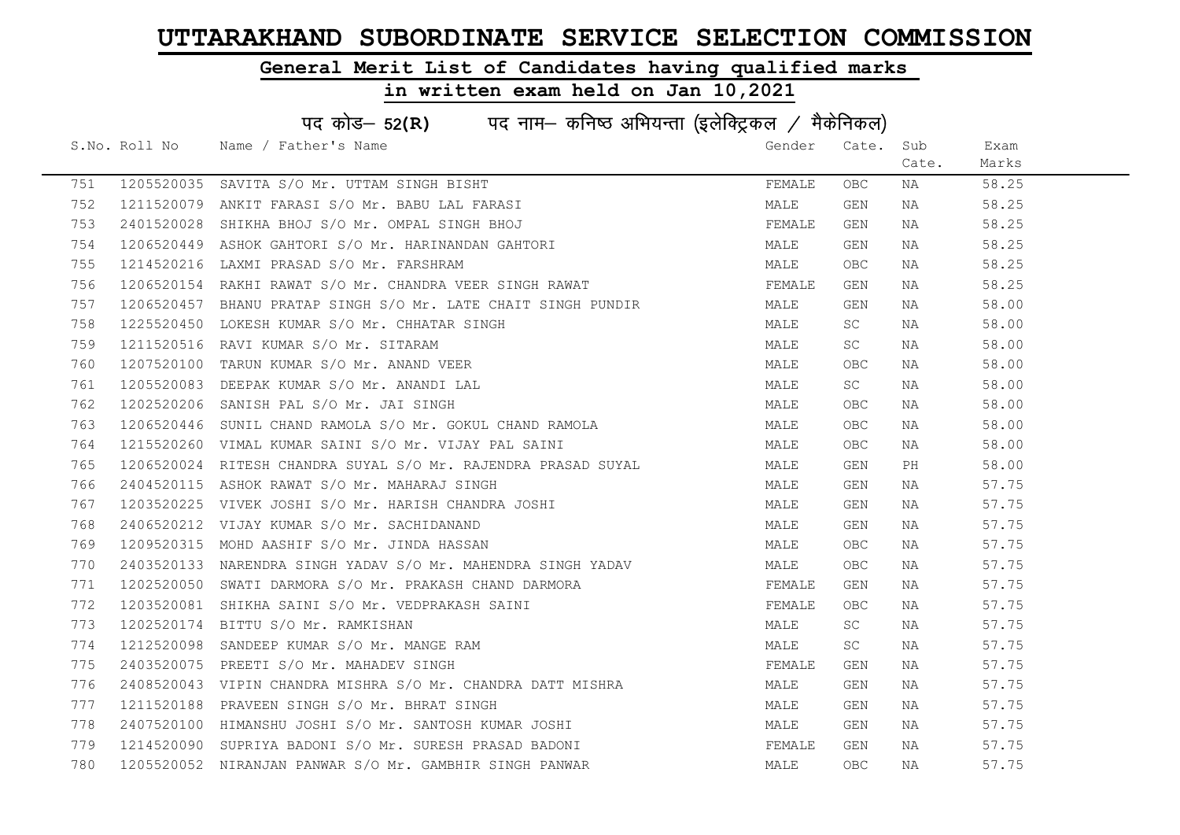# UTTARAKHAND SUBORDINATE SERVICE SELECTION COMMISSION

## General Merit List of Candidates having qualified marks

## in written exam held on Jan 10,2021

### पद कोड– 52(R) पद नाम– कनिष्ठ अभियन्ता (इलेक्ट्रिकल / मैकेनिकल)

| S.No. | Roll No | Name / Father's Name | Gender | Cate. | Sub Cate. | Exam Marks |
|---|---|---|---|---|---|---|
| 751 | 1205520035 | SAVITA S/O Mr. UTTAM SINGH BISHT | FEMALE | OBC | NA | 58.25 |
| 752 | 1211520079 | ANKIT FARASI S/O Mr. BABU LAL FARASI | MALE | GEN | NA | 58.25 |
| 753 | 2401520028 | SHIKHA BHOJ S/O Mr. OMPAL SINGH BHOJ | FEMALE | GEN | NA | 58.25 |
| 754 | 1206520449 | ASHOK GAHTORI S/O Mr. HARINANDAN GAHTORI | MALE | GEN | NA | 58.25 |
| 755 | 1214520216 | LAXMI PRASAD S/O Mr. FARSHRAM | MALE | OBC | NA | 58.25 |
| 756 | 1206520154 | RAKHI RAWAT S/O Mr. CHANDRA VEER SINGH RAWAT | FEMALE | GEN | NA | 58.25 |
| 757 | 1206520457 | BHANU PRATAP SINGH S/O Mr. LATE CHAIT SINGH PUNDIR | MALE | GEN | NA | 58.00 |
| 758 | 1225520450 | LOKESH KUMAR S/O Mr. CHHATAR SINGH | MALE | SC | NA | 58.00 |
| 759 | 1211520516 | RAVI KUMAR S/O Mr. SITARAM | MALE | SC | NA | 58.00 |
| 760 | 1207520100 | TARUN KUMAR S/O Mr. ANAND VEER | MALE | OBC | NA | 58.00 |
| 761 | 1205520083 | DEEPAK KUMAR S/O Mr. ANANDI LAL | MALE | SC | NA | 58.00 |
| 762 | 1202520206 | SANISH PAL S/O Mr. JAI SINGH | MALE | OBC | NA | 58.00 |
| 763 | 1206520446 | SUNIL CHAND RAMOLA S/O Mr. GOKUL CHAND RAMOLA | MALE | OBC | NA | 58.00 |
| 764 | 1215520260 | VIMAL KUMAR SAINI S/O Mr. VIJAY PAL SAINI | MALE | OBC | NA | 58.00 |
| 765 | 1206520024 | RITESH CHANDRA SUYAL S/O Mr. RAJENDRA PRASAD SUYAL | MALE | GEN | PH | 58.00 |
| 766 | 2404520115 | ASHOK RAWAT S/O Mr. MAHARAJ SINGH | MALE | GEN | NA | 57.75 |
| 767 | 1203520225 | VIVEK JOSHI S/O Mr. HARISH CHANDRA JOSHI | MALE | GEN | NA | 57.75 |
| 768 | 2406520212 | VIJAY KUMAR S/O Mr. SACHIDANAND | MALE | GEN | NA | 57.75 |
| 769 | 1209520315 | MOHD AASHIF S/O Mr. JINDA HASSAN | MALE | OBC | NA | 57.75 |
| 770 | 2403520133 | NARENDRA SINGH YADAV S/O Mr. MAHENDRA SINGH YADAV | MALE | OBC | NA | 57.75 |
| 771 | 1202520050 | SWATI DARMORA S/O Mr. PRAKASH CHAND DARMORA | FEMALE | GEN | NA | 57.75 |
| 772 | 1203520081 | SHIKHA SAINI S/O Mr. VEDPRAKASH SAINI | FEMALE | OBC | NA | 57.75 |
| 773 | 1202520174 | BITTU S/O Mr. RAMKISHAN | MALE | SC | NA | 57.75 |
| 774 | 1212520098 | SANDEEP KUMAR S/O Mr. MANGE RAM | MALE | SC | NA | 57.75 |
| 775 | 2403520075 | PREETI S/O Mr. MAHADEV SINGH | FEMALE | GEN | NA | 57.75 |
| 776 | 2408520043 | VIPIN CHANDRA MISHRA S/O Mr. CHANDRA DATT MISHRA | MALE | GEN | NA | 57.75 |
| 777 | 1211520188 | PRAVEEN SINGH S/O Mr. BHRAT SINGH | MALE | GEN | NA | 57.75 |
| 778 | 2407520100 | HIMANSHU JOSHI S/O Mr. SANTOSH KUMAR JOSHI | MALE | GEN | NA | 57.75 |
| 779 | 1214520090 | SUPRIYA BADONI S/O Mr. SURESH PRASAD BADONI | FEMALE | GEN | NA | 57.75 |
| 780 | 1205520052 | NIRANJAN PANWAR S/O Mr. GAMBHIR SINGH PANWAR | MALE | OBC | NA | 57.75 |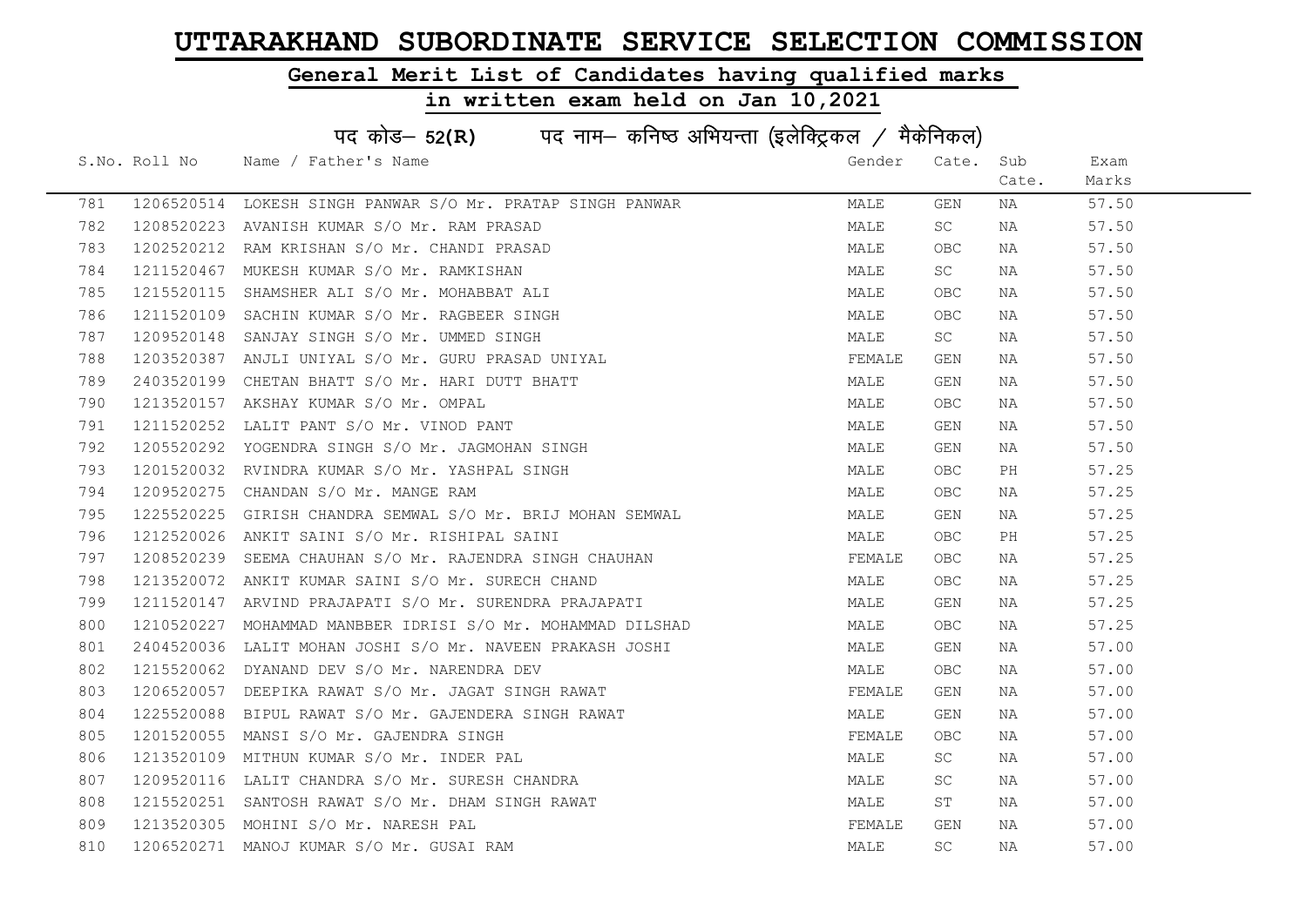# UTTARAKHAND SUBORDINATE SERVICE SELECTION COMMISSION

## General Merit List of Candidates having qualified marks

## in written exam held on Jan 10,2021

### पद कोड– 52(R) पद नाम– कनिष्ठ अभियन्ता (इलेक्ट्रिकल / मैकेनिकल)

| S.No. | Roll No | Name / Father's Name | Gender | Cate. | Sub Cate. | Exam Marks |
|---|---|---|---|---|---|---|
| 781 | 1206520514 | LOKESH SINGH PANWAR S/O Mr. PRATAP SINGH PANWAR | MALE | GEN | NA | 57.50 |
| 782 | 1208520223 | AVANISH KUMAR S/O Mr. RAM PRASAD | MALE | SC | NA | 57.50 |
| 783 | 1202520212 | RAM KRISHAN S/O Mr. CHANDI PRASAD | MALE | OBC | NA | 57.50 |
| 784 | 1211520467 | MUKESH KUMAR S/O Mr. RAMKISHAN | MALE | SC | NA | 57.50 |
| 785 | 1215520115 | SHAMSHER ALI S/O Mr. MOHABBAT ALI | MALE | OBC | NA | 57.50 |
| 786 | 1211520109 | SACHIN KUMAR S/O Mr. RAGBEER SINGH | MALE | OBC | NA | 57.50 |
| 787 | 1209520148 | SANJAY SINGH S/O Mr. UMMED SINGH | MALE | SC | NA | 57.50 |
| 788 | 1203520387 | ANJLI UNIYAL S/O Mr. GURU PRASAD UNIYAL | FEMALE | GEN | NA | 57.50 |
| 789 | 2403520199 | CHETAN BHATT S/O Mr. HARI DUTT BHATT | MALE | GEN | NA | 57.50 |
| 790 | 1213520157 | AKSHAY KUMAR S/O Mr. OMPAL | MALE | OBC | NA | 57.50 |
| 791 | 1211520252 | LALIT PANT S/O Mr. VINOD PANT | MALE | GEN | NA | 57.50 |
| 792 | 1205520292 | YOGENDRA SINGH S/O Mr. JAGMOHAN SINGH | MALE | GEN | NA | 57.50 |
| 793 | 1201520032 | RVINDRA KUMAR S/O Mr. YASHPAL SINGH | MALE | OBC | PH | 57.25 |
| 794 | 1209520275 | CHANDAN S/O Mr. MANGE RAM | MALE | OBC | NA | 57.25 |
| 795 | 1225520225 | GIRISH CHANDRA SEMWAL S/O Mr. BRIJ MOHAN SEMWAL | MALE | GEN | NA | 57.25 |
| 796 | 1212520026 | ANKIT SAINI S/O Mr. RISHIPAL SAINI | MALE | OBC | PH | 57.25 |
| 797 | 1208520239 | SEEMA CHAUHAN S/O Mr. RAJENDRA SINGH CHAUHAN | FEMALE | OBC | NA | 57.25 |
| 798 | 1213520072 | ANKIT KUMAR SAINI S/O Mr. SURECH CHAND | MALE | OBC | NA | 57.25 |
| 799 | 1211520147 | ARVIND PRAJAPATI S/O Mr. SURENDRA PRAJAPATI | MALE | GEN | NA | 57.25 |
| 800 | 1210520227 | MOHAMMAD MANBBER IDRISI S/O Mr. MOHAMMAD DILSHAD | MALE | OBC | NA | 57.25 |
| 801 | 2404520036 | LALIT MOHAN JOSHI S/O Mr. NAVEEN PRAKASH JOSHI | MALE | GEN | NA | 57.00 |
| 802 | 1215520062 | DYANAND DEV S/O Mr. NARENDRA DEV | MALE | OBC | NA | 57.00 |
| 803 | 1206520057 | DEEPIKA RAWAT S/O Mr. JAGAT SINGH RAWAT | FEMALE | GEN | NA | 57.00 |
| 804 | 1225520088 | BIPUL RAWAT S/O Mr. GAJENDERA SINGH RAWAT | MALE | GEN | NA | 57.00 |
| 805 | 1201520055 | MANSI S/O Mr. GAJENDRA SINGH | FEMALE | OBC | NA | 57.00 |
| 806 | 1213520109 | MITHUN KUMAR S/O Mr. INDER PAL | MALE | SC | NA | 57.00 |
| 807 | 1209520116 | LALIT CHANDRA S/O Mr. SURESH CHANDRA | MALE | SC | NA | 57.00 |
| 808 | 1215520251 | SANTOSH RAWAT S/O Mr. DHAM SINGH RAWAT | MALE | ST | NA | 57.00 |
| 809 | 1213520305 | MOHINI S/O Mr. NARESH PAL | FEMALE | GEN | NA | 57.00 |
| 810 | 1206520271 | MANOJ KUMAR S/O Mr. GUSAI RAM | MALE | SC | NA | 57.00 |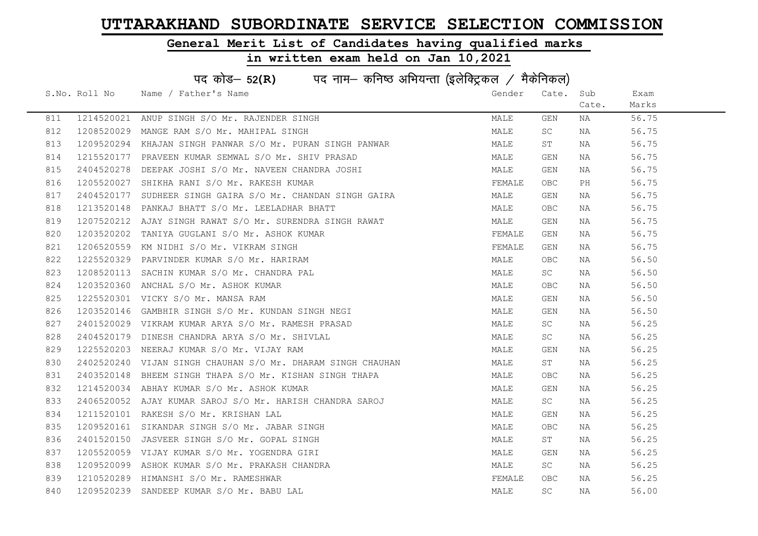# UTTARAKHAND SUBORDINATE SERVICE SELECTION COMMISSION

## General Merit List of Candidates having qualified marks

## in written exam held on Jan 10,2021

### पद कोड– 52(R) पद नाम– कनिष्ठ अभियन्ता (इलेक्ट्रिकल / मैकेनिकल)

| S.No. | Roll No | Name / Father's Name | Gender | Cate. | Sub Cate. | Exam Marks |
|---|---|---|---|---|---|---|
| 811 | 1214520021 | ANUP SINGH S/O Mr. RAJENDER SINGH | MALE | GEN | NA | 56.75 |
| 812 | 1208520029 | MANGE RAM S/O Mr. MAHIPAL SINGH | MALE | SC | NA | 56.75 |
| 813 | 1209520294 | KHAJAN SINGH PANWAR S/O Mr. PURAN SINGH PANWAR | MALE | ST | NA | 56.75 |
| 814 | 1215520177 | PRAVEEN KUMAR SEMWAL S/O Mr. SHIV PRASAD | MALE | GEN | NA | 56.75 |
| 815 | 2404520278 | DEEPAK JOSHI S/O Mr. NAVEEN CHANDRA JOSHI | MALE | GEN | NA | 56.75 |
| 816 | 1205520027 | SHIKHA RANI S/O Mr. RAKESH KUMAR | FEMALE | OBC | PH | 56.75 |
| 817 | 2404520177 | SUDHEER SINGH GAIRA S/O Mr. CHANDAN SINGH GAIRA | MALE | GEN | NA | 56.75 |
| 818 | 1213520148 | PANKAJ BHATT S/O Mr. LEELADHAR BHATT | MALE | OBC | NA | 56.75 |
| 819 | 1207520212 | AJAY SINGH RAWAT S/O Mr. SURENDRA SINGH RAWAT | MALE | GEN | NA | 56.75 |
| 820 | 1203520202 | TANIYA GUGLANI S/O Mr. ASHOK KUMAR | FEMALE | GEN | NA | 56.75 |
| 821 | 1206520559 | KM NIDHI S/O Mr. VIKRAM SINGH | FEMALE | GEN | NA | 56.75 |
| 822 | 1225520329 | PARVINDER KUMAR S/O Mr. HARIRAM | MALE | OBC | NA | 56.50 |
| 823 | 1208520113 | SACHIN KUMAR S/O Mr. CHANDRA PAL | MALE | SC | NA | 56.50 |
| 824 | 1203520360 | ANCHAL S/O Mr. ASHOK KUMAR | MALE | OBC | NA | 56.50 |
| 825 | 1225520301 | VICKY S/O Mr. MANSA RAM | MALE | GEN | NA | 56.50 |
| 826 | 1203520146 | GAMBHIR SINGH S/O Mr. KUNDAN SINGH NEGI | MALE | GEN | NA | 56.50 |
| 827 | 2401520029 | VIKRAM KUMAR ARYA S/O Mr. RAMESH PRASAD | MALE | SC | NA | 56.25 |
| 828 | 2404520179 | DINESH CHANDRA ARYA S/O Mr. SHIVLAL | MALE | SC | NA | 56.25 |
| 829 | 1225520203 | NEERAJ KUMAR S/O Mr. VIJAY RAM | MALE | GEN | NA | 56.25 |
| 830 | 2402520240 | VIJAN SINGH CHAUHAN S/O Mr. DHARAM SINGH CHAUHAN | MALE | ST | NA | 56.25 |
| 831 | 2403520148 | BHEEM SINGH THAPA S/O Mr. KISHAN SINGH THAPA | MALE | OBC | NA | 56.25 |
| 832 | 1214520034 | ABHAY KUMAR S/O Mr. ASHOK KUMAR | MALE | GEN | NA | 56.25 |
| 833 | 2406520052 | AJAY KUMAR SAROJ S/O Mr. HARISH CHANDRA SAROJ | MALE | SC | NA | 56.25 |
| 834 | 1211520101 | RAKESH S/O Mr. KRISHAN LAL | MALE | GEN | NA | 56.25 |
| 835 | 1209520161 | SIKANDAR SINGH S/O Mr. JABAR SINGH | MALE | OBC | NA | 56.25 |
| 836 | 2401520150 | JASVEER SINGH S/O Mr. GOPAL SINGH | MALE | ST | NA | 56.25 |
| 837 | 1205520059 | VIJAY KUMAR S/O Mr. YOGENDRA GIRI | MALE | GEN | NA | 56.25 |
| 838 | 1209520099 | ASHOK KUMAR S/O Mr. PRAKASH CHANDRA | MALE | SC | NA | 56.25 |
| 839 | 1210520289 | HIMANSHI S/O Mr. RAMESHWAR | FEMALE | OBC | NA | 56.25 |
| 840 | 1209520239 | SANDEEP KUMAR S/O Mr. BABU LAL | MALE | SC | NA | 56.00 |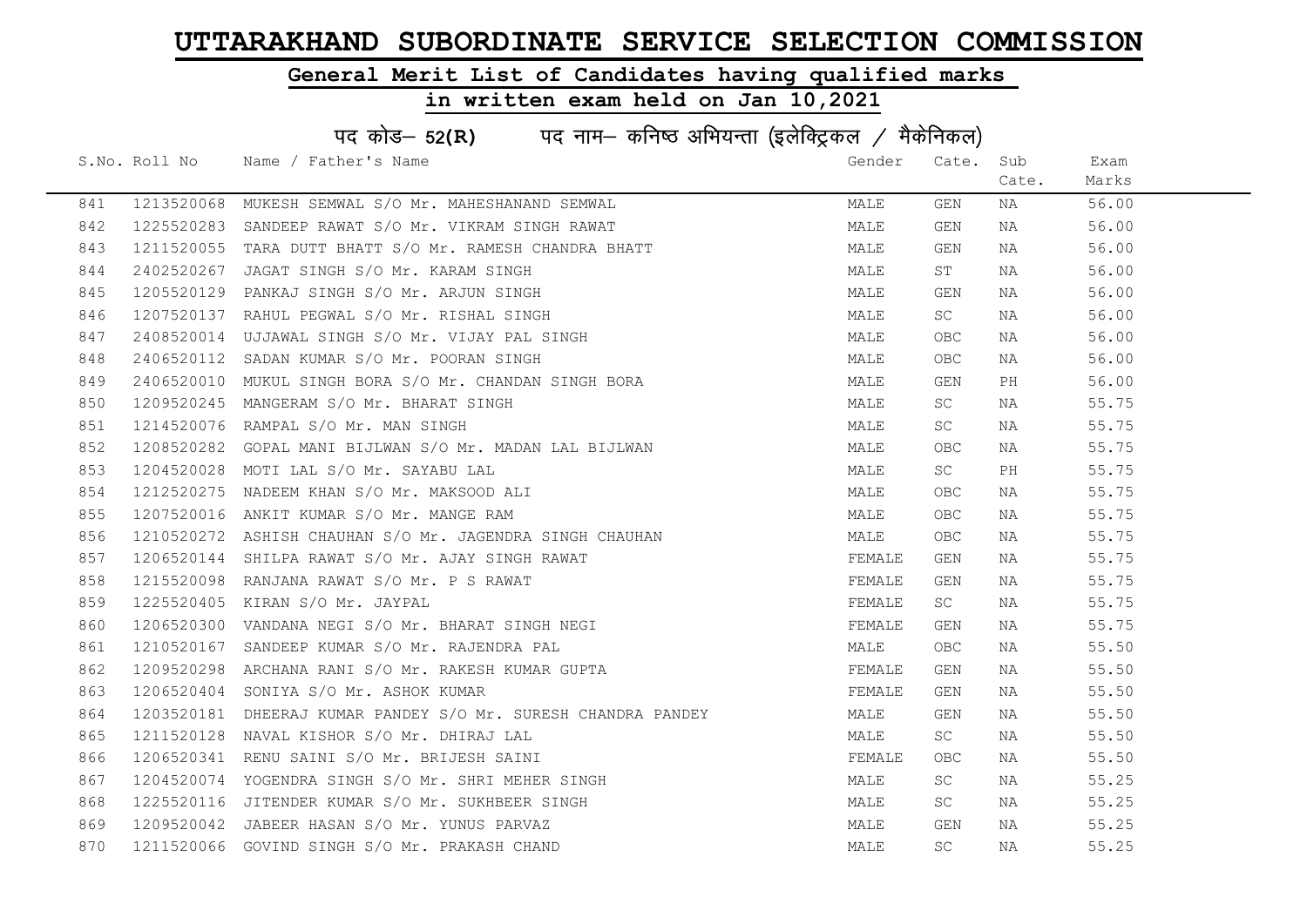# UTTARAKHAND SUBORDINATE SERVICE SELECTION COMMISSION

## General Merit List of Candidates having qualified marks

## in written exam held on Jan 10,2021

### पद कोड– 52(R) पद नाम– कनिष्ठ अभियन्ता (इलेक्ट्रिकल / मैकेनिकल)

| S.No. | Roll No | Name / Father's Name | Gender | Cate. | Sub Cate. | Exam Marks |
|---|---|---|---|---|---|---|
| 841 | 1213520068 | MUKESH SEMWAL S/O Mr. MAHESHANAND SEMWAL | MALE | GEN | NA | 56.00 |
| 842 | 1225520283 | SANDEEP RAWAT S/O Mr. VIKRAM SINGH RAWAT | MALE | GEN | NA | 56.00 |
| 843 | 1211520055 | TARA DUTT BHATT S/O Mr. RAMESH CHANDRA BHATT | MALE | GEN | NA | 56.00 |
| 844 | 2402520267 | JAGAT SINGH S/O Mr. KARAM SINGH | MALE | ST | NA | 56.00 |
| 845 | 1205520129 | PANKAJ SINGH S/O Mr. ARJUN SINGH | MALE | GEN | NA | 56.00 |
| 846 | 1207520137 | RAHUL PEGWAL S/O Mr. RISHAL SINGH | MALE | SC | NA | 56.00 |
| 847 | 2408520014 | UJJAWAL SINGH S/O Mr. VIJAY PAL SINGH | MALE | OBC | NA | 56.00 |
| 848 | 2406520112 | SADAN KUMAR S/O Mr. POORAN SINGH | MALE | OBC | NA | 56.00 |
| 849 | 2406520010 | MUKUL SINGH BORA S/O Mr. CHANDAN SINGH BORA | MALE | GEN | PH | 56.00 |
| 850 | 1209520245 | MANGERAM S/O Mr. BHARAT SINGH | MALE | SC | NA | 55.75 |
| 851 | 1214520076 | RAMPAL S/O Mr. MAN SINGH | MALE | SC | NA | 55.75 |
| 852 | 1208520282 | GOPAL MANI BIJLWAN S/O Mr. MADAN LAL BIJLWAN | MALE | OBC | NA | 55.75 |
| 853 | 1204520028 | MOTI LAL S/O Mr. SAYABU LAL | MALE | SC | PH | 55.75 |
| 854 | 1212520275 | NADEEM KHAN S/O Mr. MAKSOOD ALI | MALE | OBC | NA | 55.75 |
| 855 | 1207520016 | ANKIT KUMAR S/O Mr. MANGE RAM | MALE | OBC | NA | 55.75 |
| 856 | 1210520272 | ASHISH CHAUHAN S/O Mr. JAGENDRA SINGH CHAUHAN | MALE | OBC | NA | 55.75 |
| 857 | 1206520144 | SHILPA RAWAT S/O Mr. AJAY SINGH RAWAT | FEMALE | GEN | NA | 55.75 |
| 858 | 1215520098 | RANJANA RAWAT S/O Mr. P S RAWAT | FEMALE | GEN | NA | 55.75 |
| 859 | 1225520405 | KIRAN S/O Mr. JAYPAL | FEMALE | SC | NA | 55.75 |
| 860 | 1206520300 | VANDANA NEGI S/O Mr. BHARAT SINGH NEGI | FEMALE | GEN | NA | 55.75 |
| 861 | 1210520167 | SANDEEP KUMAR S/O Mr. RAJENDRA PAL | MALE | OBC | NA | 55.50 |
| 862 | 1209520298 | ARCHANA RANI S/O Mr. RAKESH KUMAR GUPTA | FEMALE | GEN | NA | 55.50 |
| 863 | 1206520404 | SONIYA S/O Mr. ASHOK KUMAR | FEMALE | GEN | NA | 55.50 |
| 864 | 1203520181 | DHEERAJ KUMAR PANDEY S/O Mr. SURESH CHANDRA PANDEY | MALE | GEN | NA | 55.50 |
| 865 | 1211520128 | NAVAL KISHOR S/O Mr. DHIRAJ LAL | MALE | SC | NA | 55.50 |
| 866 | 1206520341 | RENU SAINI S/O Mr. BRIJESH SAINI | FEMALE | OBC | NA | 55.50 |
| 867 | 1204520074 | YOGENDRA SINGH S/O Mr. SHRI MEHER SINGH | MALE | SC | NA | 55.25 |
| 868 | 1225520116 | JITENDER KUMAR S/O Mr. SUKHBEER SINGH | MALE | SC | NA | 55.25 |
| 869 | 1209520042 | JABEER HASAN S/O Mr. YUNUS PARVAZ | MALE | GEN | NA | 55.25 |
| 870 | 1211520066 | GOVIND SINGH S/O Mr. PRAKASH CHAND | MALE | SC | NA | 55.25 |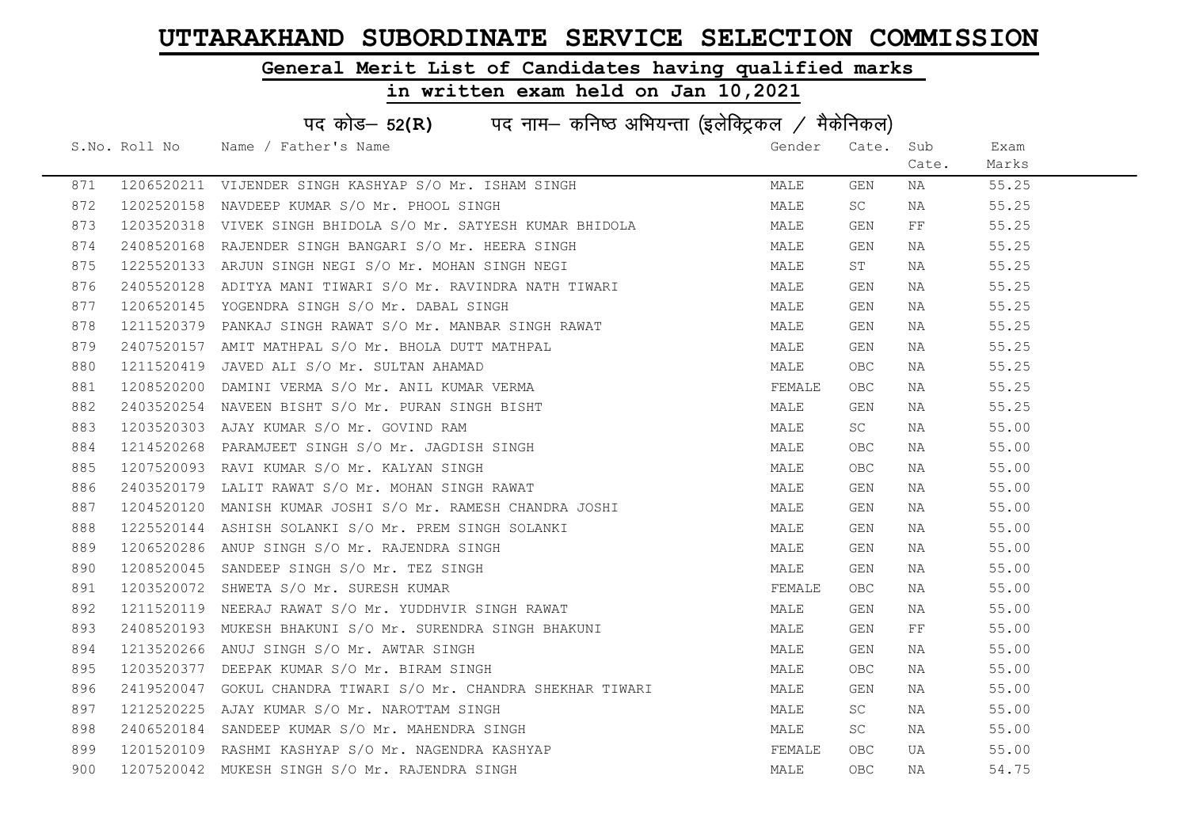# UTTARAKHAND SUBORDINATE SERVICE SELECTION COMMISSION

## General Merit List of Candidates having qualified marks

## in written exam held on Jan 10,2021

### पद कोड– 52(R) पद नाम– कनिष्ठ अभियन्ता (इलेक्ट्रिकल / मैकेनिकल)

| S.No. | Roll No | Name / Father's Name | Gender | Cate. | Sub Cate. | Exam Marks |
|---|---|---|---|---|---|---|
| 871 | 1206520211 | VIJENDER SINGH KASHYAP S/O Mr. ISHAM SINGH | MALE | GEN | NA | 55.25 |
| 872 | 1202520158 | NAVDEEP KUMAR S/O Mr. PHOOL SINGH | MALE | SC | NA | 55.25 |
| 873 | 1203520318 | VIVEK SINGH BHIDOLA S/O Mr. SATYESH KUMAR BHIDOLA | MALE | GEN | FF | 55.25 |
| 874 | 2408520168 | RAJENDER SINGH BANGARI S/O Mr. HEERA SINGH | MALE | GEN | NA | 55.25 |
| 875 | 1225520133 | ARJUN SINGH NEGI S/O Mr. MOHAN SINGH NEGI | MALE | ST | NA | 55.25 |
| 876 | 2405520128 | ADITYA MANI TIWARI S/O Mr. RAVINDRA NATH TIWARI | MALE | GEN | NA | 55.25 |
| 877 | 1206520145 | YOGENDRA SINGH S/O Mr. DABAL SINGH | MALE | GEN | NA | 55.25 |
| 878 | 1211520379 | PANKAJ SINGH RAWAT S/O Mr. MANBAR SINGH RAWAT | MALE | GEN | NA | 55.25 |
| 879 | 2407520157 | AMIT MATHPAL S/O Mr. BHOLA DUTT MATHPAL | MALE | GEN | NA | 55.25 |
| 880 | 1211520419 | JAVED ALI S/O Mr. SULTAN AHAMAD | MALE | OBC | NA | 55.25 |
| 881 | 1208520200 | DAMINI VERMA S/O Mr. ANIL KUMAR VERMA | FEMALE | OBC | NA | 55.25 |
| 882 | 2403520254 | NAVEEN BISHT S/O Mr. PURAN SINGH BISHT | MALE | GEN | NA | 55.25 |
| 883 | 1203520303 | AJAY KUMAR S/O Mr. GOVIND RAM | MALE | SC | NA | 55.00 |
| 884 | 1214520268 | PARAMJEET SINGH S/O Mr. JAGDISH SINGH | MALE | OBC | NA | 55.00 |
| 885 | 1207520093 | RAVI KUMAR S/O Mr. KALYAN SINGH | MALE | OBC | NA | 55.00 |
| 886 | 2403520179 | LALIT RAWAT S/O Mr. MOHAN SINGH RAWAT | MALE | GEN | NA | 55.00 |
| 887 | 1204520120 | MANISH KUMAR JOSHI S/O Mr. RAMESH CHANDRA JOSHI | MALE | GEN | NA | 55.00 |
| 888 | 1225520144 | ASHISH SOLANKI S/O Mr. PREM SINGH SOLANKI | MALE | GEN | NA | 55.00 |
| 889 | 1206520286 | ANUP SINGH S/O Mr. RAJENDRA SINGH | MALE | GEN | NA | 55.00 |
| 890 | 1208520045 | SANDEEP SINGH S/O Mr. TEZ SINGH | MALE | GEN | NA | 55.00 |
| 891 | 1203520072 | SHWETA S/O Mr. SURESH KUMAR | FEMALE | OBC | NA | 55.00 |
| 892 | 1211520119 | NEERAJ RAWAT S/O Mr. YUDDHVIR SINGH RAWAT | MALE | GEN | NA | 55.00 |
| 893 | 2408520193 | MUKESH BHAKUNI S/O Mr. SURENDRA SINGH BHAKUNI | MALE | GEN | FF | 55.00 |
| 894 | 1213520266 | ANUJ SINGH S/O Mr. AWTAR SINGH | MALE | GEN | NA | 55.00 |
| 895 | 1203520377 | DEEPAK KUMAR S/O Mr. BIRAM SINGH | MALE | OBC | NA | 55.00 |
| 896 | 2419520047 | GOKUL CHANDRA TIWARI S/O Mr. CHANDRA SHEKHAR TIWARI | MALE | GEN | NA | 55.00 |
| 897 | 1212520225 | AJAY KUMAR S/O Mr. NAROTTAM SINGH | MALE | SC | NA | 55.00 |
| 898 | 2406520184 | SANDEEP KUMAR S/O Mr. MAHENDRA SINGH | MALE | SC | NA | 55.00 |
| 899 | 1201520109 | RASHMI KASHYAP S/O Mr. NAGENDRA KASHYAP | FEMALE | OBC | UA | 55.00 |
| 900 | 1207520042 | MUKESH SINGH S/O Mr. RAJENDRA SINGH | MALE | OBC | NA | 54.75 |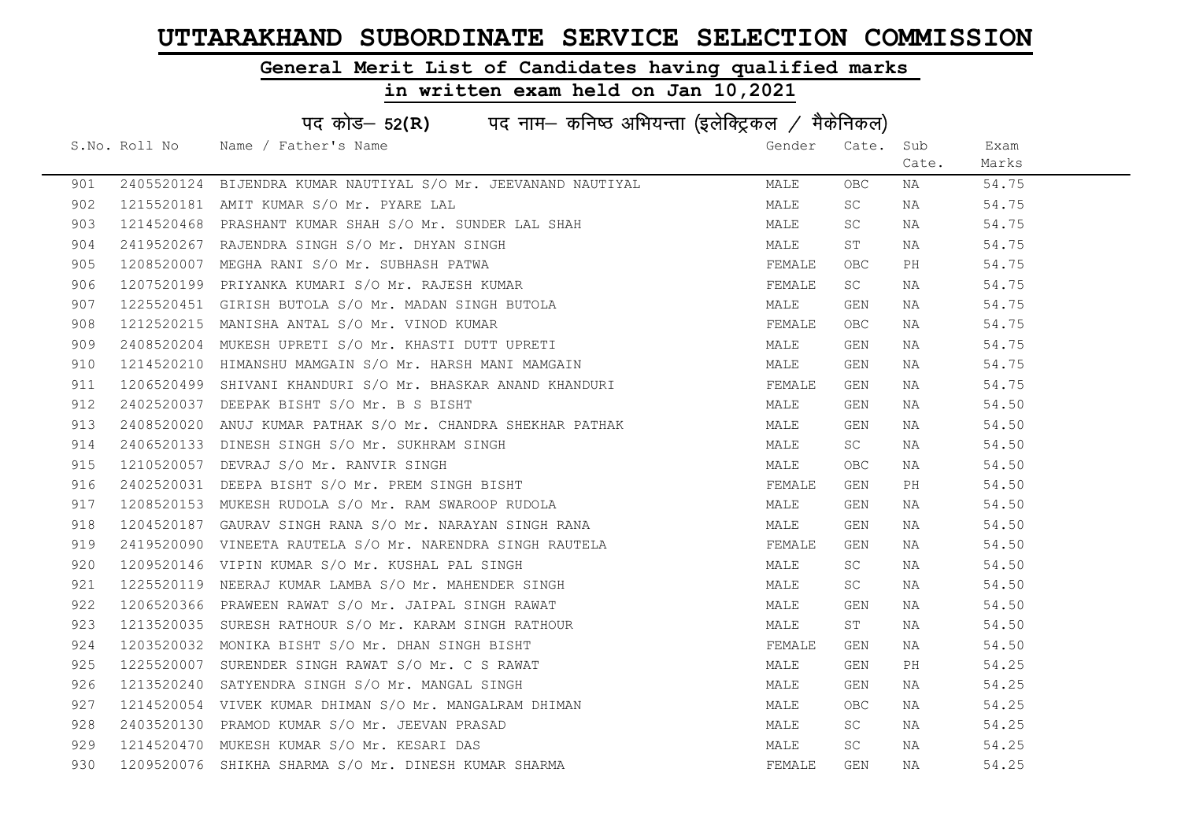# UTTARAKHAND SUBORDINATE SERVICE SELECTION COMMISSION

## General Merit List of Candidates having qualified marks

### in written exam held on Jan 10,2021

पद कोड– 52(R) पद नाम– कनिष्ठ अभियन्ता (इलेक्ट्रिकल / मैकेनिकल)

| S.No. | Roll No | Name / Father's Name | Gender | Cate. | Sub Cate. | Exam Marks |
|---|---|---|---|---|---|---|
| 901 | 2405520124 | BIJENDRA KUMAR NAUTIYAL S/O Mr. JEEVANAND NAUTIYAL | MALE | OBC | NA | 54.75 |
| 902 | 1215520181 | AMIT KUMAR S/O Mr. PYARE LAL | MALE | SC | NA | 54.75 |
| 903 | 1214520468 | PRASHANT KUMAR SHAH S/O Mr. SUNDER LAL SHAH | MALE | SC | NA | 54.75 |
| 904 | 2419520267 | RAJENDRA SINGH S/O Mr. DHYAN SINGH | MALE | ST | NA | 54.75 |
| 905 | 1208520007 | MEGHA RANI S/O Mr. SUBHASH PATWA | FEMALE | OBC | PH | 54.75 |
| 906 | 1207520199 | PRIYANKA KUMARI S/O Mr. RAJESH KUMAR | FEMALE | SC | NA | 54.75 |
| 907 | 1225520451 | GIRISH BUTOLA S/O Mr. MADAN SINGH BUTOLA | MALE | GEN | NA | 54.75 |
| 908 | 1212520215 | MANISHA ANTAL S/O Mr. VINOD KUMAR | FEMALE | OBC | NA | 54.75 |
| 909 | 2408520204 | MUKESH UPRETI S/O Mr. KHASTI DUTT UPRETI | MALE | GEN | NA | 54.75 |
| 910 | 1214520210 | HIMANSHU MAMGAIN S/O Mr. HARSH MANI MAMGAIN | MALE | GEN | NA | 54.75 |
| 911 | 1206520499 | SHIVANI KHANDURI S/O Mr. BHASKAR ANAND KHANDURI | FEMALE | GEN | NA | 54.75 |
| 912 | 2402520037 | DEEPAK BISHT S/O Mr. B S BISHT | MALE | GEN | NA | 54.50 |
| 913 | 2408520020 | ANUJ KUMAR PATHAK S/O Mr. CHANDRA SHEKHAR PATHAK | MALE | GEN | NA | 54.50 |
| 914 | 2406520133 | DINESH SINGH S/O Mr. SUKHRAM SINGH | MALE | SC | NA | 54.50 |
| 915 | 1210520057 | DEVRAJ S/O Mr. RANVIR SINGH | MALE | OBC | NA | 54.50 |
| 916 | 2402520031 | DEEPA BISHT S/O Mr. PREM SINGH BISHT | FEMALE | GEN | PH | 54.50 |
| 917 | 1208520153 | MUKESH RUDOLA S/O Mr. RAM SWAROOP RUDOLA | MALE | GEN | NA | 54.50 |
| 918 | 1204520187 | GAURAV SINGH RANA S/O Mr. NARAYAN SINGH RANA | MALE | GEN | NA | 54.50 |
| 919 | 2419520090 | VINEETA RAUTELA S/O Mr. NARENDRA SINGH RAUTELA | FEMALE | GEN | NA | 54.50 |
| 920 | 1209520146 | VIPIN KUMAR S/O Mr. KUSHAL PAL SINGH | MALE | SC | NA | 54.50 |
| 921 | 1225520119 | NEERAJ KUMAR LAMBA S/O Mr. MAHENDER SINGH | MALE | SC | NA | 54.50 |
| 922 | 1206520366 | PRAWEEN RAWAT S/O Mr. JAIPAL SINGH RAWAT | MALE | GEN | NA | 54.50 |
| 923 | 1213520035 | SURESH RATHOUR S/O Mr. KARAM SINGH RATHOUR | MALE | ST | NA | 54.50 |
| 924 | 1203520032 | MONIKA BISHT S/O Mr. DHAN SINGH BISHT | FEMALE | GEN | NA | 54.50 |
| 925 | 1225520007 | SURENDER SINGH RAWAT S/O Mr. C S RAWAT | MALE | GEN | PH | 54.25 |
| 926 | 1213520240 | SATYENDRA SINGH S/O Mr. MANGAL SINGH | MALE | GEN | NA | 54.25 |
| 927 | 1214520054 | VIVEK KUMAR DHIMAN S/O Mr. MANGALRAM DHIMAN | MALE | OBC | NA | 54.25 |
| 928 | 2403520130 | PRAMOD KUMAR S/O Mr. JEEVAN PRASAD | MALE | SC | NA | 54.25 |
| 929 | 1214520470 | MUKESH KUMAR S/O Mr. KESARI DAS | MALE | SC | NA | 54.25 |
| 930 | 1209520076 | SHIKHA SHARMA S/O Mr. DINESH KUMAR SHARMA | FEMALE | GEN | NA | 54.25 |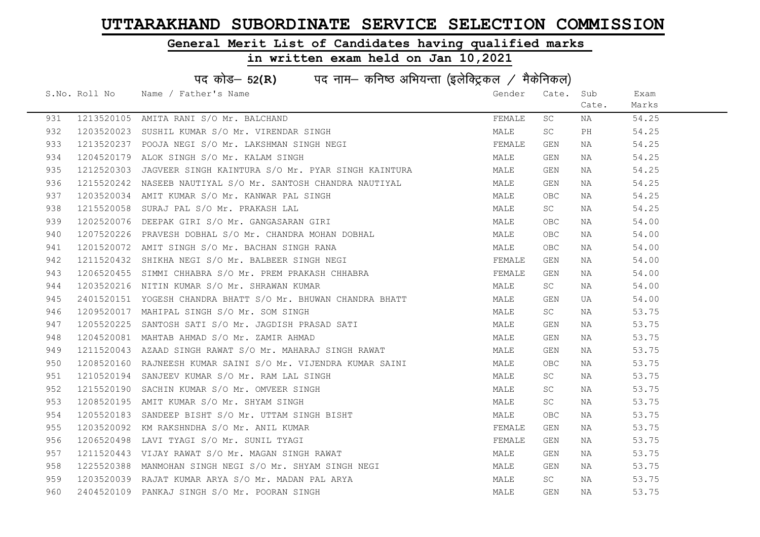# UTTARAKHAND SUBORDINATE SERVICE SELECTION COMMISSION

## General Merit List of Candidates having qualified marks

## in written exam held on Jan 10,2021

### पद कोड– 52(R) पद नाम– कनिष्ठ अभियन्ता (इलेक्ट्रिकल / मैकेनिकल)

| S.No. | Roll No | Name / Father's Name | Gender | Cate. | Sub Cate. | Exam Marks |
|---|---|---|---|---|---|---|
| 931 | 1213520105 | AMITA RANI S/O Mr. BALCHAND | FEMALE | SC | NA | 54.25 |
| 932 | 1203520023 | SUSHIL KUMAR S/O Mr. VIRENDAR SINGH | MALE | SC | PH | 54.25 |
| 933 | 1213520237 | POOJA NEGI S/O Mr. LAKSHMAN SINGH NEGI | FEMALE | GEN | NA | 54.25 |
| 934 | 1204520179 | ALOK SINGH S/O Mr. KALAM SINGH | MALE | GEN | NA | 54.25 |
| 935 | 1212520303 | JAGVEER SINGH KAINTURA S/O Mr. PYAR SINGH KAINTURA | MALE | GEN | NA | 54.25 |
| 936 | 1215520242 | NASEEB NAUTIYAL S/O Mr. SANTOSH CHANDRA NAUTIYAL | MALE | GEN | NA | 54.25 |
| 937 | 1203520034 | AMIT KUMAR S/O Mr. KANWAR PAL SINGH | MALE | OBC | NA | 54.25 |
| 938 | 1215520058 | SURAJ PAL S/O Mr. PRAKASH LAL | MALE | SC | NA | 54.25 |
| 939 | 1202520076 | DEEPAK GIRI S/O Mr. GANGASARAN GIRI | MALE | OBC | NA | 54.00 |
| 940 | 1207520226 | PRAVESH DOBHAL S/O Mr. CHANDRA MOHAN DOBHAL | MALE | OBC | NA | 54.00 |
| 941 | 1201520072 | AMIT SINGH S/O Mr. BACHAN SINGH RANA | MALE | OBC | NA | 54.00 |
| 942 | 1211520432 | SHIKHA NEGI S/O Mr. BALBEER SINGH NEGI | FEMALE | GEN | NA | 54.00 |
| 943 | 1206520455 | SIMMI CHHABRA S/O Mr. PREM PRAKASH CHHABRA | FEMALE | GEN | NA | 54.00 |
| 944 | 1203520216 | NITIN KUMAR S/O Mr. SHRAWAN KUMAR | MALE | SC | NA | 54.00 |
| 945 | 2401520151 | YOGESH CHANDRA BHATT S/O Mr. BHUWAN CHANDRA BHATT | MALE | GEN | UA | 54.00 |
| 946 | 1209520017 | MAHIPAL SINGH S/O Mr. SOM SINGH | MALE | SC | NA | 53.75 |
| 947 | 1205520225 | SANTOSH SATI S/O Mr. JAGDISH PRASAD SATI | MALE | GEN | NA | 53.75 |
| 948 | 1204520081 | MAHTAB AHMAD S/O Mr. ZAMIR AHMAD | MALE | GEN | NA | 53.75 |
| 949 | 1211520043 | AZAAD SINGH RAWAT S/O Mr. MAHARAJ SINGH RAWAT | MALE | GEN | NA | 53.75 |
| 950 | 1208520160 | RAJNEESH KUMAR SAINI S/O Mr. VIJENDRA KUMAR SAINI | MALE | OBC | NA | 53.75 |
| 951 | 1210520194 | SANJEEV KUMAR S/O Mr. RAM LAL SINGH | MALE | SC | NA | 53.75 |
| 952 | 1215520190 | SACHIN KUMAR S/O Mr. OMVEER SINGH | MALE | SC | NA | 53.75 |
| 953 | 1208520195 | AMIT KUMAR S/O Mr. SHYAM SINGH | MALE | SC | NA | 53.75 |
| 954 | 1205520183 | SANDEEP BISHT S/O Mr. UTTAM SINGH BISHT | MALE | OBC | NA | 53.75 |
| 955 | 1203520092 | KM RAKSHNDHA S/O Mr. ANIL KUMAR | FEMALE | GEN | NA | 53.75 |
| 956 | 1206520498 | LAVI TYAGI S/O Mr. SUNIL TYAGI | FEMALE | GEN | NA | 53.75 |
| 957 | 1211520443 | VIJAY RAWAT S/O Mr. MAGAN SINGH RAWAT | MALE | GEN | NA | 53.75 |
| 958 | 1225520388 | MANMOHAN SINGH NEGI S/O Mr. SHYAM SINGH NEGI | MALE | GEN | NA | 53.75 |
| 959 | 1203520039 | RAJAT KUMAR ARYA S/O Mr. MADAN PAL ARYA | MALE | SC | NA | 53.75 |
| 960 | 2404520109 | PANKAJ SINGH S/O Mr. POORAN SINGH | MALE | GEN | NA | 53.75 |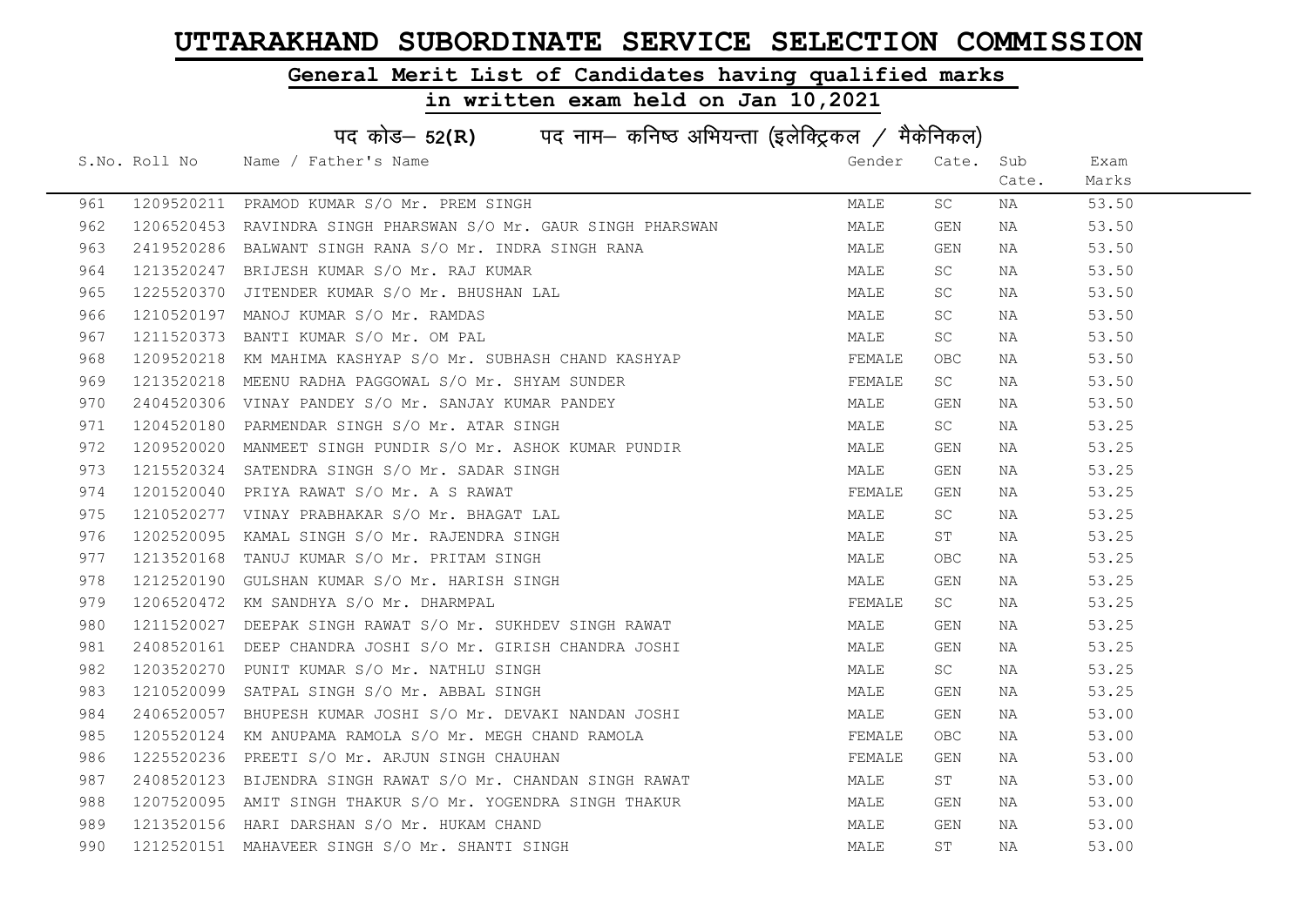# UTTARAKHAND SUBORDINATE SERVICE SELECTION COMMISSION

## General Merit List of Candidates having qualified marks

## in written exam held on Jan 10,2021

### पद कोड– 52(R) पद नाम– कनिष्ठ अभियन्ता (इलेक्ट्रिकल / मैकेनिकल)

| S.No. | Roll No | Name / Father's Name | Gender | Cate. | Sub Cate. | Exam Marks |
|---|---|---|---|---|---|---|
| 961 | 1209520211 | PRAMOD KUMAR S/O Mr. PREM SINGH | MALE | SC | NA | 53.50 |
| 962 | 1206520453 | RAVINDRA SINGH PHARSWAN S/O Mr. GAUR SINGH PHARSWAN | MALE | GEN | NA | 53.50 |
| 963 | 2419520286 | BALWANT SINGH RANA S/O Mr. INDRA SINGH RANA | MALE | GEN | NA | 53.50 |
| 964 | 1213520247 | BRIJESH KUMAR S/O Mr. RAJ KUMAR | MALE | SC | NA | 53.50 |
| 965 | 1225520370 | JITENDER KUMAR S/O Mr. BHUSHAN LAL | MALE | SC | NA | 53.50 |
| 966 | 1210520197 | MANOJ KUMAR S/O Mr. RAMDAS | MALE | SC | NA | 53.50 |
| 967 | 1211520373 | BANTI KUMAR S/O Mr. OM PAL | MALE | SC | NA | 53.50 |
| 968 | 1209520218 | KM MAHIMA KASHYAP S/O Mr. SUBHASH CHAND KASHYAP | FEMALE | OBC | NA | 53.50 |
| 969 | 1213520218 | MEENU RADHA PAGGOWAL S/O Mr. SHYAM SUNDER | FEMALE | SC | NA | 53.50 |
| 970 | 2404520306 | VINAY PANDEY S/O Mr. SANJAY KUMAR PANDEY | MALE | GEN | NA | 53.50 |
| 971 | 1204520180 | PARMENDAR SINGH S/O Mr. ATAR SINGH | MALE | SC | NA | 53.25 |
| 972 | 1209520020 | MANMEET SINGH PUNDIR S/O Mr. ASHOK KUMAR PUNDIR | MALE | GEN | NA | 53.25 |
| 973 | 1215520324 | SATENDRA SINGH S/O Mr. SADAR SINGH | MALE | GEN | NA | 53.25 |
| 974 | 1201520040 | PRIYA RAWAT S/O Mr. A S RAWAT | FEMALE | GEN | NA | 53.25 |
| 975 | 1210520277 | VINAY PRABHAKAR S/O Mr. BHAGAT LAL | MALE | SC | NA | 53.25 |
| 976 | 1202520095 | KAMAL SINGH S/O Mr. RAJENDRA SINGH | MALE | ST | NA | 53.25 |
| 977 | 1213520168 | TANUJ KUMAR S/O Mr. PRITAM SINGH | MALE | OBC | NA | 53.25 |
| 978 | 1212520190 | GULSHAN KUMAR S/O Mr. HARISH SINGH | MALE | GEN | NA | 53.25 |
| 979 | 1206520472 | KM SANDHYA S/O Mr. DHARMPAL | FEMALE | SC | NA | 53.25 |
| 980 | 1211520027 | DEEPAK SINGH RAWAT S/O Mr. SUKHDEV SINGH RAWAT | MALE | GEN | NA | 53.25 |
| 981 | 2408520161 | DEEP CHANDRA JOSHI S/O Mr. GIRISH CHANDRA JOSHI | MALE | GEN | NA | 53.25 |
| 982 | 1203520270 | PUNIT KUMAR S/O Mr. NATHLU SINGH | MALE | SC | NA | 53.25 |
| 983 | 1210520099 | SATPAL SINGH S/O Mr. ABBAL SINGH | MALE | GEN | NA | 53.25 |
| 984 | 2406520057 | BHUPESH KUMAR JOSHI S/O Mr. DEVAKI NANDAN JOSHI | MALE | GEN | NA | 53.00 |
| 985 | 1205520124 | KM ANUPAMA RAMOLA S/O Mr. MEGH CHAND RAMOLA | FEMALE | OBC | NA | 53.00 |
| 986 | 1225520236 | PREETI S/O Mr. ARJUN SINGH CHAUHAN | FEMALE | GEN | NA | 53.00 |
| 987 | 2408520123 | BIJENDRA SINGH RAWAT S/O Mr. CHANDAN SINGH RAWAT | MALE | ST | NA | 53.00 |
| 988 | 1207520095 | AMIT SINGH THAKUR S/O Mr. YOGENDRA SINGH THAKUR | MALE | GEN | NA | 53.00 |
| 989 | 1213520156 | HARI DARSHAN S/O Mr. HUKAM CHAND | MALE | GEN | NA | 53.00 |
| 990 | 1212520151 | MAHAVEER SINGH S/O Mr. SHANTI SINGH | MALE | ST | NA | 53.00 |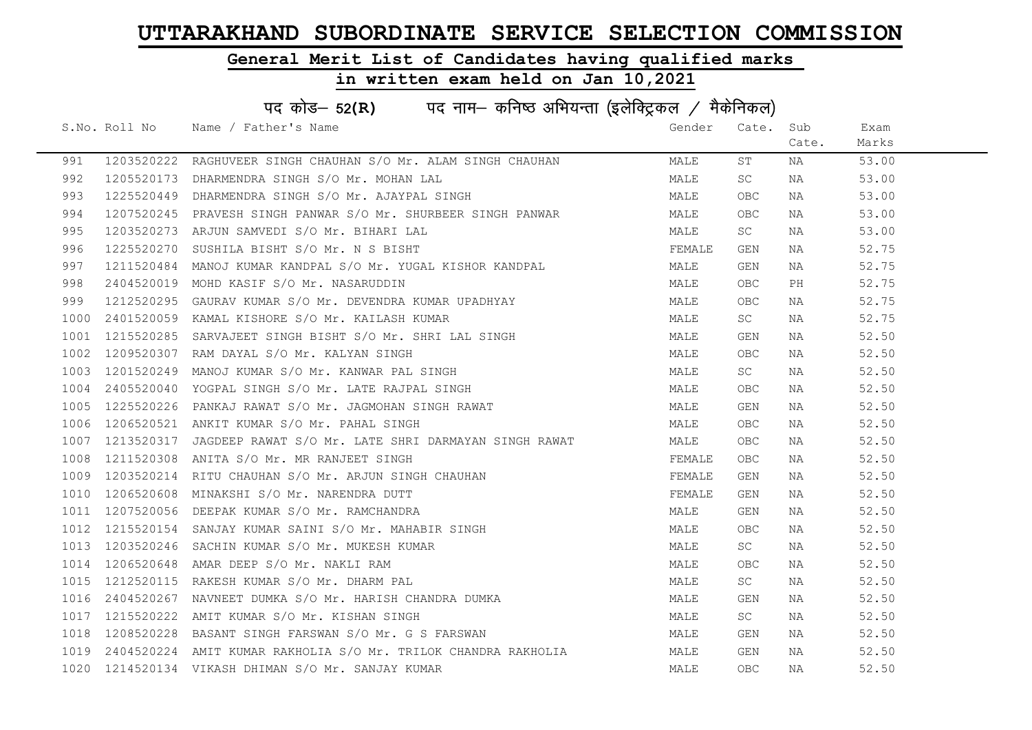# UTTARAKHAND SUBORDINATE SERVICE SELECTION COMMISSION

## General Merit List of Candidates having qualified marks

## in written exam held on Jan 10,2021

### पद कोड– 52(R) पद नाम– कनिष्ठ अभियन्ता (इलेक्ट्रिकल / मैकेनिकल)

| S.No. | Roll No | Name / Father's Name | Gender | Cate. | Sub Cate. | Exam Marks |
|---|---|---|---|---|---|---|
| 991 | 1203520222 | RAGHUVEER SINGH CHAUHAN S/O Mr. ALAM SINGH CHAUHAN | MALE | ST | NA | 53.00 |
| 992 | 1205520173 | DHARMENDRA SINGH S/O Mr. MOHAN LAL | MALE | SC | NA | 53.00 |
| 993 | 1225520449 | DHARMENDRA SINGH S/O Mr. AJAYPAL SINGH | MALE | OBC | NA | 53.00 |
| 994 | 1207520245 | PRAVESH SINGH PANWAR S/O Mr. SHURBEER SINGH PANWAR | MALE | OBC | NA | 53.00 |
| 995 | 1203520273 | ARJUN SAMVEDI S/O Mr. BIHARI LAL | MALE | SC | NA | 53.00 |
| 996 | 1225520270 | SUSHILA BISHT S/O Mr. N S BISHT | FEMALE | GEN | NA | 52.75 |
| 997 | 1211520484 | MANOJ KUMAR KANDPAL S/O Mr. YUGAL KISHOR KANDPAL | MALE | GEN | NA | 52.75 |
| 998 | 2404520019 | MOHD KASIF S/O Mr. NASARUDDIN | MALE | OBC | PH | 52.75 |
| 999 | 1212520295 | GAURAV KUMAR S/O Mr. DEVENDRA KUMAR UPADHYAY | MALE | OBC | NA | 52.75 |
| 1000 | 2401520059 | KAMAL KISHORE S/O Mr. KAILASH KUMAR | MALE | SC | NA | 52.75 |
| 1001 | 1215520285 | SARVAJEET SINGH BISHT S/O Mr. SHRI LAL SINGH | MALE | GEN | NA | 52.50 |
| 1002 | 1209520307 | RAM DAYAL S/O Mr. KALYAN SINGH | MALE | OBC | NA | 52.50 |
| 1003 | 1201520249 | MANOJ KUMAR S/O Mr. KANWAR PAL SINGH | MALE | SC | NA | 52.50 |
| 1004 | 2405520040 | YOGPAL SINGH S/O Mr. LATE RAJPAL SINGH | MALE | OBC | NA | 52.50 |
| 1005 | 1225520226 | PANKAJ RAWAT S/O Mr. JAGMOHAN SINGH RAWAT | MALE | GEN | NA | 52.50 |
| 1006 | 1206520521 | ANKIT KUMAR S/O Mr. PAHAL SINGH | MALE | OBC | NA | 52.50 |
| 1007 | 1213520317 | JAGDEEP RAWAT S/O Mr. LATE SHRI DARMAYAN SINGH RAWAT | MALE | OBC | NA | 52.50 |
| 1008 | 1211520308 | ANITA S/O Mr. MR RANJEET SINGH | FEMALE | OBC | NA | 52.50 |
| 1009 | 1203520214 | RITU CHAUHAN S/O Mr. ARJUN SINGH CHAUHAN | FEMALE | GEN | NA | 52.50 |
| 1010 | 1206520608 | MINAKSHI S/O Mr. NARENDRA DUTT | FEMALE | GEN | NA | 52.50 |
| 1011 | 1207520056 | DEEPAK KUMAR S/O Mr. RAMCHANDRA | MALE | GEN | NA | 52.50 |
| 1012 | 1215520154 | SANJAY KUMAR SAINI S/O Mr. MAHABIR SINGH | MALE | OBC | NA | 52.50 |
| 1013 | 1203520246 | SACHIN KUMAR S/O Mr. MUKESH KUMAR | MALE | SC | NA | 52.50 |
| 1014 | 1206520648 | AMAR DEEP S/O Mr. NAKLI RAM | MALE | OBC | NA | 52.50 |
| 1015 | 1212520115 | RAKESH KUMAR S/O Mr. DHARM PAL | MALE | SC | NA | 52.50 |
| 1016 | 2404520267 | NAVNEET DUMKA S/O Mr. HARISH CHANDRA DUMKA | MALE | GEN | NA | 52.50 |
| 1017 | 1215520222 | AMIT KUMAR S/O Mr. KISHAN SINGH | MALE | SC | NA | 52.50 |
| 1018 | 1208520228 | BASANT SINGH FARSWAN S/O Mr. G S FARSWAN | MALE | GEN | NA | 52.50 |
| 1019 | 2404520224 | AMIT KUMAR RAKHOLIA S/O Mr. TRILOK CHANDRA RAKHOLIA | MALE | GEN | NA | 52.50 |
| 1020 | 1214520134 | VIKASH DHIMAN S/O Mr. SANJAY KUMAR | MALE | OBC | NA | 52.50 |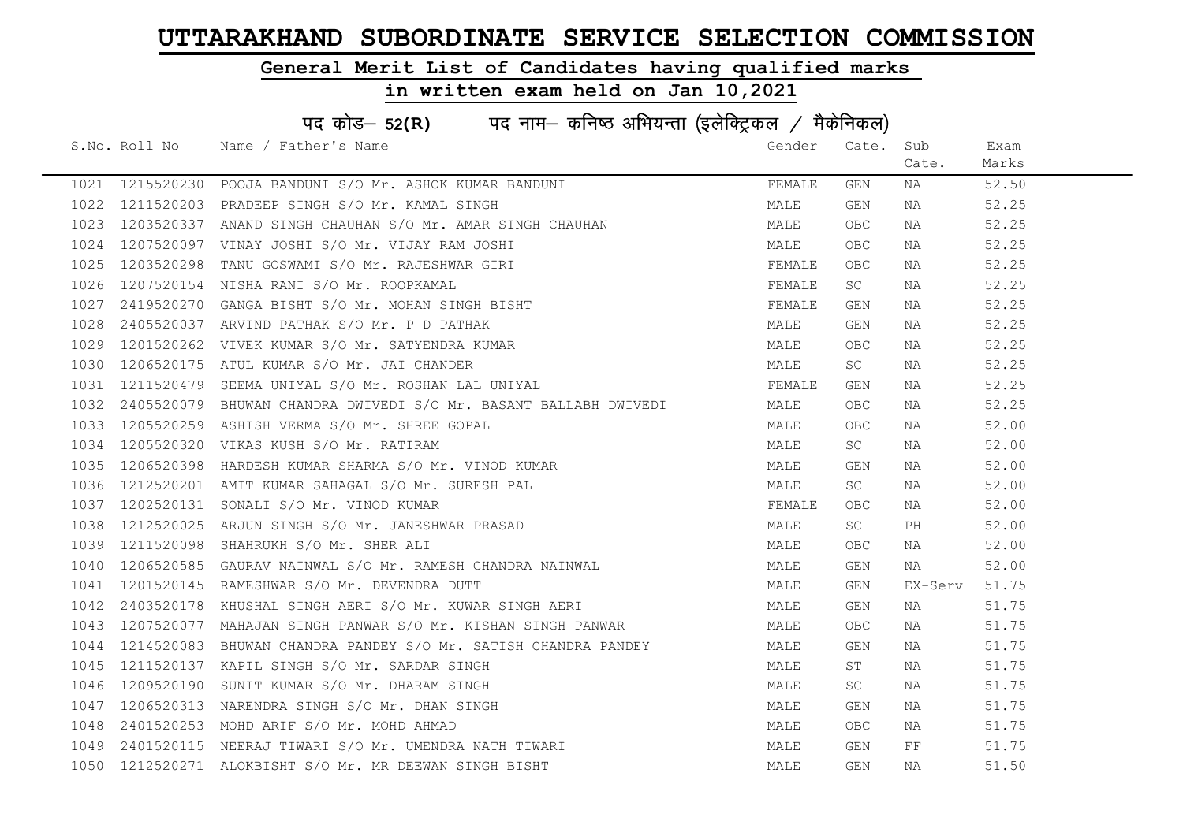# UTTARAKHAND SUBORDINATE SERVICE SELECTION COMMISSION

## General Merit List of Candidates having qualified marks

## in written exam held on Jan 10,2021

### पद कोड– 52(R) पद नाम– कनिष्ठ अभियन्ता (इलेक्ट्रिकल / मैकेनिकल)

| S.No. | Roll No | Name / Father's Name | Gender | Cate. | Sub Cate. | Exam Marks |
|---|---|---|---|---|---|---|
| 1021 | 1215520230 | POOJA BANDUNI S/O Mr. ASHOK KUMAR BANDUNI | FEMALE | GEN | NA | 52.50 |
| 1022 | 1211520203 | PRADEEP SINGH S/O Mr. KAMAL SINGH | MALE | GEN | NA | 52.25 |
| 1023 | 1203520337 | ANAND SINGH CHAUHAN S/O Mr. AMAR SINGH CHAUHAN | MALE | OBC | NA | 52.25 |
| 1024 | 1207520097 | VINAY JOSHI S/O Mr. VIJAY RAM JOSHI | MALE | OBC | NA | 52.25 |
| 1025 | 1203520298 | TANU GOSWAMI S/O Mr. RAJESHWAR GIRI | FEMALE | OBC | NA | 52.25 |
| 1026 | 1207520154 | NISHA RANI S/O Mr. ROOPKAMAL | FEMALE | SC | NA | 52.25 |
| 1027 | 2419520270 | GANGA BISHT S/O Mr. MOHAN SINGH BISHT | FEMALE | GEN | NA | 52.25 |
| 1028 | 2405520037 | ARVIND PATHAK S/O Mr. P D PATHAK | MALE | GEN | NA | 52.25 |
| 1029 | 1201520262 | VIVEK KUMAR S/O Mr. SATYENDRA KUMAR | MALE | OBC | NA | 52.25 |
| 1030 | 1206520175 | ATUL KUMAR S/O Mr. JAI CHANDER | MALE | SC | NA | 52.25 |
| 1031 | 1211520479 | SEEMA UNIYAL S/O Mr. ROSHAN LAL UNIYAL | FEMALE | GEN | NA | 52.25 |
| 1032 | 2405520079 | BHUWAN CHANDRA DWIVEDI S/O Mr. BASANT BALLABH DWIVEDI | MALE | OBC | NA | 52.25 |
| 1033 | 1205520259 | ASHISH VERMA S/O Mr. SHREE GOPAL | MALE | OBC | NA | 52.00 |
| 1034 | 1205520320 | VIKAS KUSH S/O Mr. RATIRAM | MALE | SC | NA | 52.00 |
| 1035 | 1206520398 | HARDESH KUMAR SHARMA S/O Mr. VINOD KUMAR | MALE | GEN | NA | 52.00 |
| 1036 | 1212520201 | AMIT KUMAR SAHAGAL S/O Mr. SURESH PAL | MALE | SC | NA | 52.00 |
| 1037 | 1202520131 | SONALI S/O Mr. VINOD KUMAR | FEMALE | OBC | NA | 52.00 |
| 1038 | 1212520025 | ARJUN SINGH S/O Mr. JANESHWAR PRASAD | MALE | SC | PH | 52.00 |
| 1039 | 1211520098 | SHAHRUKH S/O Mr. SHER ALI | MALE | OBC | NA | 52.00 |
| 1040 | 1206520585 | GAURAV NAINWAL S/O Mr. RAMESH CHANDRA NAINWAL | MALE | GEN | NA | 52.00 |
| 1041 | 1201520145 | RAMESHWAR S/O Mr. DEVENDRA DUTT | MALE | GEN | EX-Serv | 51.75 |
| 1042 | 2403520178 | KHUSHAL SINGH AERI S/O Mr. KUWAR SINGH AERI | MALE | GEN | NA | 51.75 |
| 1043 | 1207520077 | MAHAJAN SINGH PANWAR S/O Mr. KISHAN SINGH PANWAR | MALE | OBC | NA | 51.75 |
| 1044 | 1214520083 | BHUWAN CHANDRA PANDEY S/O Mr. SATISH CHANDRA PANDEY | MALE | GEN | NA | 51.75 |
| 1045 | 1211520137 | KAPIL SINGH S/O Mr. SARDAR SINGH | MALE | ST | NA | 51.75 |
| 1046 | 1209520190 | SUNIT KUMAR S/O Mr. DHARAM SINGH | MALE | SC | NA | 51.75 |
| 1047 | 1206520313 | NARENDRA SINGH S/O Mr. DHAN SINGH | MALE | GEN | NA | 51.75 |
| 1048 | 2401520253 | MOHD ARIF S/O Mr. MOHD AHMAD | MALE | OBC | NA | 51.75 |
| 1049 | 2401520115 | NEERAJ TIWARI S/O Mr. UMENDRA NATH TIWARI | MALE | GEN | FF | 51.75 |
| 1050 | 1212520271 | ALOKBISHT S/O Mr. MR DEEWAN SINGH BISHT | MALE | GEN | NA | 51.50 |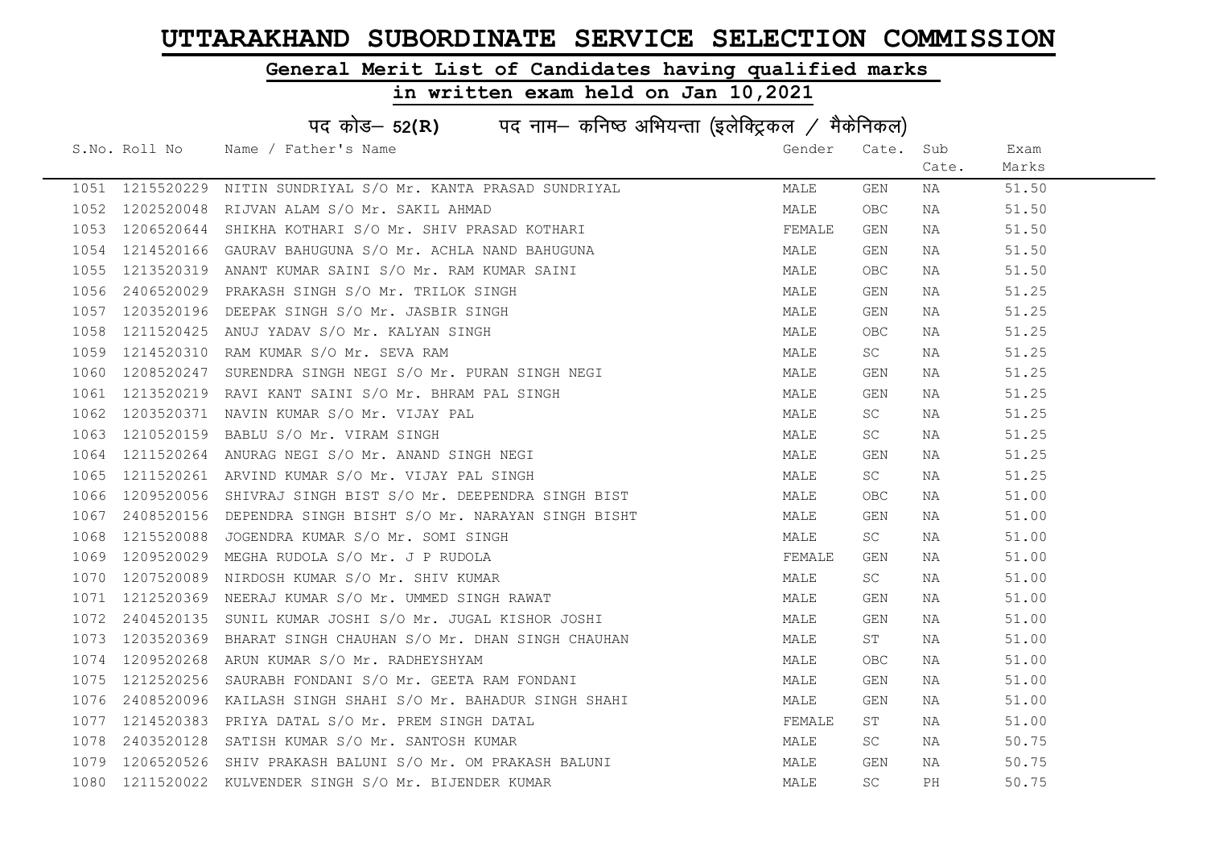# UTTARAKHAND SUBORDINATE SERVICE SELECTION COMMISSION

## General Merit List of Candidates having qualified marks

## in written exam held on Jan 10,2021

### पद कोड– 52(R) पद नाम– कनिष्ठ अभियन्ता (इलेक्ट्रिकल / मैकेनिकल)

| S.No. | Roll No | Name / Father's Name | Gender | Cate. | Sub Cate. | Exam Marks |
|---|---|---|---|---|---|---|
| 1051 | 1215520229 | NITIN SUNDRIYAL S/O Mr. KANTA PRASAD SUNDRIYAL | MALE | GEN | NA | 51.50 |
| 1052 | 1202520048 | RIJVAN ALAM S/O Mr. SAKIL AHMAD | MALE | OBC | NA | 51.50 |
| 1053 | 1206520644 | SHIKHA KOTHARI S/O Mr. SHIV PRASAD KOTHARI | FEMALE | GEN | NA | 51.50 |
| 1054 | 1214520166 | GAURAV BAHUGUNA S/O Mr. ACHLA NAND BAHUGUNA | MALE | GEN | NA | 51.50 |
| 1055 | 1213520319 | ANANT KUMAR SAINI S/O Mr. RAM KUMAR SAINI | MALE | OBC | NA | 51.50 |
| 1056 | 2406520029 | PRAKASH SINGH S/O Mr. TRILOK SINGH | MALE | GEN | NA | 51.25 |
| 1057 | 1203520196 | DEEPAK SINGH S/O Mr. JASBIR SINGH | MALE | GEN | NA | 51.25 |
| 1058 | 1211520425 | ANUJ YADAV S/O Mr. KALYAN SINGH | MALE | OBC | NA | 51.25 |
| 1059 | 1214520310 | RAM KUMAR S/O Mr. SEVA RAM | MALE | SC | NA | 51.25 |
| 1060 | 1208520247 | SURENDRA SINGH NEGI S/O Mr. PURAN SINGH NEGI | MALE | GEN | NA | 51.25 |
| 1061 | 1213520219 | RAVI KANT SAINI S/O Mr. BHRAM PAL SINGH | MALE | GEN | NA | 51.25 |
| 1062 | 1203520371 | NAVIN KUMAR S/O Mr. VIJAY PAL | MALE | SC | NA | 51.25 |
| 1063 | 1210520159 | BABLU S/O Mr. VIRAM SINGH | MALE | SC | NA | 51.25 |
| 1064 | 1211520264 | ANURAG NEGI S/O Mr. ANAND SINGH NEGI | MALE | GEN | NA | 51.25 |
| 1065 | 1211520261 | ARVIND KUMAR S/O Mr. VIJAY PAL SINGH | MALE | SC | NA | 51.25 |
| 1066 | 1209520056 | SHIVRAJ SINGH BIST S/O Mr. DEEPENDRA SINGH BIST | MALE | OBC | NA | 51.00 |
| 1067 | 2408520156 | DEPENDRA SINGH BISHT S/O Mr. NARAYAN SINGH BISHT | MALE | GEN | NA | 51.00 |
| 1068 | 1215520088 | JOGENDRA KUMAR S/O Mr. SOMI SINGH | MALE | SC | NA | 51.00 |
| 1069 | 1209520029 | MEGHA RUDOLA S/O Mr. J P RUDOLA | FEMALE | GEN | NA | 51.00 |
| 1070 | 1207520089 | NIRDOSH KUMAR S/O Mr. SHIV KUMAR | MALE | SC | NA | 51.00 |
| 1071 | 1212520369 | NEERAJ KUMAR S/O Mr. UMMED SINGH RAWAT | MALE | GEN | NA | 51.00 |
| 1072 | 2404520135 | SUNIL KUMAR JOSHI S/O Mr. JUGAL KISHOR JOSHI | MALE | GEN | NA | 51.00 |
| 1073 | 1203520369 | BHARAT SINGH CHAUHAN S/O Mr. DHAN SINGH CHAUHAN | MALE | ST | NA | 51.00 |
| 1074 | 1209520268 | ARUN KUMAR S/O Mr. RADHEYSHYAM | MALE | OBC | NA | 51.00 |
| 1075 | 1212520256 | SAURABH FONDANI S/O Mr. GEETA RAM FONDANI | MALE | GEN | NA | 51.00 |
| 1076 | 2408520096 | KAILASH SINGH SHAHI S/O Mr. BAHADUR SINGH SHAHI | MALE | GEN | NA | 51.00 |
| 1077 | 1214520383 | PRIYA DATAL S/O Mr. PREM SINGH DATAL | FEMALE | ST | NA | 51.00 |
| 1078 | 2403520128 | SATISH KUMAR S/O Mr. SANTOSH KUMAR | MALE | SC | NA | 50.75 |
| 1079 | 1206520526 | SHIV PRAKASH BALUNI S/O Mr. OM PRAKASH BALUNI | MALE | GEN | NA | 50.75 |
| 1080 | 1211520022 | KULVENDER SINGH S/O Mr. BIJENDER KUMAR | MALE | SC | PH | 50.75 |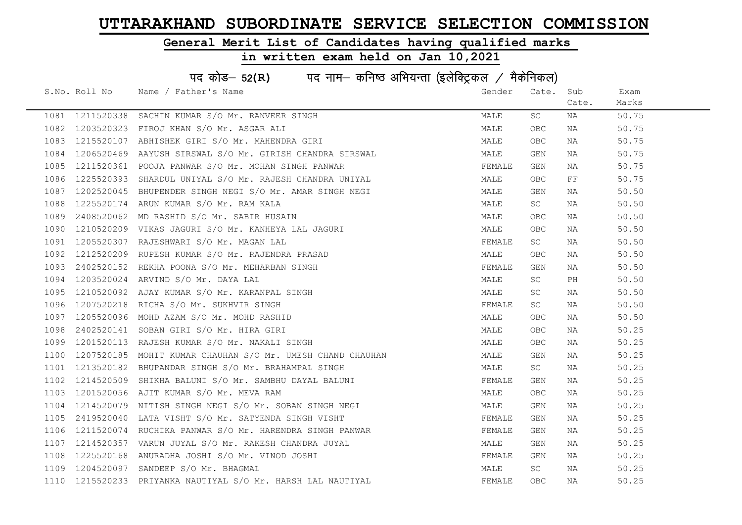# UTTARAKHAND SUBORDINATE SERVICE SELECTION COMMISSION

## General Merit List of Candidates having qualified marks

## in written exam held on Jan 10,2021

### पद कोड– 52(R) पद नाम– कनिष्ठ अभियन्ता (इलेक्ट्रिकल / मैकेनिकल)

| S.No. | Roll No | Name / Father's Name | Gender | Cate. | Sub Cate. | Exam Marks |
|---|---|---|---|---|---|---|
| 1081 | 1211520338 | SACHIN KUMAR S/O Mr. RANVEER SINGH | MALE | SC | NA | 50.75 |
| 1082 | 1203520323 | FIROJ KHAN S/O Mr. ASGAR ALI | MALE | OBC | NA | 50.75 |
| 1083 | 1215520107 | ABHISHEK GIRI S/O Mr. MAHENDRA GIRI | MALE | OBC | NA | 50.75 |
| 1084 | 1206520469 | AAYUSH SIRSWAL S/O Mr. GIRISH CHANDRA SIRSWAL | MALE | GEN | NA | 50.75 |
| 1085 | 1211520361 | POOJA PANWAR S/O Mr. MOHAN SINGH PANWAR | FEMALE | GEN | NA | 50.75 |
| 1086 | 1225520393 | SHARDUL UNIYAL S/O Mr. RAJESH CHANDRA UNIYAL | MALE | OBC | FF | 50.75 |
| 1087 | 1202520045 | BHUPENDER SINGH NEGI S/O Mr. AMAR SINGH NEGI | MALE | GEN | NA | 50.50 |
| 1088 | 1225520174 | ARUN KUMAR S/O Mr. RAM KALA | MALE | SC | NA | 50.50 |
| 1089 | 2408520062 | MD RASHID S/O Mr. SABIR HUSAIN | MALE | OBC | NA | 50.50 |
| 1090 | 1210520209 | VIKAS JAGURI S/O Mr. KANHEYA LAL JAGURI | MALE | OBC | NA | 50.50 |
| 1091 | 1205520307 | RAJESHWARI S/O Mr. MAGAN LAL | FEMALE | SC | NA | 50.50 |
| 1092 | 1212520209 | RUPESH KUMAR S/O Mr. RAJENDRA PRASAD | MALE | OBC | NA | 50.50 |
| 1093 | 2402520152 | REKHA POONA S/O Mr. MEHARBAN SINGH | FEMALE | GEN | NA | 50.50 |
| 1094 | 1203520024 | ARVIND S/O Mr. DAYA LAL | MALE | SC | PH | 50.50 |
| 1095 | 1210520092 | AJAY KUMAR S/O Mr. KARANPAL SINGH | MALE | SC | NA | 50.50 |
| 1096 | 1207520218 | RICHA S/O Mr. SUKHVIR SINGH | FEMALE | SC | NA | 50.50 |
| 1097 | 1205520096 | MOHD AZAM S/O Mr. MOHD RASHID | MALE | OBC | NA | 50.50 |
| 1098 | 2402520141 | SOBAN GIRI S/O Mr. HIRA GIRI | MALE | OBC | NA | 50.25 |
| 1099 | 1201520113 | RAJESH KUMAR S/O Mr. NAKALI SINGH | MALE | OBC | NA | 50.25 |
| 1100 | 1207520185 | MOHIT KUMAR CHAUHAN S/O Mr. UMESH CHAND CHAUHAN | MALE | GEN | NA | 50.25 |
| 1101 | 1213520182 | BHUPANDAR SINGH S/O Mr. BRAHAMPAL SINGH | MALE | SC | NA | 50.25 |
| 1102 | 1214520509 | SHIKHA BALUNI S/O Mr. SAMBHU DAYAL BALUNI | FEMALE | GEN | NA | 50.25 |
| 1103 | 1201520056 | AJIT KUMAR S/O Mr. MEVA RAM | MALE | OBC | NA | 50.25 |
| 1104 | 1214520079 | NITISH SINGH NEGI S/O Mr. SOBAN SINGH NEGI | MALE | GEN | NA | 50.25 |
| 1105 | 2419520040 | LATA VISHT S/O Mr. SATYENDA SINGH VISHT | FEMALE | GEN | NA | 50.25 |
| 1106 | 1211520074 | RUCHIKA PANWAR S/O Mr. HARENDRA SINGH PANWAR | FEMALE | GEN | NA | 50.25 |
| 1107 | 1214520357 | VARUN JUYAL S/O Mr. RAKESH CHANDRA JUYAL | MALE | GEN | NA | 50.25 |
| 1108 | 1225520168 | ANURADHA JOSHI S/O Mr. VINOD JOSHI | FEMALE | GEN | NA | 50.25 |
| 1109 | 1204520097 | SANDEEP S/O Mr. BHAGMAL | MALE | SC | NA | 50.25 |
| 1110 | 1215520233 | PRIYANKA NAUTIYAL S/O Mr. HARSH LAL NAUTIYAL | FEMALE | OBC | NA | 50.25 |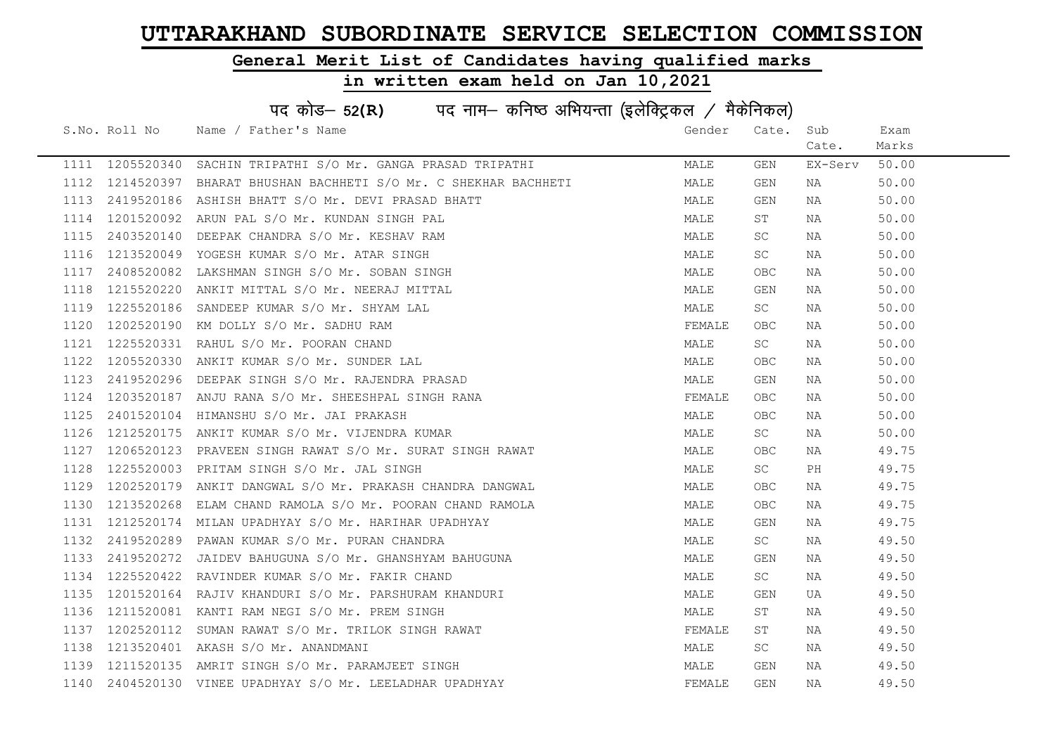# UTTARAKHAND SUBORDINATE SERVICE SELECTION COMMISSION

## General Merit List of Candidates having qualified marks

## in written exam held on Jan 10,2021

### पद कोड– 52(R) पद नाम– कनिष्ठ अभियन्ता (इलेक्ट्रिकल / मैकेनिकल)

| S.No. | Roll No | Name / Father's Name | Gender | Cate. | Sub Cate. | Exam Marks |
|---|---|---|---|---|---|---|
| 1111 | 1205520340 | SACHIN TRIPATHI S/O Mr. GANGA PRASAD TRIPATHI | MALE | GEN | EX-Serv | 50.00 |
| 1112 | 1214520397 | BHARAT BHUSHAN BACHHETI S/O Mr. C SHEKHAR BACHHETI | MALE | GEN | NA | 50.00 |
| 1113 | 2419520186 | ASHISH BHATT S/O Mr. DEVI PRASAD BHATT | MALE | GEN | NA | 50.00 |
| 1114 | 1201520092 | ARUN PAL S/O Mr. KUNDAN SINGH PAL | MALE | ST | NA | 50.00 |
| 1115 | 2403520140 | DEEPAK CHANDRA S/O Mr. KESHAV RAM | MALE | SC | NA | 50.00 |
| 1116 | 1213520049 | YOGESH KUMAR S/O Mr. ATAR SINGH | MALE | SC | NA | 50.00 |
| 1117 | 2408520082 | LAKSHMAN SINGH S/O Mr. SOBAN SINGH | MALE | OBC | NA | 50.00 |
| 1118 | 1215520220 | ANKIT MITTAL S/O Mr. NEERAJ MITTAL | MALE | GEN | NA | 50.00 |
| 1119 | 1225520186 | SANDEEP KUMAR S/O Mr. SHYAM LAL | MALE | SC | NA | 50.00 |
| 1120 | 1202520190 | KM DOLLY S/O Mr. SADHU RAM | FEMALE | OBC | NA | 50.00 |
| 1121 | 1225520331 | RAHUL S/O Mr. POORAN CHAND | MALE | SC | NA | 50.00 |
| 1122 | 1205520330 | ANKIT KUMAR S/O Mr. SUNDER LAL | MALE | OBC | NA | 50.00 |
| 1123 | 2419520296 | DEEPAK SINGH S/O Mr. RAJENDRA PRASAD | MALE | GEN | NA | 50.00 |
| 1124 | 1203520187 | ANJU RANA S/O Mr. SHEESHPAL SINGH RANA | FEMALE | OBC | NA | 50.00 |
| 1125 | 2401520104 | HIMANSHU S/O Mr. JAI PRAKASH | MALE | OBC | NA | 50.00 |
| 1126 | 1212520175 | ANKIT KUMAR S/O Mr. VIJENDRA KUMAR | MALE | SC | NA | 50.00 |
| 1127 | 1206520123 | PRAVEEN SINGH RAWAT S/O Mr. SURAT SINGH RAWAT | MALE | OBC | NA | 49.75 |
| 1128 | 1225520003 | PRITAM SINGH S/O Mr. JAL SINGH | MALE | SC | PH | 49.75 |
| 1129 | 1202520179 | ANKIT DANGWAL S/O Mr. PRAKASH CHANDRA DANGWAL | MALE | OBC | NA | 49.75 |
| 1130 | 1213520268 | ELAM CHAND RAMOLA S/O Mr. POORAN CHAND RAMOLA | MALE | OBC | NA | 49.75 |
| 1131 | 1212520174 | MILAN UPADHYAY S/O Mr. HARIHAR UPADHYAY | MALE | GEN | NA | 49.75 |
| 1132 | 2419520289 | PAWAN KUMAR S/O Mr. PURAN CHANDRA | MALE | SC | NA | 49.50 |
| 1133 | 2419520272 | JAIDEV BAHUGUNA S/O Mr. GHANSHYAM BAHUGUNA | MALE | GEN | NA | 49.50 |
| 1134 | 1225520422 | RAVINDER KUMAR S/O Mr. FAKIR CHAND | MALE | SC | NA | 49.50 |
| 1135 | 1201520164 | RAJIV KHANDURI S/O Mr. PARSHURAM KHANDURI | MALE | GEN | UA | 49.50 |
| 1136 | 1211520081 | KANTI RAM NEGI S/O Mr. PREM SINGH | MALE | ST | NA | 49.50 |
| 1137 | 1202520112 | SUMAN RAWAT S/O Mr. TRILOK SINGH RAWAT | FEMALE | ST | NA | 49.50 |
| 1138 | 1213520401 | AKASH S/O Mr. ANANDMANI | MALE | SC | NA | 49.50 |
| 1139 | 1211520135 | AMRIT SINGH S/O Mr. PARAMJEET SINGH | MALE | GEN | NA | 49.50 |
| 1140 | 2404520130 | VINEE UPADHYAY S/O Mr. LEELADHAR UPADHYAY | FEMALE | GEN | NA | 49.50 |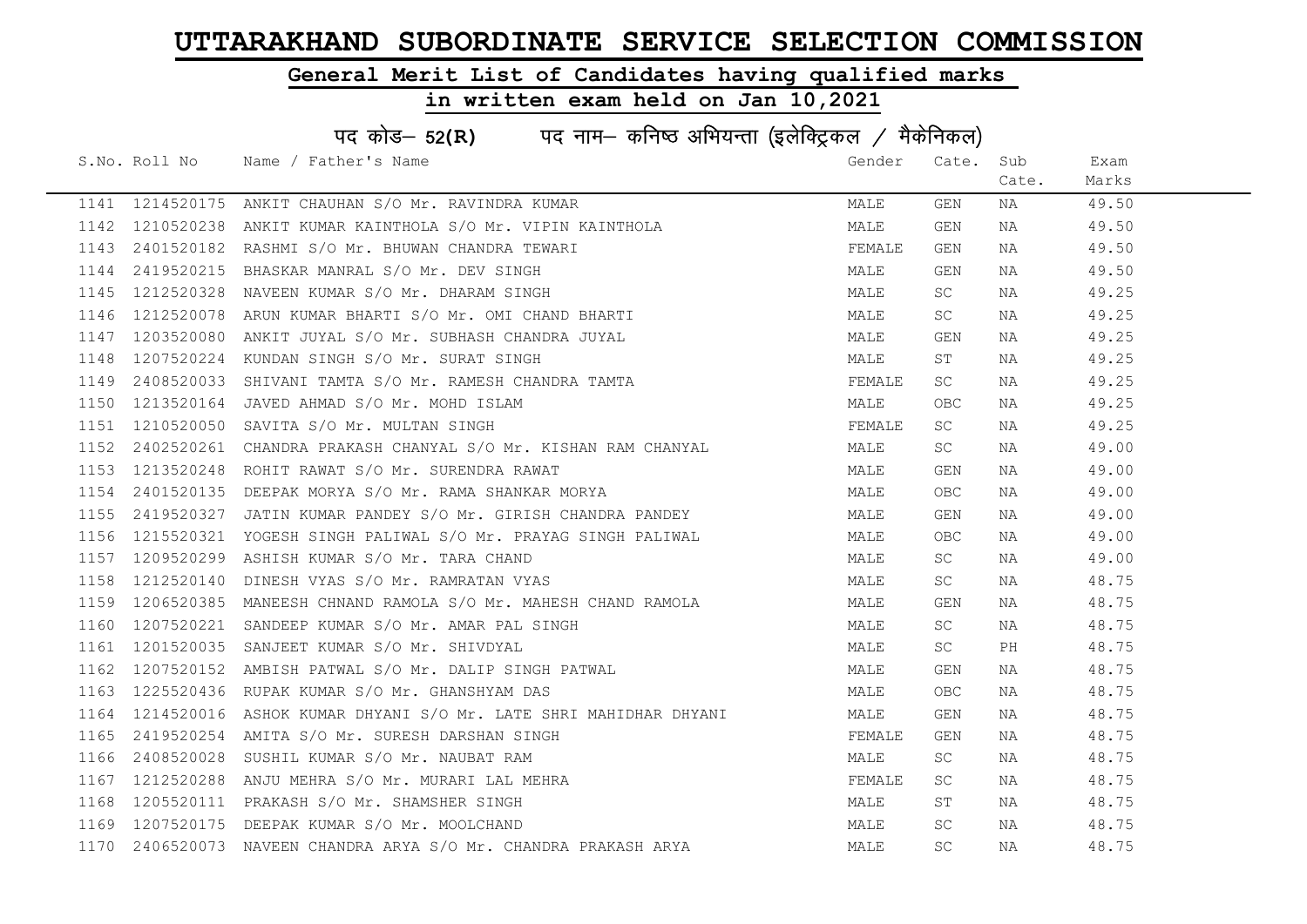# UTTARAKHAND SUBORDINATE SERVICE SELECTION COMMISSION

## General Merit List of Candidates having qualified marks

## in written exam held on Jan 10,2021

### पद कोड– 52(R) पद नाम– कनिष्ठ अभियन्ता (इलेक्ट्रिकल / मैकेनिकल)

| S.No. | Roll No | Name / Father's Name | Gender | Cate. | Sub Cate. | Exam Marks |
|---|---|---|---|---|---|---|
| 1141 | 1214520175 | ANKIT CHAUHAN S/O Mr. RAVINDRA KUMAR | MALE | GEN | NA | 49.50 |
| 1142 | 1210520238 | ANKIT KUMAR KAINTHOLA S/O Mr. VIPIN KAINTHOLA | MALE | GEN | NA | 49.50 |
| 1143 | 2401520182 | RASHMI S/O Mr. BHUWAN CHANDRA TEWARI | FEMALE | GEN | NA | 49.50 |
| 1144 | 2419520215 | BHASKAR MANRAL S/O Mr. DEV SINGH | MALE | GEN | NA | 49.50 |
| 1145 | 1212520328 | NAVEEN KUMAR S/O Mr. DHARAM SINGH | MALE | SC | NA | 49.25 |
| 1146 | 1212520078 | ARUN KUMAR BHARTI S/O Mr. OMI CHAND BHARTI | MALE | SC | NA | 49.25 |
| 1147 | 1203520080 | ANKIT JUYAL S/O Mr. SUBHASH CHANDRA JUYAL | MALE | GEN | NA | 49.25 |
| 1148 | 1207520224 | KUNDAN SINGH S/O Mr. SURAT SINGH | MALE | ST | NA | 49.25 |
| 1149 | 2408520033 | SHIVANI TAMTA S/O Mr. RAMESH CHANDRA TAMTA | FEMALE | SC | NA | 49.25 |
| 1150 | 1213520164 | JAVED AHMAD S/O Mr. MOHD ISLAM | MALE | OBC | NA | 49.25 |
| 1151 | 1210520050 | SAVITA S/O Mr. MULTAN SINGH | FEMALE | SC | NA | 49.25 |
| 1152 | 2402520261 | CHANDRA PRAKASH CHANYAL S/O Mr. KISHAN RAM CHANYAL | MALE | SC | NA | 49.00 |
| 1153 | 1213520248 | ROHIT RAWAT S/O Mr. SURENDRA RAWAT | MALE | GEN | NA | 49.00 |
| 1154 | 2401520135 | DEEPAK MORYA S/O Mr. RAMA SHANKAR MORYA | MALE | OBC | NA | 49.00 |
| 1155 | 2419520327 | JATIN KUMAR PANDEY S/O Mr. GIRISH CHANDRA PANDEY | MALE | GEN | NA | 49.00 |
| 1156 | 1215520321 | YOGESH SINGH PALIWAL S/O Mr. PRAYAG SINGH PALIWAL | MALE | OBC | NA | 49.00 |
| 1157 | 1209520299 | ASHISH KUMAR S/O Mr. TARA CHAND | MALE | SC | NA | 49.00 |
| 1158 | 1212520140 | DINESH VYAS S/O Mr. RAMRATAN VYAS | MALE | SC | NA | 48.75 |
| 1159 | 1206520385 | MANEESH CHNAND RAMOLA S/O Mr. MAHESH CHAND RAMOLA | MALE | GEN | NA | 48.75 |
| 1160 | 1207520221 | SANDEEP KUMAR S/O Mr. AMAR PAL SINGH | MALE | SC | NA | 48.75 |
| 1161 | 1201520035 | SANJEET KUMAR S/O Mr. SHIVDYAL | MALE | SC | PH | 48.75 |
| 1162 | 1207520152 | AMBISH PATWAL S/O Mr. DALIP SINGH PATWAL | MALE | GEN | NA | 48.75 |
| 1163 | 1225520436 | RUPAK KUMAR S/O Mr. GHANSHYAM DAS | MALE | OBC | NA | 48.75 |
| 1164 | 1214520016 | ASHOK KUMAR DHYANI S/O Mr. LATE SHRI MAHIDHAR DHYANI | MALE | GEN | NA | 48.75 |
| 1165 | 2419520254 | AMITA S/O Mr. SURESH DARSHAN SINGH | FEMALE | GEN | NA | 48.75 |
| 1166 | 2408520028 | SUSHIL KUMAR S/O Mr. NAUBAT RAM | MALE | SC | NA | 48.75 |
| 1167 | 1212520288 | ANJU MEHRA S/O Mr. MURARI LAL MEHRA | FEMALE | SC | NA | 48.75 |
| 1168 | 1205520111 | PRAKASH S/O Mr. SHAMSHER SINGH | MALE | ST | NA | 48.75 |
| 1169 | 1207520175 | DEEPAK KUMAR S/O Mr. MOOLCHAND | MALE | SC | NA | 48.75 |
| 1170 | 2406520073 | NAVEEN CHANDRA ARYA S/O Mr. CHANDRA PRAKASH ARYA | MALE | SC | NA | 48.75 |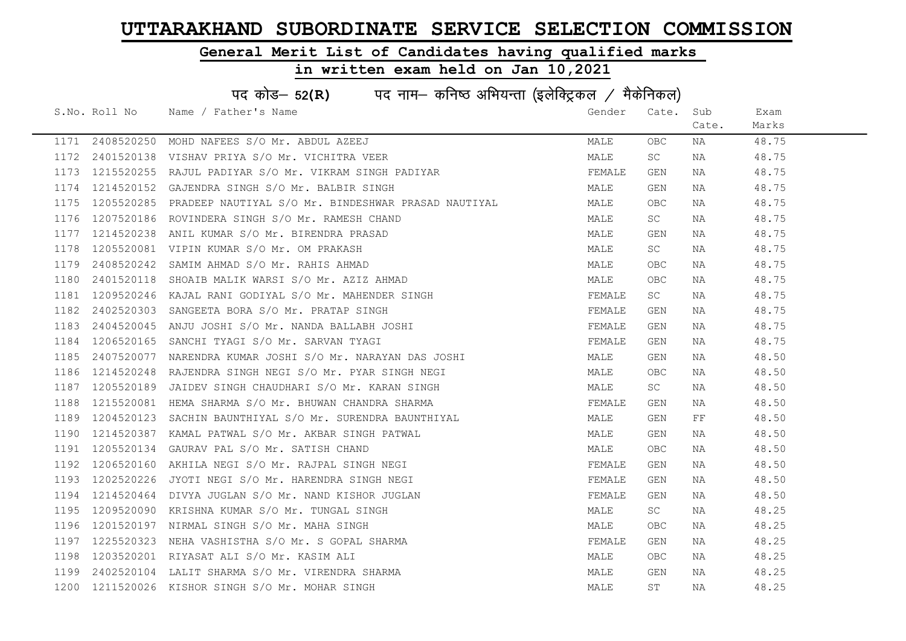# UTTARAKHAND SUBORDINATE SERVICE SELECTION COMMISSION

## General Merit List of Candidates having qualified marks

## in written exam held on Jan 10,2021

### पद कोड– 52(R) पद नाम– कनिष्ठ अभियन्ता (इलेक्ट्रिकल / मैकेनिकल)

| S.No. | Roll No | Name / Father's Name | Gender | Cate. | Sub Cate. | Exam Marks |
|---|---|---|---|---|---|---|
| 1171 | 2408520250 | MOHD NAFEES S/O Mr. ABDUL AZEEJ | MALE | OBC | NA | 48.75 |
| 1172 | 2401520138 | VISHAV PRIYA S/O Mr. VICHITRA VEER | MALE | SC | NA | 48.75 |
| 1173 | 1215520255 | RAJUL PADIYAR S/O Mr. VIKRAM SINGH PADIYAR | FEMALE | GEN | NA | 48.75 |
| 1174 | 1214520152 | GAJENDRA SINGH S/O Mr. BALBIR SINGH | MALE | GEN | NA | 48.75 |
| 1175 | 1205520285 | PRADEEP NAUTIYAL S/O Mr. BINDESHWAR PRASAD NAUTIYAL | MALE | OBC | NA | 48.75 |
| 1176 | 1207520186 | ROVINDERA SINGH S/O Mr. RAMESH CHAND | MALE | SC | NA | 48.75 |
| 1177 | 1214520238 | ANIL KUMAR S/O Mr. BIRENDRA PRASAD | MALE | GEN | NA | 48.75 |
| 1178 | 1205520081 | VIPIN KUMAR S/O Mr. OM PRAKASH | MALE | SC | NA | 48.75 |
| 1179 | 2408520242 | SAMIM AHMAD S/O Mr. RAHIS AHMAD | MALE | OBC | NA | 48.75 |
| 1180 | 2401520118 | SHOAIB MALIK WARSI S/O Mr. AZIZ AHMAD | MALE | OBC | NA | 48.75 |
| 1181 | 1209520246 | KAJAL RANI GODIYAL S/O Mr. MAHENDER SINGH | FEMALE | SC | NA | 48.75 |
| 1182 | 2402520303 | SANGEETA BORA S/O Mr. PRATAP SINGH | FEMALE | GEN | NA | 48.75 |
| 1183 | 2404520045 | ANJU JOSHI S/O Mr. NANDA BALLABH JOSHI | FEMALE | GEN | NA | 48.75 |
| 1184 | 1206520165 | SANCHI TYAGI S/O Mr. SARVAN TYAGI | FEMALE | GEN | NA | 48.75 |
| 1185 | 2407520077 | NARENDRA KUMAR JOSHI S/O Mr. NARAYAN DAS JOSHI | MALE | GEN | NA | 48.50 |
| 1186 | 1214520248 | RAJENDRA SINGH NEGI S/O Mr. PYAR SINGH NEGI | MALE | OBC | NA | 48.50 |
| 1187 | 1205520189 | JAIDEV SINGH CHAUDHARI S/O Mr. KARAN SINGH | MALE | SC | NA | 48.50 |
| 1188 | 1215520081 | HEMA SHARMA S/O Mr. BHUWAN CHANDRA SHARMA | FEMALE | GEN | NA | 48.50 |
| 1189 | 1204520123 | SACHIN BAUNTHIYAL S/O Mr. SURENDRA BAUNTHIYAL | MALE | GEN | FF | 48.50 |
| 1190 | 1214520387 | KAMAL PATWAL S/O Mr. AKBAR SINGH PATWAL | MALE | GEN | NA | 48.50 |
| 1191 | 1205520134 | GAURAV PAL S/O Mr. SATISH CHAND | MALE | OBC | NA | 48.50 |
| 1192 | 1206520160 | AKHILA NEGI S/O Mr. RAJPAL SINGH NEGI | FEMALE | GEN | NA | 48.50 |
| 1193 | 1202520226 | JYOTI NEGI S/O Mr. HARENDRA SINGH NEGI | FEMALE | GEN | NA | 48.50 |
| 1194 | 1214520464 | DIVYA JUGLAN S/O Mr. NAND KISHOR JUGLAN | FEMALE | GEN | NA | 48.50 |
| 1195 | 1209520090 | KRISHNA KUMAR S/O Mr. TUNGAL SINGH | MALE | SC | NA | 48.25 |
| 1196 | 1201520197 | NIRMAL SINGH S/O Mr. MAHA SINGH | MALE | OBC | NA | 48.25 |
| 1197 | 1225520323 | NEHA VASHISTHA S/O Mr. S GOPAL SHARMA | FEMALE | GEN | NA | 48.25 |
| 1198 | 1203520201 | RIYASAT ALI S/O Mr. KASIM ALI | MALE | OBC | NA | 48.25 |
| 1199 | 2402520104 | LALIT SHARMA S/O Mr. VIRENDRA SHARMA | MALE | GEN | NA | 48.25 |
| 1200 | 1211520026 | KISHOR SINGH S/O Mr. MOHAR SINGH | MALE | ST | NA | 48.25 |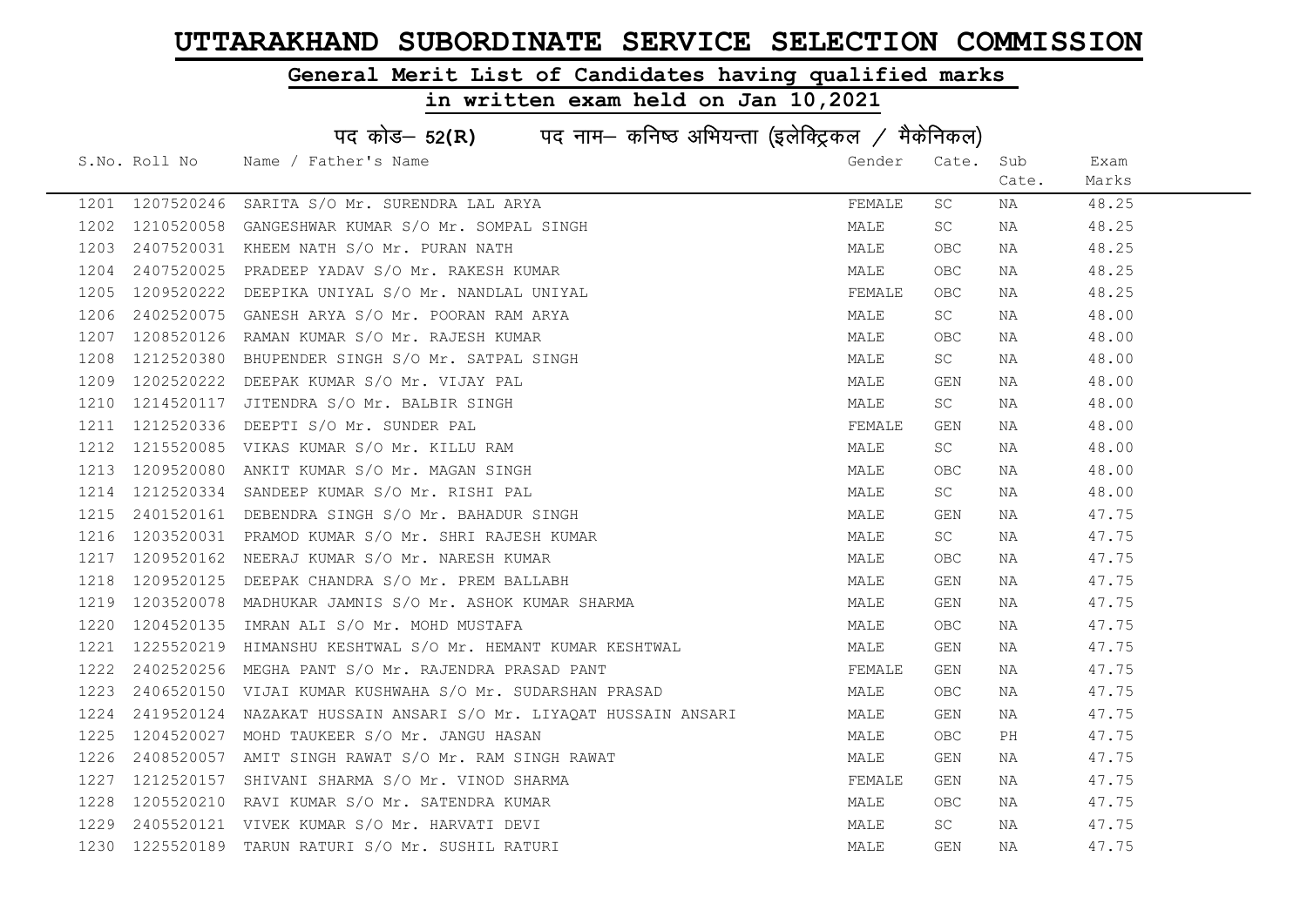# UTTARAKHAND SUBORDINATE SERVICE SELECTION COMMISSION

## General Merit List of Candidates having qualified marks

## in written exam held on Jan 10,2021

### पद कोड– 52(R) पद नाम– कनिष्ठ अभियन्ता (इलेक्ट्रिकल / मैकेनिकल)

| S.No. | Roll No | Name / Father's Name | Gender | Cate. | Sub Cate. | Exam Marks |
|---|---|---|---|---|---|---|
| 1201 | 1207520246 | SARITA S/O Mr. SURENDRA LAL ARYA | FEMALE | SC | NA | 48.25 |
| 1202 | 1210520058 | GANGESHWAR KUMAR S/O Mr. SOMPAL SINGH | MALE | SC | NA | 48.25 |
| 1203 | 2407520031 | KHEEM NATH S/O Mr. PURAN NATH | MALE | OBC | NA | 48.25 |
| 1204 | 2407520025 | PRADEEP YADAV S/O Mr. RAKESH KUMAR | MALE | OBC | NA | 48.25 |
| 1205 | 1209520222 | DEEPIKA UNIYAL S/O Mr. NANDLAL UNIYAL | FEMALE | OBC | NA | 48.25 |
| 1206 | 2402520075 | GANESH ARYA S/O Mr. POORAN RAM ARYA | MALE | SC | NA | 48.00 |
| 1207 | 1208520126 | RAMAN KUMAR S/O Mr. RAJESH KUMAR | MALE | OBC | NA | 48.00 |
| 1208 | 1212520380 | BHUPENDER SINGH S/O Mr. SATPAL SINGH | MALE | SC | NA | 48.00 |
| 1209 | 1202520222 | DEEPAK KUMAR S/O Mr. VIJAY PAL | MALE | GEN | NA | 48.00 |
| 1210 | 1214520117 | JITENDRA S/O Mr. BALBIR SINGH | MALE | SC | NA | 48.00 |
| 1211 | 1212520336 | DEEPTI S/O Mr. SUNDER PAL | FEMALE | GEN | NA | 48.00 |
| 1212 | 1215520085 | VIKAS KUMAR S/O Mr. KILLU RAM | MALE | SC | NA | 48.00 |
| 1213 | 1209520080 | ANKIT KUMAR S/O Mr. MAGAN SINGH | MALE | OBC | NA | 48.00 |
| 1214 | 1212520334 | SANDEEP KUMAR S/O Mr. RISHI PAL | MALE | SC | NA | 48.00 |
| 1215 | 2401520161 | DEBENDRA SINGH S/O Mr. BAHADUR SINGH | MALE | GEN | NA | 47.75 |
| 1216 | 1203520031 | PRAMOD KUMAR S/O Mr. SHRI RAJESH KUMAR | MALE | SC | NA | 47.75 |
| 1217 | 1209520162 | NEERAJ KUMAR S/O Mr. NARESH KUMAR | MALE | OBC | NA | 47.75 |
| 1218 | 1209520125 | DEEPAK CHANDRA S/O Mr. PREM BALLABH | MALE | GEN | NA | 47.75 |
| 1219 | 1203520078 | MADHUKAR JAMNIS S/O Mr. ASHOK KUMAR SHARMA | MALE | GEN | NA | 47.75 |
| 1220 | 1204520135 | IMRAN ALI S/O Mr. MOHD MUSTAFA | MALE | OBC | NA | 47.75 |
| 1221 | 1225520219 | HIMANSHU KESHTWAL S/O Mr. HEMANT KUMAR KESHTWAL | MALE | GEN | NA | 47.75 |
| 1222 | 2402520256 | MEGHA PANT S/O Mr. RAJENDRA PRASAD PANT | FEMALE | GEN | NA | 47.75 |
| 1223 | 2406520150 | VIJAI KUMAR KUSHWAHA S/O Mr. SUDARSHAN PRASAD | MALE | OBC | NA | 47.75 |
| 1224 | 2419520124 | NAZAKAT HUSSAIN ANSARI S/O Mr. LIYAQAT HUSSAIN ANSARI | MALE | GEN | NA | 47.75 |
| 1225 | 1204520027 | MOHD TAUKEER S/O Mr. JANGU HASAN | MALE | OBC | PH | 47.75 |
| 1226 | 2408520057 | AMIT SINGH RAWAT S/O Mr. RAM SINGH RAWAT | MALE | GEN | NA | 47.75 |
| 1227 | 1212520157 | SHIVANI SHARMA S/O Mr. VINOD SHARMA | FEMALE | GEN | NA | 47.75 |
| 1228 | 1205520210 | RAVI KUMAR S/O Mr. SATENDRA KUMAR | MALE | OBC | NA | 47.75 |
| 1229 | 2405520121 | VIVEK KUMAR S/O Mr. HARVATI DEVI | MALE | SC | NA | 47.75 |
| 1230 | 1225520189 | TARUN RATURI S/O Mr. SUSHIL RATURI | MALE | GEN | NA | 47.75 |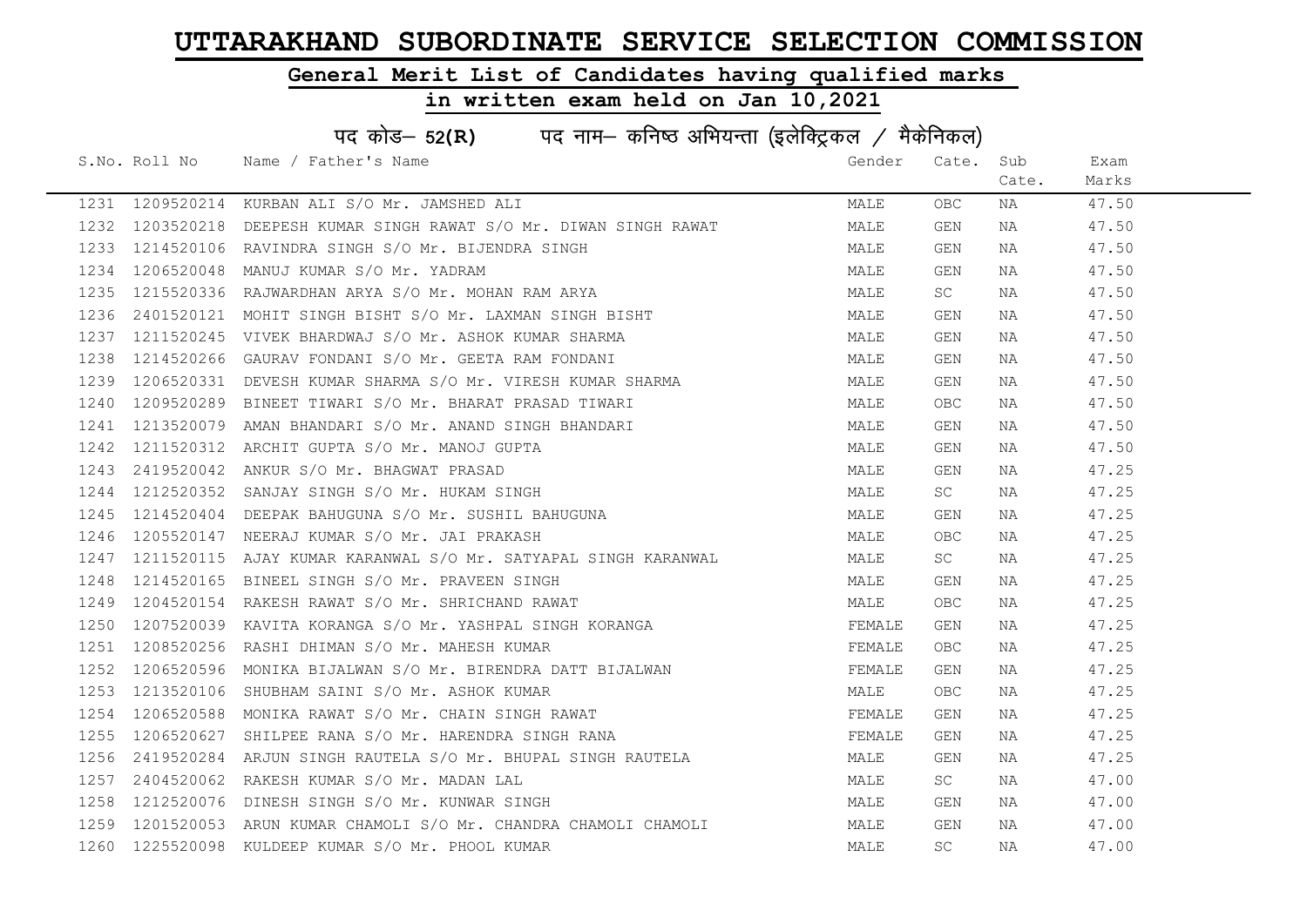# UTTARAKHAND SUBORDINATE SERVICE SELECTION COMMISSION

## General Merit List of Candidates having qualified marks

## in written exam held on Jan 10,2021

### पद कोड– 52(R) पद नाम– कनिष्ठ अभियन्ता (इलेक्ट्रिकल / मैकेनिकल)

| S.No. | Roll No | Name / Father's Name | Gender | Cate. | Sub Cate. | Exam Marks |
|---|---|---|---|---|---|---|
| 1231 | 1209520214 | KURBAN ALI S/O Mr. JAMSHED ALI | MALE | OBC | NA | 47.50 |
| 1232 | 1203520218 | DEEPESH KUMAR SINGH RAWAT S/O Mr. DIWAN SINGH RAWAT | MALE | GEN | NA | 47.50 |
| 1233 | 1214520106 | RAVINDRA SINGH S/O Mr. BIJENDRA SINGH | MALE | GEN | NA | 47.50 |
| 1234 | 1206520048 | MANUJ KUMAR S/O Mr. YADRAM | MALE | GEN | NA | 47.50 |
| 1235 | 1215520336 | RAJWARDHAN ARYA S/O Mr. MOHAN RAM ARYA | MALE | SC | NA | 47.50 |
| 1236 | 2401520121 | MOHIT SINGH BISHT S/O Mr. LAXMAN SINGH BISHT | MALE | GEN | NA | 47.50 |
| 1237 | 1211520245 | VIVEK BHARDWAJ S/O Mr. ASHOK KUMAR SHARMA | MALE | GEN | NA | 47.50 |
| 1238 | 1214520266 | GAURAV FONDANI S/O Mr. GEETA RAM FONDANI | MALE | GEN | NA | 47.50 |
| 1239 | 1206520331 | DEVESH KUMAR SHARMA S/O Mr. VIRESH KUMAR SHARMA | MALE | GEN | NA | 47.50 |
| 1240 | 1209520289 | BINEET TIWARI S/O Mr. BHARAT PRASAD TIWARI | MALE | OBC | NA | 47.50 |
| 1241 | 1213520079 | AMAN BHANDARI S/O Mr. ANAND SINGH BHANDARI | MALE | GEN | NA | 47.50 |
| 1242 | 1211520312 | ARCHIT GUPTA S/O Mr. MANOJ GUPTA | MALE | GEN | NA | 47.50 |
| 1243 | 2419520042 | ANKUR S/O Mr. BHAGWAT PRASAD | MALE | GEN | NA | 47.25 |
| 1244 | 1212520352 | SANJAY SINGH S/O Mr. HUKAM SINGH | MALE | SC | NA | 47.25 |
| 1245 | 1214520404 | DEEPAK BAHUGUNA S/O Mr. SUSHIL BAHUGUNA | MALE | GEN | NA | 47.25 |
| 1246 | 1205520147 | NEERAJ KUMAR S/O Mr. JAI PRAKASH | MALE | OBC | NA | 47.25 |
| 1247 | 1211520115 | AJAY KUMAR KARANWAL S/O Mr. SATYAPAL SINGH KARANWAL | MALE | SC | NA | 47.25 |
| 1248 | 1214520165 | BINEEL SINGH S/O Mr. PRAVEEN SINGH | MALE | GEN | NA | 47.25 |
| 1249 | 1204520154 | RAKESH RAWAT S/O Mr. SHRICHAND RAWAT | MALE | OBC | NA | 47.25 |
| 1250 | 1207520039 | KAVITA KORANGA S/O Mr. YASHPAL SINGH KORANGA | FEMALE | GEN | NA | 47.25 |
| 1251 | 1208520256 | RASHI DHIMAN S/O Mr. MAHESH KUMAR | FEMALE | OBC | NA | 47.25 |
| 1252 | 1206520596 | MONIKA BIJALWAN S/O Mr. BIRENDRA DATT BIJALWAN | FEMALE | GEN | NA | 47.25 |
| 1253 | 1213520106 | SHUBHAM SAINI S/O Mr. ASHOK KUMAR | MALE | OBC | NA | 47.25 |
| 1254 | 1206520588 | MONIKA RAWAT S/O Mr. CHAIN SINGH RAWAT | FEMALE | GEN | NA | 47.25 |
| 1255 | 1206520627 | SHILPEE RANA S/O Mr. HARENDRA SINGH RANA | FEMALE | GEN | NA | 47.25 |
| 1256 | 2419520284 | ARJUN SINGH RAUTELA S/O Mr. BHUPAL SINGH RAUTELA | MALE | GEN | NA | 47.25 |
| 1257 | 2404520062 | RAKESH KUMAR S/O Mr. MADAN LAL | MALE | SC | NA | 47.00 |
| 1258 | 1212520076 | DINESH SINGH S/O Mr. KUNWAR SINGH | MALE | GEN | NA | 47.00 |
| 1259 | 1201520053 | ARUN KUMAR CHAMOLI S/O Mr. CHANDRA CHAMOLI CHAMOLI | MALE | GEN | NA | 47.00 |
| 1260 | 1225520098 | KULDEEP KUMAR S/O Mr. PHOOL KUMAR | MALE | SC | NA | 47.00 |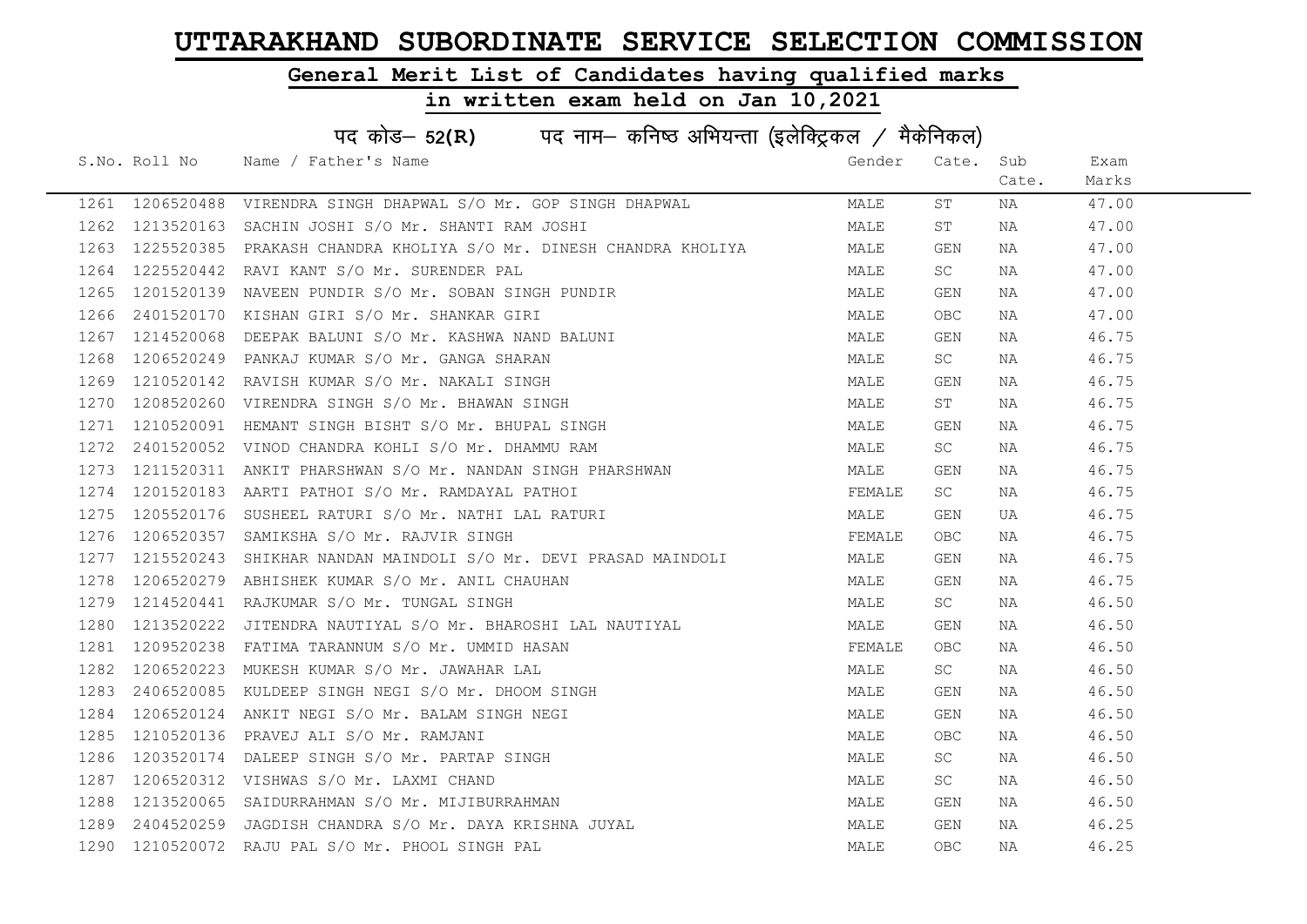# UTTARAKHAND SUBORDINATE SERVICE SELECTION COMMISSION

## General Merit List of Candidates having qualified marks

## in written exam held on Jan 10,2021

### पद कोड– 52(R) पद नाम– कनिष्ठ अभियन्ता (इलेक्ट्रिकल / मैकेनिकल)

| S.No. | Roll No | Name / Father's Name | Gender | Cate. | Sub Cate. | Exam Marks |
|---|---|---|---|---|---|---|
| 1261 | 1206520488 | VIRENDRA SINGH DHAPWAL S/O Mr. GOP SINGH DHAPWAL | MALE | ST | NA | 47.00 |
| 1262 | 1213520163 | SACHIN JOSHI S/O Mr. SHANTI RAM JOSHI | MALE | ST | NA | 47.00 |
| 1263 | 1225520385 | PRAKASH CHANDRA KHOLIYA S/O Mr. DINESH CHANDRA KHOLIYA | MALE | GEN | NA | 47.00 |
| 1264 | 1225520442 | RAVI KANT S/O Mr. SURENDER PAL | MALE | SC | NA | 47.00 |
| 1265 | 1201520139 | NAVEEN PUNDIR S/O Mr. SOBAN SINGH PUNDIR | MALE | GEN | NA | 47.00 |
| 1266 | 2401520170 | KISHAN GIRI S/O Mr. SHANKAR GIRI | MALE | OBC | NA | 47.00 |
| 1267 | 1214520068 | DEEPAK BALUNI S/O Mr. KASHWA NAND BALUNI | MALE | GEN | NA | 46.75 |
| 1268 | 1206520249 | PANKAJ KUMAR S/O Mr. GANGA SHARAN | MALE | SC | NA | 46.75 |
| 1269 | 1210520142 | RAVISH KUMAR S/O Mr. NAKALI SINGH | MALE | GEN | NA | 46.75 |
| 1270 | 1208520260 | VIRENDRA SINGH S/O Mr. BHAWAN SINGH | MALE | ST | NA | 46.75 |
| 1271 | 1210520091 | HEMANT SINGH BISHT S/O Mr. BHUPAL SINGH | MALE | GEN | NA | 46.75 |
| 1272 | 2401520052 | VINOD CHANDRA KOHLI S/O Mr. DHAMMU RAM | MALE | SC | NA | 46.75 |
| 1273 | 1211520311 | ANKIT PHARSHWAN S/O Mr. NANDAN SINGH PHARSHWAN | MALE | GEN | NA | 46.75 |
| 1274 | 1201520183 | AARTI PATHOI S/O Mr. RAMDAYAL PATHOI | FEMALE | SC | NA | 46.75 |
| 1275 | 1205520176 | SUSHEEL RATURI S/O Mr. NATHI LAL RATURI | MALE | GEN | UA | 46.75 |
| 1276 | 1206520357 | SAMIKSHA S/O Mr. RAJVIR SINGH | FEMALE | OBC | NA | 46.75 |
| 1277 | 1215520243 | SHIKHAR NANDAN MAINDOLI S/O Mr. DEVI PRASAD MAINDOLI | MALE | GEN | NA | 46.75 |
| 1278 | 1206520279 | ABHISHEK KUMAR S/O Mr. ANIL CHAUHAN | MALE | GEN | NA | 46.75 |
| 1279 | 1214520441 | RAJKUMAR S/O Mr. TUNGAL SINGH | MALE | SC | NA | 46.50 |
| 1280 | 1213520222 | JITENDRA NAUTIYAL S/O Mr. BHAROSHI LAL NAUTIYAL | MALE | GEN | NA | 46.50 |
| 1281 | 1209520238 | FATIMA TARANNUM S/O Mr. UMMID HASAN | FEMALE | OBC | NA | 46.50 |
| 1282 | 1206520223 | MUKESH KUMAR S/O Mr. JAWAHAR LAL | MALE | SC | NA | 46.50 |
| 1283 | 2406520085 | KULDEEP SINGH NEGI S/O Mr. DHOOM SINGH | MALE | GEN | NA | 46.50 |
| 1284 | 1206520124 | ANKIT NEGI S/O Mr. BALAM SINGH NEGI | MALE | GEN | NA | 46.50 |
| 1285 | 1210520136 | PRAVEJ ALI S/O Mr. RAMJANI | MALE | OBC | NA | 46.50 |
| 1286 | 1203520174 | DALEEP SINGH S/O Mr. PARTAP SINGH | MALE | SC | NA | 46.50 |
| 1287 | 1206520312 | VISHWAS S/O Mr. LAXMI CHAND | MALE | SC | NA | 46.50 |
| 1288 | 1213520065 | SAIDURRAHMAN S/O Mr. MIJIBURRAHMAN | MALE | GEN | NA | 46.50 |
| 1289 | 2404520259 | JAGDISH CHANDRA S/O Mr. DAYA KRISHNA JUYAL | MALE | GEN | NA | 46.25 |
| 1290 | 1210520072 | RAJU PAL S/O Mr. PHOOL SINGH PAL | MALE | OBC | NA | 46.25 |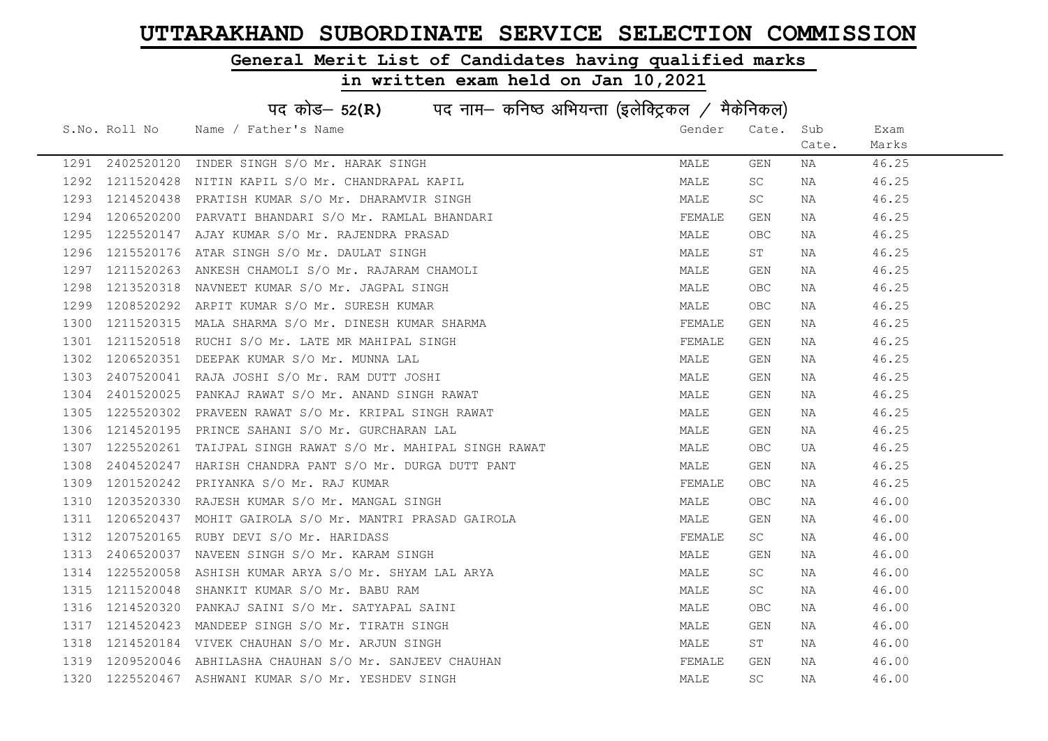# UTTARAKHAND SUBORDINATE SERVICE SELECTION COMMISSION

## General Merit List of Candidates having qualified marks

## in written exam held on Jan 10,2021

### पद कोड– 52(R) पद नाम– कनिष्ठ अभियन्ता (इलेक्ट्रिकल / मैकेनिकल)

| S.No. | Roll No | Name / Father's Name | Gender | Cate. | Sub Cate. | Exam Marks |
|---|---|---|---|---|---|---|
| 1291 | 2402520120 | INDER SINGH S/O Mr. HARAK SINGH | MALE | GEN | NA | 46.25 |
| 1292 | 1211520428 | NITIN KAPIL S/O Mr. CHANDRAPAL KAPIL | MALE | SC | NA | 46.25 |
| 1293 | 1214520438 | PRATISH KUMAR S/O Mr. DHARAMVIR SINGH | MALE | SC | NA | 46.25 |
| 1294 | 1206520200 | PARVATI BHANDARI S/O Mr. RAMLAL BHANDARI | FEMALE | GEN | NA | 46.25 |
| 1295 | 1225520147 | AJAY KUMAR S/O Mr. RAJENDRA PRASAD | MALE | OBC | NA | 46.25 |
| 1296 | 1215520176 | ATAR SINGH S/O Mr. DAULAT SINGH | MALE | ST | NA | 46.25 |
| 1297 | 1211520263 | ANKESH CHAMOLI S/O Mr. RAJARAM CHAMOLI | MALE | GEN | NA | 46.25 |
| 1298 | 1213520318 | NAVNEET KUMAR S/O Mr. JAGPAL SINGH | MALE | OBC | NA | 46.25 |
| 1299 | 1208520292 | ARPIT KUMAR S/O Mr. SURESH KUMAR | MALE | OBC | NA | 46.25 |
| 1300 | 1211520315 | MALA SHARMA S/O Mr. DINESH KUMAR SHARMA | FEMALE | GEN | NA | 46.25 |
| 1301 | 1211520518 | RUCHI S/O Mr. LATE MR MAHIPAL SINGH | FEMALE | GEN | NA | 46.25 |
| 1302 | 1206520351 | DEEPAK KUMAR S/O Mr. MUNNA LAL | MALE | GEN | NA | 46.25 |
| 1303 | 2407520041 | RAJA JOSHI S/O Mr. RAM DUTT JOSHI | MALE | GEN | NA | 46.25 |
| 1304 | 2401520025 | PANKAJ RAWAT S/O Mr. ANAND SINGH RAWAT | MALE | GEN | NA | 46.25 |
| 1305 | 1225520302 | PRAVEEN RAWAT S/O Mr. KRIPAL SINGH RAWAT | MALE | GEN | NA | 46.25 |
| 1306 | 1214520195 | PRINCE SAHANI S/O Mr. GURCHARAN LAL | MALE | GEN | NA | 46.25 |
| 1307 | 1225520261 | TAIJPAL SINGH RAWAT S/O Mr. MAHIPAL SINGH RAWAT | MALE | OBC | UA | 46.25 |
| 1308 | 2404520247 | HARISH CHANDRA PANT S/O Mr. DURGA DUTT PANT | MALE | GEN | NA | 46.25 |
| 1309 | 1201520242 | PRIYANKA S/O Mr. RAJ KUMAR | FEMALE | OBC | NA | 46.25 |
| 1310 | 1203520330 | RAJESH KUMAR S/O Mr. MANGAL SINGH | MALE | OBC | NA | 46.00 |
| 1311 | 1206520437 | MOHIT GAIROLA S/O Mr. MANTRI PRASAD GAIROLA | MALE | GEN | NA | 46.00 |
| 1312 | 1207520165 | RUBY DEVI S/O Mr. HARIDASS | FEMALE | SC | NA | 46.00 |
| 1313 | 2406520037 | NAVEEN SINGH S/O Mr. KARAM SINGH | MALE | GEN | NA | 46.00 |
| 1314 | 1225520058 | ASHISH KUMAR ARYA S/O Mr. SHYAM LAL ARYA | MALE | SC | NA | 46.00 |
| 1315 | 1211520048 | SHANKIT KUMAR S/O Mr. BABU RAM | MALE | SC | NA | 46.00 |
| 1316 | 1214520320 | PANKAJ SAINI S/O Mr. SATYAPAL SAINI | MALE | OBC | NA | 46.00 |
| 1317 | 1214520423 | MANDEEP SINGH S/O Mr. TIRATH SINGH | MALE | GEN | NA | 46.00 |
| 1318 | 1214520184 | VIVEK CHAUHAN S/O Mr. ARJUN SINGH | MALE | ST | NA | 46.00 |
| 1319 | 1209520046 | ABHILASHA CHAUHAN S/O Mr. SANJEEV CHAUHAN | FEMALE | GEN | NA | 46.00 |
| 1320 | 1225520467 | ASHWANI KUMAR S/O Mr. YESHDEV SINGH | MALE | SC | NA | 46.00 |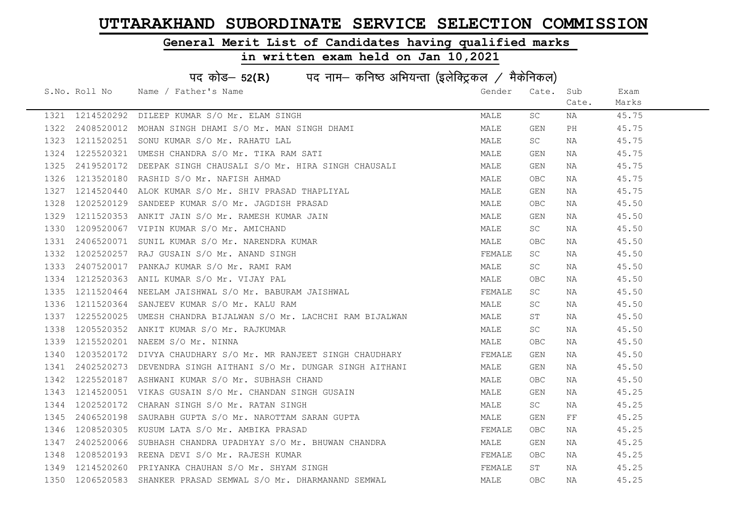# UTTARAKHAND SUBORDINATE SERVICE SELECTION COMMISSION

## General Merit List of Candidates having qualified marks

## in written exam held on Jan 10,2021

### पद कोड– 52(R) पद नाम– कनिष्ठ अभियन्ता (इलेक्ट्रिकल / मैकेनिकल)

| S.No. | Roll No | Name / Father's Name | Gender | Cate. | Sub Cate. | Exam Marks |
|---|---|---|---|---|---|---|
| 1321 | 1214520292 | DILEEP KUMAR S/O Mr. ELAM SINGH | MALE | SC | NA | 45.75 |
| 1322 | 2408520012 | MOHAN SINGH DHAMI S/O Mr. MAN SINGH DHAMI | MALE | GEN | PH | 45.75 |
| 1323 | 1211520251 | SONU KUMAR S/O Mr. RAHATU LAL | MALE | SC | NA | 45.75 |
| 1324 | 1225520321 | UMESH CHANDRA S/O Mr. TIKA RAM SATI | MALE | GEN | NA | 45.75 |
| 1325 | 2419520172 | DEEPAK SINGH CHAUSALI S/O Mr. HIRA SINGH CHAUSALI | MALE | GEN | NA | 45.75 |
| 1326 | 1213520180 | RASHID S/O Mr. NAFISH AHMAD | MALE | OBC | NA | 45.75 |
| 1327 | 1214520440 | ALOK KUMAR S/O Mr. SHIV PRASAD THAPLIYAL | MALE | GEN | NA | 45.75 |
| 1328 | 1202520129 | SANDEEP KUMAR S/O Mr. JAGDISH PRASAD | MALE | OBC | NA | 45.50 |
| 1329 | 1211520353 | ANKIT JAIN S/O Mr. RAMESH KUMAR JAIN | MALE | GEN | NA | 45.50 |
| 1330 | 1209520067 | VIPIN KUMAR S/O Mr. AMICHAND | MALE | SC | NA | 45.50 |
| 1331 | 2406520071 | SUNIL KUMAR S/O Mr. NARENDRA KUMAR | MALE | OBC | NA | 45.50 |
| 1332 | 1202520257 | RAJ GUSAIN S/O Mr. ANAND SINGH | FEMALE | SC | NA | 45.50 |
| 1333 | 2407520017 | PANKAJ KUMAR S/O Mr. RAMI RAM | MALE | SC | NA | 45.50 |
| 1334 | 1212520363 | ANIL KUMAR S/O Mr. VIJAY PAL | MALE | OBC | NA | 45.50 |
| 1335 | 1211520464 | NEELAM JAISHWAL S/O Mr. BABURAM JAISHWAL | FEMALE | SC | NA | 45.50 |
| 1336 | 1211520364 | SANJEEV KUMAR S/O Mr. KALU RAM | MALE | SC | NA | 45.50 |
| 1337 | 1225520025 | UMESH CHANDRA BIJALWAN S/O Mr. LACHCHI RAM BIJALWAN | MALE | ST | NA | 45.50 |
| 1338 | 1205520352 | ANKIT KUMAR S/O Mr. RAJKUMAR | MALE | SC | NA | 45.50 |
| 1339 | 1215520201 | NAEEM S/O Mr. NINNA | MALE | OBC | NA | 45.50 |
| 1340 | 1203520172 | DIVYA CHAUDHARY S/O Mr. MR RANJEET SINGH CHAUDHARY | FEMALE | GEN | NA | 45.50 |
| 1341 | 2402520273 | DEVENDRA SINGH AITHANI S/O Mr. DUNGAR SINGH AITHANI | MALE | GEN | NA | 45.50 |
| 1342 | 1225520187 | ASHWANI KUMAR S/O Mr. SUBHASH CHAND | MALE | OBC | NA | 45.50 |
| 1343 | 1214520051 | VIKAS GUSAIN S/O Mr. CHANDAN SINGH GUSAIN | MALE | GEN | NA | 45.25 |
| 1344 | 1202520172 | CHARAN SINGH S/O Mr. RATAN SINGH | MALE | SC | NA | 45.25 |
| 1345 | 2406520198 | SAURABH GUPTA S/O Mr. NAROTTAM SARAN GUPTA | MALE | GEN | FF | 45.25 |
| 1346 | 1208520305 | KUSUM LATA S/O Mr. AMBIKA PRASAD | FEMALE | OBC | NA | 45.25 |
| 1347 | 2402520066 | SUBHASH CHANDRA UPADHYAY S/O Mr. BHUWAN CHANDRA | MALE | GEN | NA | 45.25 |
| 1348 | 1208520193 | REENA DEVI S/O Mr. RAJESH KUMAR | FEMALE | OBC | NA | 45.25 |
| 1349 | 1214520260 | PRIYANKA CHAUHAN S/O Mr. SHYAM SINGH | FEMALE | ST | NA | 45.25 |
| 1350 | 1206520583 | SHANKER PRASAD SEMWAL S/O Mr. DHARMANAND SEMWAL | MALE | OBC | NA | 45.25 |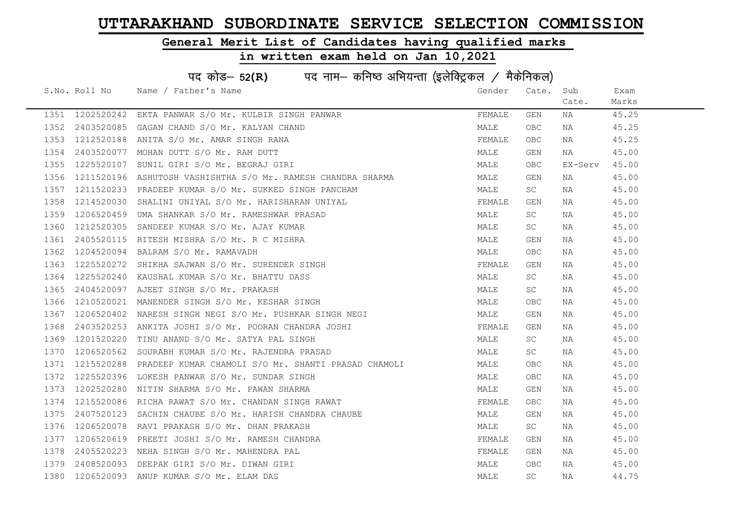# UTTARAKHAND SUBORDINATE SERVICE SELECTION COMMISSION

## General Merit List of Candidates having qualified marks

## in written exam held on Jan 10,2021

### पद कोड– 52(R) पद नाम– कनिष्ठ अभियन्ता (इलेक्ट्रिकल / मैकेनिकल)

| S.No. | Roll No | Name / Father's Name | Gender | Cate. | Sub Cate. | Exam Marks |
|---|---|---|---|---|---|---|
| 1351 | 1202520242 | EKTA PANWAR S/O Mr. KULBIR SINGH PANWAR | FEMALE | GEN | NA | 45.25 |
| 1352 | 2403520085 | GAGAN CHAND S/O Mr. KALYAN CHAND | MALE | OBC | NA | 45.25 |
| 1353 | 1212520188 | ANITA S/O Mr. AMAR SINGH RANA | FEMALE | OBC | NA | 45.25 |
| 1354 | 2403520077 | MOHAN DUTT S/O Mr. RAM DUTT | MALE | GEN | NA | 45.00 |
| 1355 | 1225520107 | SUNIL GIRI S/O Mr. BEGRAJ GIRI | MALE | OBC | EX-Serv | 45.00 |
| 1356 | 1211520196 | ASHUTOSH VASHISHTHA S/O Mr. RAMESH CHANDRA SHARMA | MALE | GEN | NA | 45.00 |
| 1357 | 1211520233 | PRADEEP KUMAR S/O Mr. SUKKED SINGH PANCHAM | MALE | SC | NA | 45.00 |
| 1358 | 1214520030 | SHALINI UNIYAL S/O Mr. HARISHARAN UNIYAL | FEMALE | GEN | NA | 45.00 |
| 1359 | 1206520459 | UMA SHANKAR S/O Mr. RAMESHWAR PRASAD | MALE | SC | NA | 45.00 |
| 1360 | 1212520305 | SANDEEP KUMAR S/O Mr. AJAY KUMAR | MALE | SC | NA | 45.00 |
| 1361 | 2405520115 | RITESH MISHRA S/O Mr. R C MISHRA | MALE | GEN | NA | 45.00 |
| 1362 | 1204520094 | BALRAM S/O Mr. RAMAVADH | MALE | OBC | NA | 45.00 |
| 1363 | 1225520272 | SHIKHA SAJWAN S/O Mr. SURENDER SINGH | FEMALE | GEN | NA | 45.00 |
| 1364 | 1225520240 | KAUSHAL KUMAR S/O Mr. BHATTU DASS | MALE | SC | NA | 45.00 |
| 1365 | 2404520097 | AJEET SINGH S/O Mr. PRAKASH | MALE | SC | NA | 45.00 |
| 1366 | 1210520021 | MANENDER SINGH S/O Mr. KESHAR SINGH | MALE | OBC | NA | 45.00 |
| 1367 | 1206520402 | NARESH SINGH NEGI S/O Mr. PUSHKAR SINGH NEGI | MALE | GEN | NA | 45.00 |
| 1368 | 2403520253 | ANKITA JOSHI S/O Mr. POORAN CHANDRA JOSHI | FEMALE | GEN | NA | 45.00 |
| 1369 | 1201520220 | TINU ANAND S/O Mr. SATYA PAL SINGH | MALE | SC | NA | 45.00 |
| 1370 | 1206520562 | SOURABH KUMAR S/O Mr. RAJENDRA PRASAD | MALE | SC | NA | 45.00 |
| 1371 | 1215520288 | PRADEEP KUMAR CHAMOLI S/O Mr. SHANTI PRASAD CHAMOLI | MALE | OBC | NA | 45.00 |
| 1372 | 1225520396 | LOKESH PANWAR S/O Mr. SUNDAR SINGH | MALE | OBC | NA | 45.00 |
| 1373 | 1202520280 | NITIN SHARMA S/O Mr. PAWAN SHARMA | MALE | GEN | NA | 45.00 |
| 1374 | 1215520086 | RICHA RAWAT S/O Mr. CHANDAN SINGH RAWAT | FEMALE | OBC | NA | 45.00 |
| 1375 | 2407520123 | SACHIN CHAUBE S/O Mr. HARISH CHANDRA CHAUBE | MALE | GEN | NA | 45.00 |
| 1376 | 1206520078 | RAVI PRAKASH S/O Mr. DHAN PRAKASH | MALE | SC | NA | 45.00 |
| 1377 | 1206520619 | PREETI JOSHI S/O Mr. RAMESH CHANDRA | FEMALE | GEN | NA | 45.00 |
| 1378 | 2405520223 | NEHA SINGH S/O Mr. MAHENDRA PAL | FEMALE | GEN | NA | 45.00 |
| 1379 | 2408520093 | DEEPAK GIRI S/O Mr. DIWAN GIRI | MALE | OBC | NA | 45.00 |
| 1380 | 1206520093 | ANUP KUMAR S/O Mr. ELAM DAS | MALE | SC | NA | 44.75 |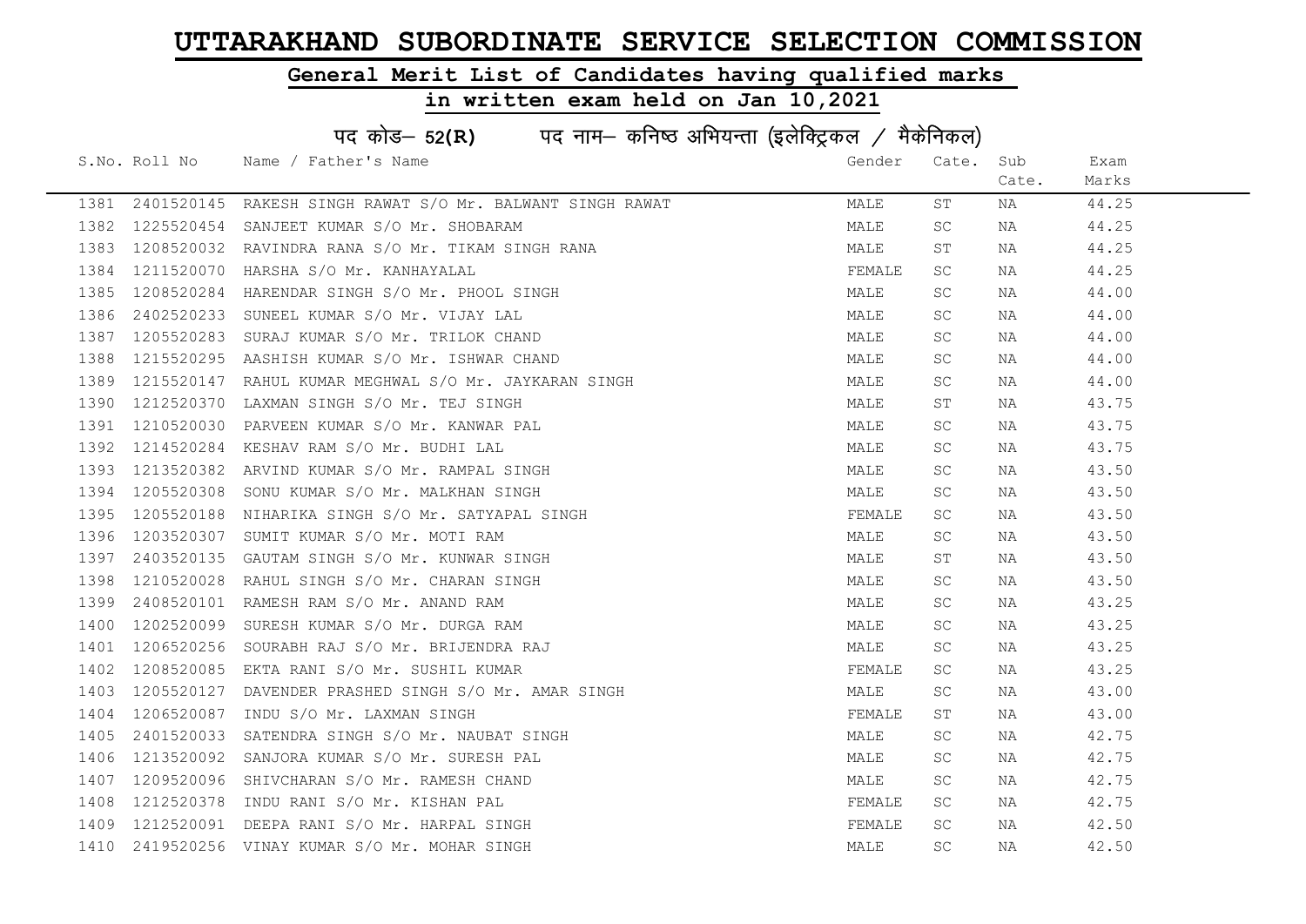# UTTARAKHAND SUBORDINATE SERVICE SELECTION COMMISSION

## General Merit List of Candidates having qualified marks in written exam held on Jan 10,2021

### पद कोड– 52(R) पद नाम– कनिष्ठ अभियन्ता (इलेक्ट्रिकल / मैकेनिकल)

| S.No. | Roll No | Name / Father's Name | Gender | Cate. | Sub Cate. | Exam Marks |
|---|---|---|---|---|---|---|
| 1381 | 2401520145 | RAKESH SINGH RAWAT S/O Mr. BALWANT SINGH RAWAT | MALE | ST | NA | 44.25 |
| 1382 | 1225520454 | SANJEET KUMAR S/O Mr. SHOBARAM | MALE | SC | NA | 44.25 |
| 1383 | 1208520032 | RAVINDRA RANA S/O Mr. TIKAM SINGH RANA | MALE | ST | NA | 44.25 |
| 1384 | 1211520070 | HARSHA S/O Mr. KANHAYALAL | FEMALE | SC | NA | 44.25 |
| 1385 | 1208520284 | HARENDAR SINGH S/O Mr. PHOOL SINGH | MALE | SC | NA | 44.00 |
| 1386 | 2402520233 | SUNEEL KUMAR S/O Mr. VIJAY LAL | MALE | SC | NA | 44.00 |
| 1387 | 1205520283 | SURAJ KUMAR S/O Mr. TRILOK CHAND | MALE | SC | NA | 44.00 |
| 1388 | 1215520295 | AASHISH KUMAR S/O Mr. ISHWAR CHAND | MALE | SC | NA | 44.00 |
| 1389 | 1215520147 | RAHUL KUMAR MEGHWAL S/O Mr. JAYKARAN SINGH | MALE | SC | NA | 44.00 |
| 1390 | 1212520370 | LAXMAN SINGH S/O Mr. TEJ SINGH | MALE | ST | NA | 43.75 |
| 1391 | 1210520030 | PARVEEN KUMAR S/O Mr. KANWAR PAL | MALE | SC | NA | 43.75 |
| 1392 | 1214520284 | KESHAV RAM S/O Mr. BUDHI LAL | MALE | SC | NA | 43.75 |
| 1393 | 1213520382 | ARVIND KUMAR S/O Mr. RAMPAL SINGH | MALE | SC | NA | 43.50 |
| 1394 | 1205520308 | SONU KUMAR S/O Mr. MALKHAN SINGH | MALE | SC | NA | 43.50 |
| 1395 | 1205520188 | NIHARIKA SINGH S/O Mr. SATYAPAL SINGH | FEMALE | SC | NA | 43.50 |
| 1396 | 1203520307 | SUMIT KUMAR S/O Mr. MOTI RAM | MALE | SC | NA | 43.50 |
| 1397 | 2403520135 | GAUTAM SINGH S/O Mr. KUNWAR SINGH | MALE | ST | NA | 43.50 |
| 1398 | 1210520028 | RAHUL SINGH S/O Mr. CHARAN SINGH | MALE | SC | NA | 43.50 |
| 1399 | 2408520101 | RAMESH RAM S/O Mr. ANAND RAM | MALE | SC | NA | 43.25 |
| 1400 | 1202520099 | SURESH KUMAR S/O Mr. DURGA RAM | MALE | SC | NA | 43.25 |
| 1401 | 1206520256 | SOURABH RAJ S/O Mr. BRIJENDRA RAJ | MALE | SC | NA | 43.25 |
| 1402 | 1208520085 | EKTA RANI S/O Mr. SUSHIL KUMAR | FEMALE | SC | NA | 43.25 |
| 1403 | 1205520127 | DAVENDER PRASHED SINGH S/O Mr. AMAR SINGH | MALE | SC | NA | 43.00 |
| 1404 | 1206520087 | INDU S/O Mr. LAXMAN SINGH | FEMALE | ST | NA | 43.00 |
| 1405 | 2401520033 | SATENDRA SINGH S/O Mr. NAUBAT SINGH | MALE | SC | NA | 42.75 |
| 1406 | 1213520092 | SANJORA KUMAR S/O Mr. SURESH PAL | MALE | SC | NA | 42.75 |
| 1407 | 1209520096 | SHIVCHARAN S/O Mr. RAMESH CHAND | MALE | SC | NA | 42.75 |
| 1408 | 1212520378 | INDU RANI S/O Mr. KISHAN PAL | FEMALE | SC | NA | 42.75 |
| 1409 | 1212520091 | DEEPA RANI S/O Mr. HARPAL SINGH | FEMALE | SC | NA | 42.50 |
| 1410 | 2419520256 | VINAY KUMAR S/O Mr. MOHAR SINGH | MALE | SC | NA | 42.50 |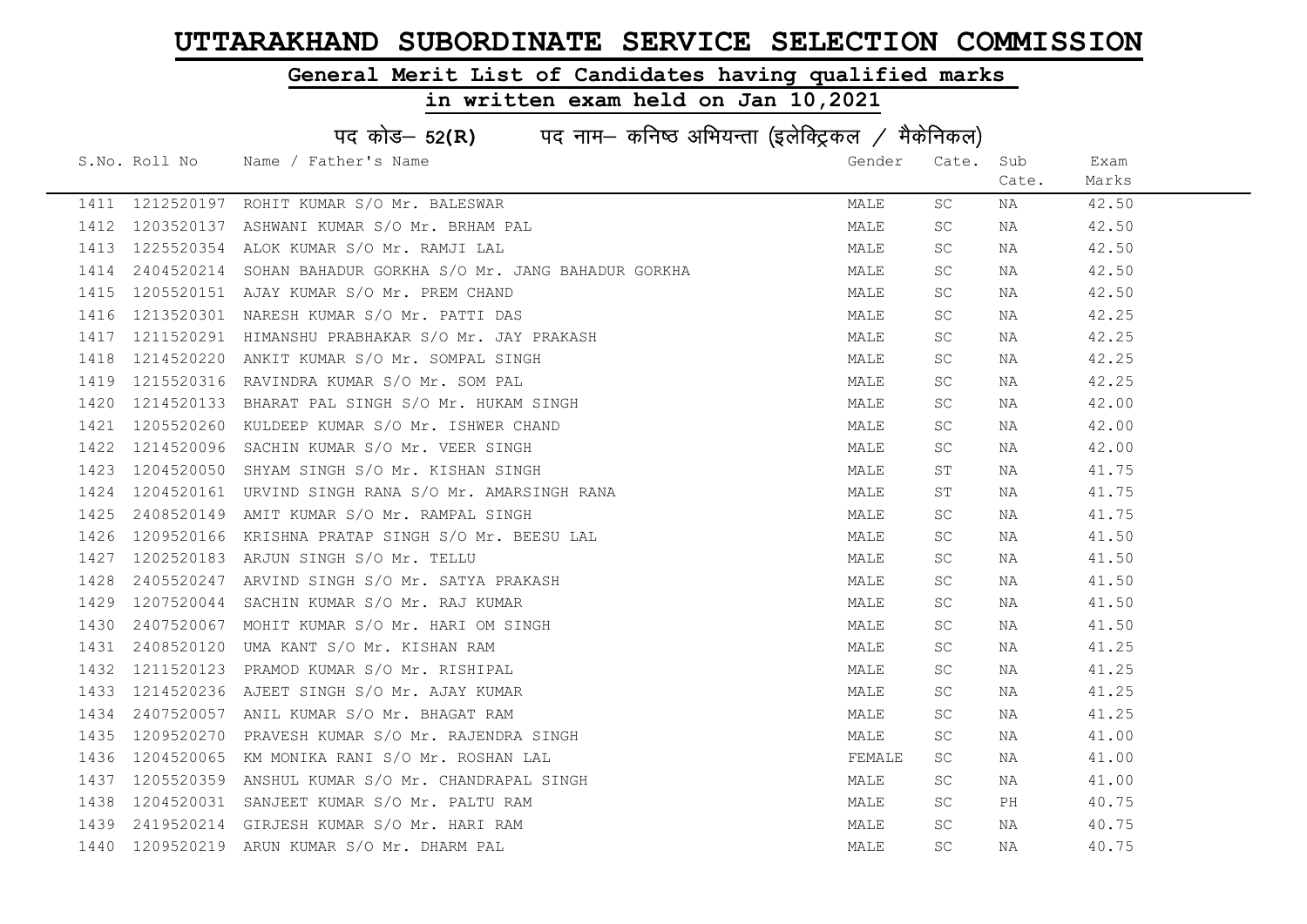# UTTARAKHAND SUBORDINATE SERVICE SELECTION COMMISSION

## General Merit List of Candidates having qualified marks

## in written exam held on Jan 10,2021

### पद कोड– 52(R) पद नाम– कनिष्ठ अभियन्ता (इलेक्ट्रिकल / मैकेनिकल)

| S.No. | Roll No | Name / Father's Name | Gender | Cate. | Sub Cate. | Exam Marks |
|---|---|---|---|---|---|---|
| 1411 | 1212520197 | ROHIT KUMAR S/O Mr. BALESWAR | MALE | SC | NA | 42.50 |
| 1412 | 1203520137 | ASHWANI KUMAR S/O Mr. BRHAM PAL | MALE | SC | NA | 42.50 |
| 1413 | 1225520354 | ALOK KUMAR S/O Mr. RAMJI LAL | MALE | SC | NA | 42.50 |
| 1414 | 2404520214 | SOHAN BAHADUR GORKHA S/O Mr. JANG BAHADUR GORKHA | MALE | SC | NA | 42.50 |
| 1415 | 1205520151 | AJAY KUMAR S/O Mr. PREM CHAND | MALE | SC | NA | 42.50 |
| 1416 | 1213520301 | NARESH KUMAR S/O Mr. PATTI DAS | MALE | SC | NA | 42.25 |
| 1417 | 1211520291 | HIMANSHU PRABHAKAR S/O Mr. JAY PRAKASH | MALE | SC | NA | 42.25 |
| 1418 | 1214520220 | ANKIT KUMAR S/O Mr. SOMPAL SINGH | MALE | SC | NA | 42.25 |
| 1419 | 1215520316 | RAVINDRA KUMAR S/O Mr. SOM PAL | MALE | SC | NA | 42.25 |
| 1420 | 1214520133 | BHARAT PAL SINGH S/O Mr. HUKAM SINGH | MALE | SC | NA | 42.00 |
| 1421 | 1205520260 | KULDEEP KUMAR S/O Mr. ISHWER CHAND | MALE | SC | NA | 42.00 |
| 1422 | 1214520096 | SACHIN KUMAR S/O Mr. VEER SINGH | MALE | SC | NA | 42.00 |
| 1423 | 1204520050 | SHYAM SINGH S/O Mr. KISHAN SINGH | MALE | ST | NA | 41.75 |
| 1424 | 1204520161 | URVIND SINGH RANA S/O Mr. AMARSINGH RANA | MALE | ST | NA | 41.75 |
| 1425 | 2408520149 | AMIT KUMAR S/O Mr. RAMPAL SINGH | MALE | SC | NA | 41.75 |
| 1426 | 1209520166 | KRISHNA PRATAP SINGH S/O Mr. BEESU LAL | MALE | SC | NA | 41.50 |
| 1427 | 1202520183 | ARJUN SINGH S/O Mr. TELLU | MALE | SC | NA | 41.50 |
| 1428 | 2405520247 | ARVIND SINGH S/O Mr. SATYA PRAKASH | MALE | SC | NA | 41.50 |
| 1429 | 1207520044 | SACHIN KUMAR S/O Mr. RAJ KUMAR | MALE | SC | NA | 41.50 |
| 1430 | 2407520067 | MOHIT KUMAR S/O Mr. HARI OM SINGH | MALE | SC | NA | 41.50 |
| 1431 | 2408520120 | UMA KANT S/O Mr. KISHAN RAM | MALE | SC | NA | 41.25 |
| 1432 | 1211520123 | PRAMOD KUMAR S/O Mr. RISHIPAL | MALE | SC | NA | 41.25 |
| 1433 | 1214520236 | AJEET SINGH S/O Mr. AJAY KUMAR | MALE | SC | NA | 41.25 |
| 1434 | 2407520057 | ANIL KUMAR S/O Mr. BHAGAT RAM | MALE | SC | NA | 41.25 |
| 1435 | 1209520270 | PRAVESH KUMAR S/O Mr. RAJENDRA SINGH | MALE | SC | NA | 41.00 |
| 1436 | 1204520065 | KM MONIKA RANI S/O Mr. ROSHAN LAL | FEMALE | SC | NA | 41.00 |
| 1437 | 1205520359 | ANSHUL KUMAR S/O Mr. CHANDRAPAL SINGH | MALE | SC | NA | 41.00 |
| 1438 | 1204520031 | SANJEET KUMAR S/O Mr. PALTU RAM | MALE | SC | PH | 40.75 |
| 1439 | 2419520214 | GIRJESH KUMAR S/O Mr. HARI RAM | MALE | SC | NA | 40.75 |
| 1440 | 1209520219 | ARUN KUMAR S/O Mr. DHARM PAL | MALE | SC | NA | 40.75 |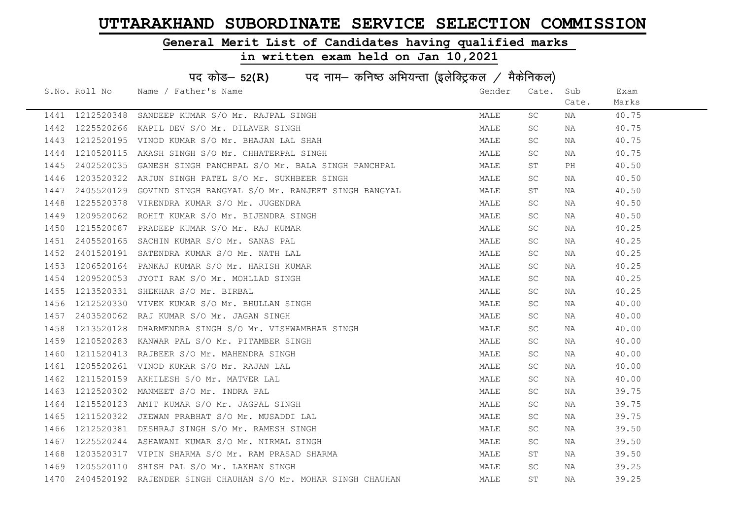# UTTARAKHAND SUBORDINATE SERVICE SELECTION COMMISSION

## General Merit List of Candidates having qualified marks

## in written exam held on Jan 10,2021

### पद कोड– 52(R) पद नाम– कनिष्ठ अभियन्ता (इलेक्ट्रिकल / मैकेनिकल)

| S.No. | Roll No | Name / Father's Name | Gender | Cate. | Sub Cate. | Exam Marks |
|---|---|---|---|---|---|---|
| 1441 | 1212520348 | SANDEEP KUMAR S/O Mr. RAJPAL SINGH | MALE | SC | NA | 40.75 |
| 1442 | 1225520266 | KAPIL DEV S/O Mr. DILAVER SINGH | MALE | SC | NA | 40.75 |
| 1443 | 1212520195 | VINOD KUMAR S/O Mr. BHAJAN LAL SHAH | MALE | SC | NA | 40.75 |
| 1444 | 1210520115 | AKASH SINGH S/O Mr. CHHATERPAL SINGH | MALE | SC | NA | 40.75 |
| 1445 | 2402520035 | GANESH SINGH PANCHPAL S/O Mr. BALA SINGH PANCHPAL | MALE | ST | PH | 40.50 |
| 1446 | 1203520322 | ARJUN SINGH PATEL S/O Mr. SUKHBEER SINGH | MALE | SC | NA | 40.50 |
| 1447 | 2405520129 | GOVIND SINGH BANGYAL S/O Mr. RANJEET SINGH BANGYAL | MALE | ST | NA | 40.50 |
| 1448 | 1225520378 | VIRENDRA KUMAR S/O Mr. JUGENDRA | MALE | SC | NA | 40.50 |
| 1449 | 1209520062 | ROHIT KUMAR S/O Mr. BIJENDRA SINGH | MALE | SC | NA | 40.50 |
| 1450 | 1215520087 | PRADEEP KUMAR S/O Mr. RAJ KUMAR | MALE | SC | NA | 40.25 |
| 1451 | 2405520165 | SACHIN KUMAR S/O Mr. SANAS PAL | MALE | SC | NA | 40.25 |
| 1452 | 2401520191 | SATENDRA KUMAR S/O Mr. NATH LAL | MALE | SC | NA | 40.25 |
| 1453 | 1206520164 | PANKAJ KUMAR S/O Mr. HARISH KUMAR | MALE | SC | NA | 40.25 |
| 1454 | 1209520053 | JYOTI RAM S/O Mr. MOHLLAD SINGH | MALE | SC | NA | 40.25 |
| 1455 | 1213520331 | SHEKHAR S/O Mr. BIRBAL | MALE | SC | NA | 40.25 |
| 1456 | 1212520330 | VIVEK KUMAR S/O Mr. BHULLAN SINGH | MALE | SC | NA | 40.00 |
| 1457 | 2403520062 | RAJ KUMAR S/O Mr. JAGAN SINGH | MALE | SC | NA | 40.00 |
| 1458 | 1213520128 | DHARMENDRA SINGH S/O Mr. VISHWAMBHAR SINGH | MALE | SC | NA | 40.00 |
| 1459 | 1210520283 | KANWAR PAL S/O Mr. PITAMBER SINGH | MALE | SC | NA | 40.00 |
| 1460 | 1211520413 | RAJBEER S/O Mr. MAHENDRA SINGH | MALE | SC | NA | 40.00 |
| 1461 | 1205520261 | VINOD KUMAR S/O Mr. RAJAN LAL | MALE | SC | NA | 40.00 |
| 1462 | 1211520159 | AKHILESH S/O Mr. MATVER LAL | MALE | SC | NA | 40.00 |
| 1463 | 1212520302 | MANMEET S/O Mr. INDRA PAL | MALE | SC | NA | 39.75 |
| 1464 | 1215520123 | AMIT KUMAR S/O Mr. JAGPAL SINGH | MALE | SC | NA | 39.75 |
| 1465 | 1211520322 | JEEWAN PRABHAT S/O Mr. MUSADDI LAL | MALE | SC | NA | 39.75 |
| 1466 | 1212520381 | DESHRAJ SINGH S/O Mr. RAMESH SINGH | MALE | SC | NA | 39.50 |
| 1467 | 1225520244 | ASHAWANI KUMAR S/O Mr. NIRMAL SINGH | MALE | SC | NA | 39.50 |
| 1468 | 1203520317 | VIPIN SHARMA S/O Mr. RAM PRASAD SHARMA | MALE | ST | NA | 39.50 |
| 1469 | 1205520110 | SHISH PAL S/O Mr. LAKHAN SINGH | MALE | SC | NA | 39.25 |
| 1470 | 2404520192 | RAJENDER SINGH CHAUHAN S/O Mr. MOHAR SINGH CHAUHAN | MALE | ST | NA | 39.25 |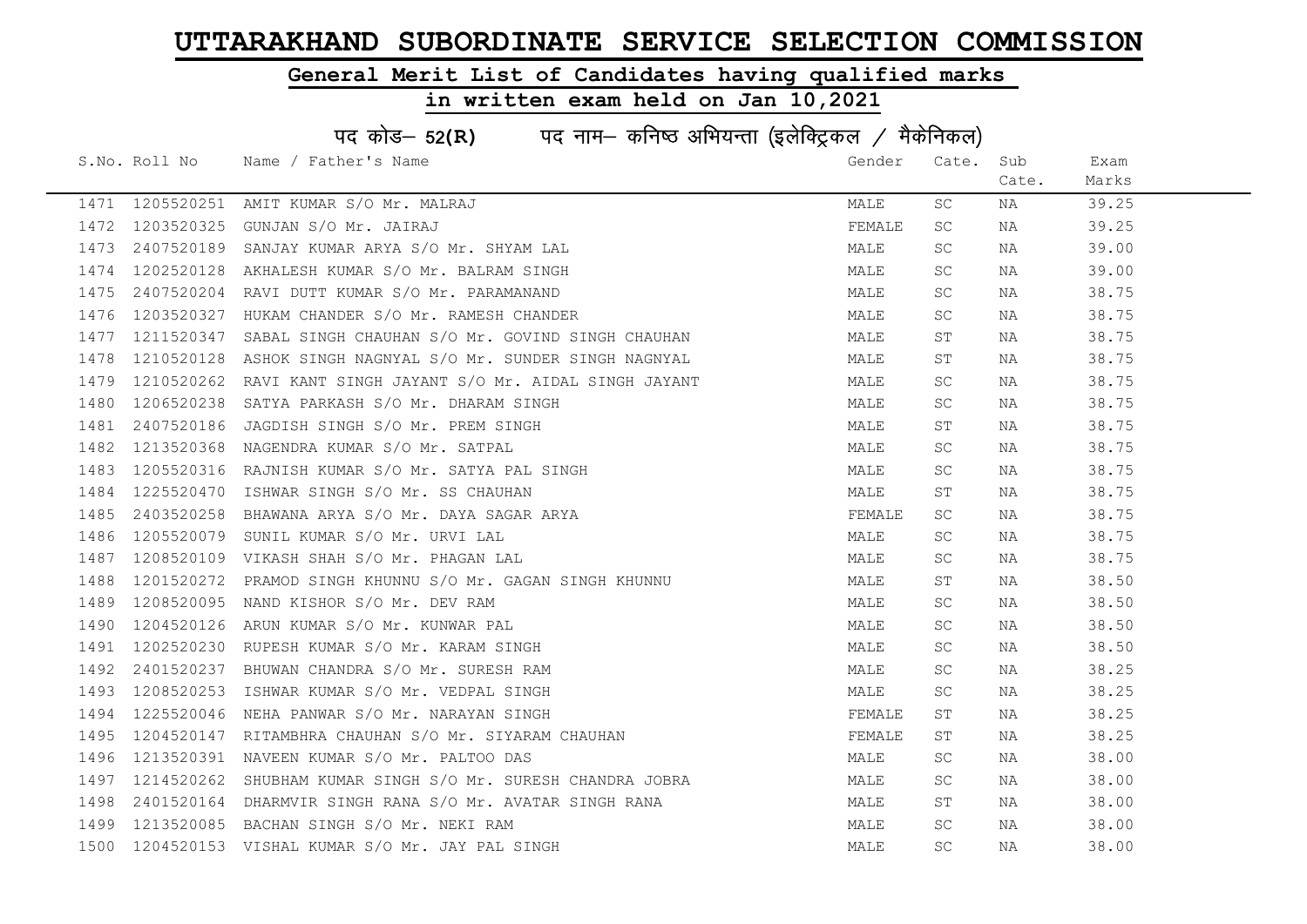# UTTARAKHAND SUBORDINATE SERVICE SELECTION COMMISSION

## General Merit List of Candidates having qualified marks

## in written exam held on Jan 10,2021

### पद कोड– 52(R) पद नाम– कनिष्ठ अभियन्ता (इलेक्ट्रिकल / मैकेनिकल)

| S.No. | Roll No | Name / Father's Name | Gender | Cate. | Sub Cate. | Exam Marks |
|---|---|---|---|---|---|---|
| 1471 | 1205520251 | AMIT KUMAR S/O Mr. MALRAJ | MALE | SC | NA | 39.25 |
| 1472 | 1203520325 | GUNJAN S/O Mr. JAIRAJ | FEMALE | SC | NA | 39.25 |
| 1473 | 2407520189 | SANJAY KUMAR ARYA S/O Mr. SHYAM LAL | MALE | SC | NA | 39.00 |
| 1474 | 1202520128 | AKHALESH KUMAR S/O Mr. BALRAM SINGH | MALE | SC | NA | 39.00 |
| 1475 | 2407520204 | RAVI DUTT KUMAR S/O Mr. PARAMANAND | MALE | SC | NA | 38.75 |
| 1476 | 1203520327 | HUKAM CHANDER S/O Mr. RAMESH CHANDER | MALE | SC | NA | 38.75 |
| 1477 | 1211520347 | SABAL SINGH CHAUHAN S/O Mr. GOVIND SINGH CHAUHAN | MALE | ST | NA | 38.75 |
| 1478 | 1210520128 | ASHOK SINGH NAGNYAL S/O Mr. SUNDER SINGH NAGNYAL | MALE | ST | NA | 38.75 |
| 1479 | 1210520262 | RAVI KANT SINGH JAYANT S/O Mr. AIDAL SINGH JAYANT | MALE | SC | NA | 38.75 |
| 1480 | 1206520238 | SATYA PARKASH S/O Mr. DHARAM SINGH | MALE | SC | NA | 38.75 |
| 1481 | 2407520186 | JAGDISH SINGH S/O Mr. PREM SINGH | MALE | ST | NA | 38.75 |
| 1482 | 1213520368 | NAGENDRA KUMAR S/O Mr. SATPAL | MALE | SC | NA | 38.75 |
| 1483 | 1205520316 | RAJNISH KUMAR S/O Mr. SATYA PAL SINGH | MALE | SC | NA | 38.75 |
| 1484 | 1225520470 | ISHWAR SINGH S/O Mr. SS CHAUHAN | MALE | ST | NA | 38.75 |
| 1485 | 2403520258 | BHAWANA ARYA S/O Mr. DAYA SAGAR ARYA | FEMALE | SC | NA | 38.75 |
| 1486 | 1205520079 | SUNIL KUMAR S/O Mr. URVI LAL | MALE | SC | NA | 38.75 |
| 1487 | 1208520109 | VIKASH SHAH S/O Mr. PHAGAN LAL | MALE | SC | NA | 38.75 |
| 1488 | 1201520272 | PRAMOD SINGH KHUNNU S/O Mr. GAGAN SINGH KHUNNU | MALE | ST | NA | 38.50 |
| 1489 | 1208520095 | NAND KISHOR S/O Mr. DEV RAM | MALE | SC | NA | 38.50 |
| 1490 | 1204520126 | ARUN KUMAR S/O Mr. KUNWAR PAL | MALE | SC | NA | 38.50 |
| 1491 | 1202520230 | RUPESH KUMAR S/O Mr. KARAM SINGH | MALE | SC | NA | 38.50 |
| 1492 | 2401520237 | BHUWAN CHANDRA S/O Mr. SURESH RAM | MALE | SC | NA | 38.25 |
| 1493 | 1208520253 | ISHWAR KUMAR S/O Mr. VEDPAL SINGH | MALE | SC | NA | 38.25 |
| 1494 | 1225520046 | NEHA PANWAR S/O Mr. NARAYAN SINGH | FEMALE | ST | NA | 38.25 |
| 1495 | 1204520147 | RITAMBHRA CHAUHAN S/O Mr. SIYARAM CHAUHAN | FEMALE | ST | NA | 38.25 |
| 1496 | 1213520391 | NAVEEN KUMAR S/O Mr. PALTOO DAS | MALE | SC | NA | 38.00 |
| 1497 | 1214520262 | SHUBHAM KUMAR SINGH S/O Mr. SURESH CHANDRA JOBRA | MALE | SC | NA | 38.00 |
| 1498 | 2401520164 | DHARMVIR SINGH RANA S/O Mr. AVATAR SINGH RANA | MALE | ST | NA | 38.00 |
| 1499 | 1213520085 | BACHAN SINGH S/O Mr. NEKI RAM | MALE | SC | NA | 38.00 |
| 1500 | 1204520153 | VISHAL KUMAR S/O Mr. JAY PAL SINGH | MALE | SC | NA | 38.00 |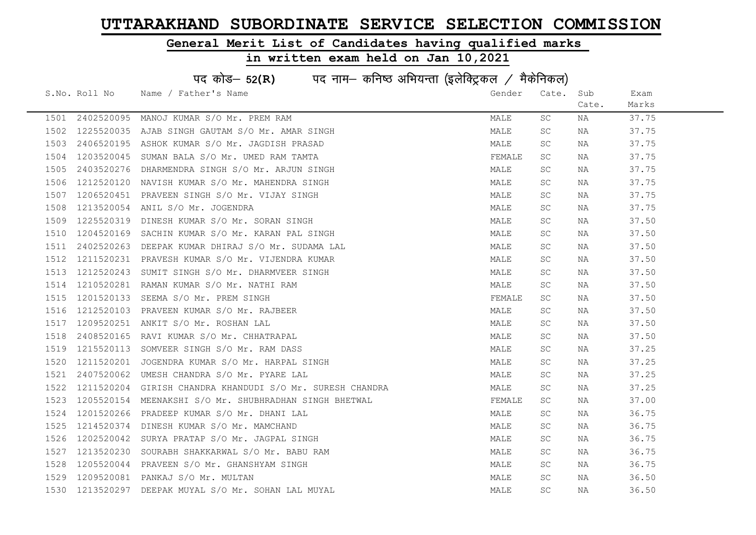# UTTARAKHAND SUBORDINATE SERVICE SELECTION COMMISSION

## General Merit List of Candidates having qualified marks

### in written exam held on Jan 10,2021

पद कोड– 52(R) पद नाम– कनिष्ठ अभियन्ता (इलेक्ट्रिकल / मैकेनिकल)

| S.No. | Roll No | Name / Father's Name | Gender | Cate. | Sub Cate. | Exam Marks |
|---|---|---|---|---|---|---|
| 1501 | 2402520095 | MANOJ KUMAR S/O Mr. PREM RAM | MALE | SC | NA | 37.75 |
| 1502 | 1225520035 | AJAB SINGH GAUTAM S/O Mr. AMAR SINGH | MALE | SC | NA | 37.75 |
| 1503 | 2406520195 | ASHOK KUMAR S/O Mr. JAGDISH PRASAD | MALE | SC | NA | 37.75 |
| 1504 | 1203520045 | SUMAN BALA S/O Mr. UMED RAM TAMTA | FEMALE | SC | NA | 37.75 |
| 1505 | 2403520276 | DHARMENDRA SINGH S/O Mr. ARJUN SINGH | MALE | SC | NA | 37.75 |
| 1506 | 1212520120 | NAVISH KUMAR S/O Mr. MAHENDRA SINGH | MALE | SC | NA | 37.75 |
| 1507 | 1206520451 | PRAVEEN SINGH S/O Mr. VIJAY SINGH | MALE | SC | NA | 37.75 |
| 1508 | 1213520054 | ANIL S/O Mr. JOGENDRA | MALE | SC | NA | 37.75 |
| 1509 | 1225520319 | DINESH KUMAR S/O Mr. SORAN SINGH | MALE | SC | NA | 37.50 |
| 1510 | 1204520169 | SACHIN KUMAR S/O Mr. KARAN PAL SINGH | MALE | SC | NA | 37.50 |
| 1511 | 2402520263 | DEEPAK KUMAR DHIRAJ S/O Mr. SUDAMA LAL | MALE | SC | NA | 37.50 |
| 1512 | 1211520231 | PRAVESH KUMAR S/O Mr. VIJENDRA KUMAR | MALE | SC | NA | 37.50 |
| 1513 | 1212520243 | SUMIT SINGH S/O Mr. DHARMVEER SINGH | MALE | SC | NA | 37.50 |
| 1514 | 1210520281 | RAMAN KUMAR S/O Mr. NATHI RAM | MALE | SC | NA | 37.50 |
| 1515 | 1201520133 | SEEMA S/O Mr. PREM SINGH | FEMALE | SC | NA | 37.50 |
| 1516 | 1212520103 | PRAVEEN KUMAR S/O Mr. RAJBEER | MALE | SC | NA | 37.50 |
| 1517 | 1209520251 | ANKIT S/O Mr. ROSHAN LAL | MALE | SC | NA | 37.50 |
| 1518 | 2408520165 | RAVI KUMAR S/O Mr. CHHATRAPAL | MALE | SC | NA | 37.50 |
| 1519 | 1215520113 | SOMVEER SINGH S/O Mr. RAM DASS | MALE | SC | NA | 37.25 |
| 1520 | 1211520201 | JOGENDRA KUMAR S/O Mr. HARPAL SINGH | MALE | SC | NA | 37.25 |
| 1521 | 2407520062 | UMESH CHANDRA S/O Mr. PYARE LAL | MALE | SC | NA | 37.25 |
| 1522 | 1211520204 | GIRISH CHANDRA KHANDUDI S/O Mr. SURESH CHANDRA | MALE | SC | NA | 37.25 |
| 1523 | 1205520154 | MEENAKSHI S/O Mr. SHUBHRADHAN SINGH BHETWAL | FEMALE | SC | NA | 37.00 |
| 1524 | 1201520266 | PRADEEP KUMAR S/O Mr. DHANI LAL | MALE | SC | NA | 36.75 |
| 1525 | 1214520374 | DINESH KUMAR S/O Mr. MAMCHAND | MALE | SC | NA | 36.75 |
| 1526 | 1202520042 | SURYA PRATAP S/O Mr. JAGPAL SINGH | MALE | SC | NA | 36.75 |
| 1527 | 1213520230 | SOURABH SHAKKARWAL S/O Mr. BABU RAM | MALE | SC | NA | 36.75 |
| 1528 | 1205520044 | PRAVEEN S/O Mr. GHANSHYAM SINGH | MALE | SC | NA | 36.75 |
| 1529 | 1209520081 | PANKAJ S/O Mr. MULTAN | MALE | SC | NA | 36.50 |
| 1530 | 1213520297 | DEEPAK MUYAL S/O Mr. SOHAN LAL MUYAL | MALE | SC | NA | 36.50 |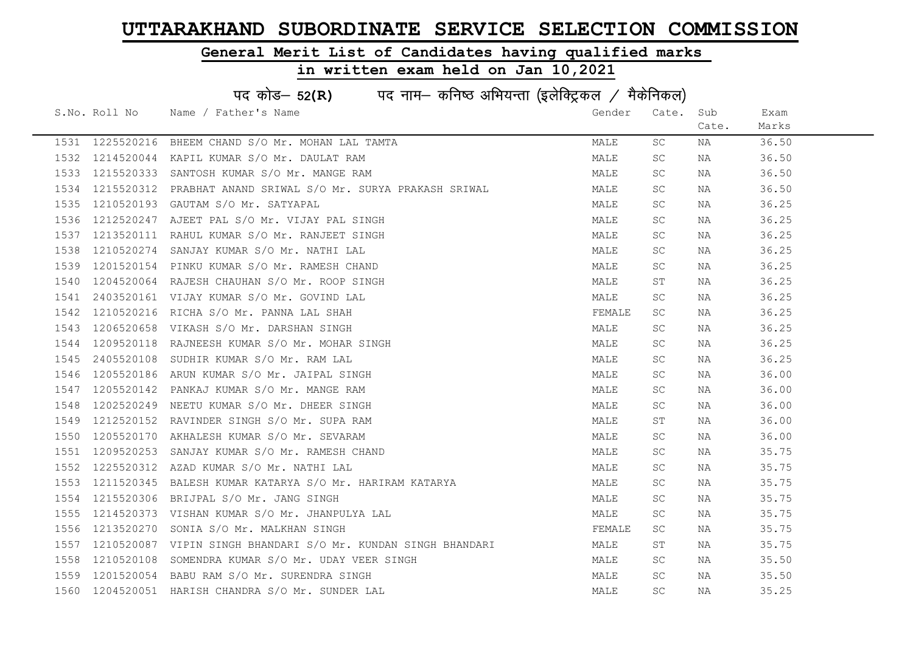# UTTARAKHAND SUBORDINATE SERVICE SELECTION COMMISSION

## General Merit List of Candidates having qualified marks

## in written exam held on Jan 10,2021

### पद कोड– 52(R) पद नाम– कनिष्ठ अभियन्ता (इलेक्ट्रिकल / मैकेनिकल)

| S.No. | Roll No | Name / Father's Name | Gender | Cate. | Sub Cate. | Exam Marks |
|---|---|---|---|---|---|---|
| 1531 | 1225520216 | BHEEM CHAND S/O Mr. MOHAN LAL TAMTA | MALE | SC | NA | 36.50 |
| 1532 | 1214520044 | KAPIL KUMAR S/O Mr. DAULAT RAM | MALE | SC | NA | 36.50 |
| 1533 | 1215520333 | SANTOSH KUMAR S/O Mr. MANGE RAM | MALE | SC | NA | 36.50 |
| 1534 | 1215520312 | PRABHAT ANAND SRIWAL S/O Mr. SURYA PRAKASH SRIWAL | MALE | SC | NA | 36.50 |
| 1535 | 1210520193 | GAUTAM S/O Mr. SATYAPAL | MALE | SC | NA | 36.25 |
| 1536 | 1212520247 | AJEET PAL S/O Mr. VIJAY PAL SINGH | MALE | SC | NA | 36.25 |
| 1537 | 1213520111 | RAHUL KUMAR S/O Mr. RANJEET SINGH | MALE | SC | NA | 36.25 |
| 1538 | 1210520274 | SANJAY KUMAR S/O Mr. NATHI LAL | MALE | SC | NA | 36.25 |
| 1539 | 1201520154 | PINKU KUMAR S/O Mr. RAMESH CHAND | MALE | SC | NA | 36.25 |
| 1540 | 1204520064 | RAJESH CHAUHAN S/O Mr. ROOP SINGH | MALE | ST | NA | 36.25 |
| 1541 | 2403520161 | VIJAY KUMAR S/O Mr. GOVIND LAL | MALE | SC | NA | 36.25 |
| 1542 | 1210520216 | RICHA S/O Mr. PANNA LAL SHAH | FEMALE | SC | NA | 36.25 |
| 1543 | 1206520658 | VIKASH S/O Mr. DARSHAN SINGH | MALE | SC | NA | 36.25 |
| 1544 | 1209520118 | RAJNEESH KUMAR S/O Mr. MOHAR SINGH | MALE | SC | NA | 36.25 |
| 1545 | 2405520108 | SUDHIR KUMAR S/O Mr. RAM LAL | MALE | SC | NA | 36.25 |
| 1546 | 1205520186 | ARUN KUMAR S/O Mr. JAIPAL SINGH | MALE | SC | NA | 36.00 |
| 1547 | 1205520142 | PANKAJ KUMAR S/O Mr. MANGE RAM | MALE | SC | NA | 36.00 |
| 1548 | 1202520249 | NEETU KUMAR S/O Mr. DHEER SINGH | MALE | SC | NA | 36.00 |
| 1549 | 1212520152 | RAVINDER SINGH S/O Mr. SUPA RAM | MALE | ST | NA | 36.00 |
| 1550 | 1205520170 | AKHALESH KUMAR S/O Mr. SEVARAM | MALE | SC | NA | 36.00 |
| 1551 | 1209520253 | SANJAY KUMAR S/O Mr. RAMESH CHAND | MALE | SC | NA | 35.75 |
| 1552 | 1225520312 | AZAD KUMAR S/O Mr. NATHI LAL | MALE | SC | NA | 35.75 |
| 1553 | 1211520345 | BALESH KUMAR KATARYA S/O Mr. HARIRAM KATARYA | MALE | SC | NA | 35.75 |
| 1554 | 1215520306 | BRIJPAL S/O Mr. JANG SINGH | MALE | SC | NA | 35.75 |
| 1555 | 1214520373 | VISHAN KUMAR S/O Mr. JHANPULYA LAL | MALE | SC | NA | 35.75 |
| 1556 | 1213520270 | SONIA S/O Mr. MALKHAN SINGH | FEMALE | SC | NA | 35.75 |
| 1557 | 1210520087 | VIPIN SINGH BHANDARI S/O Mr. KUNDAN SINGH BHANDARI | MALE | ST | NA | 35.75 |
| 1558 | 1210520108 | SOMENDRA KUMAR S/O Mr. UDAY VEER SINGH | MALE | SC | NA | 35.50 |
| 1559 | 1201520054 | BABU RAM S/O Mr. SURENDRA SINGH | MALE | SC | NA | 35.50 |
| 1560 | 1204520051 | HARISH CHANDRA S/O Mr. SUNDER LAL | MALE | SC | NA | 35.25 |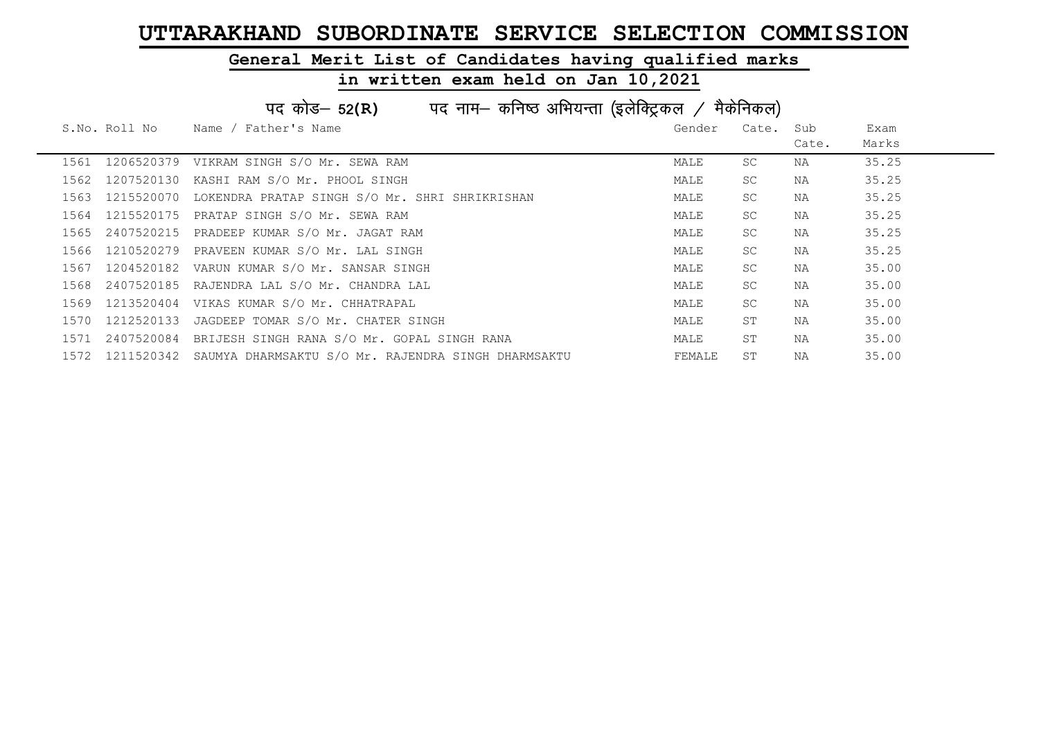# UTTARAKHAND SUBORDINATE SERVICE SELECTION COMMISSION

## General Merit List of Candidates having qualified marks

## in written exam held on Jan 10,2021

### पद कोड– 52(R) पद नाम– कनिष्ठ अभियन्ता (इलेक्ट्रिकल / मैकेनिकल)

| S.No. | Roll No | Name / Father's Name | Gender | Cate. | Sub Cate. | Exam Marks |
|---|---|---|---|---|---|---|
| 1561 | 1206520379 | VIKRAM SINGH S/O Mr. SEWA RAM | MALE | SC | NA | 35.25 |
| 1562 | 1207520130 | KASHI RAM S/O Mr. PHOOL SINGH | MALE | SC | NA | 35.25 |
| 1563 | 1215520070 | LOKENDRA PRATAP SINGH S/O Mr. SHRI SHRIKRISHAN | MALE | SC | NA | 35.25 |
| 1564 | 1215520175 | PRATAP SINGH S/O Mr. SEWA RAM | MALE | SC | NA | 35.25 |
| 1565 | 2407520215 | PRADEEP KUMAR S/O Mr. JAGAT RAM | MALE | SC | NA | 35.25 |
| 1566 | 1210520279 | PRAVEEN KUMAR S/O Mr. LAL SINGH | MALE | SC | NA | 35.25 |
| 1567 | 1204520182 | VARUN KUMAR S/O Mr. SANSAR SINGH | MALE | SC | NA | 35.00 |
| 1568 | 2407520185 | RAJENDRA LAL S/O Mr. CHANDRA LAL | MALE | SC | NA | 35.00 |
| 1569 | 1213520404 | VIKAS KUMAR S/O Mr. CHHATRAPAL | MALE | SC | NA | 35.00 |
| 1570 | 1212520133 | JAGDEEP TOMAR S/O Mr. CHATER SINGH | MALE | ST | NA | 35.00 |
| 1571 | 2407520084 | BRIJESH SINGH RANA S/O Mr. GOPAL SINGH RANA | MALE | ST | NA | 35.00 |
| 1572 | 1211520342 | SAUMYA DHARMSAKTU S/O Mr. RAJENDRA SINGH DHARMSAKTU | FEMALE | ST | NA | 35.00 |